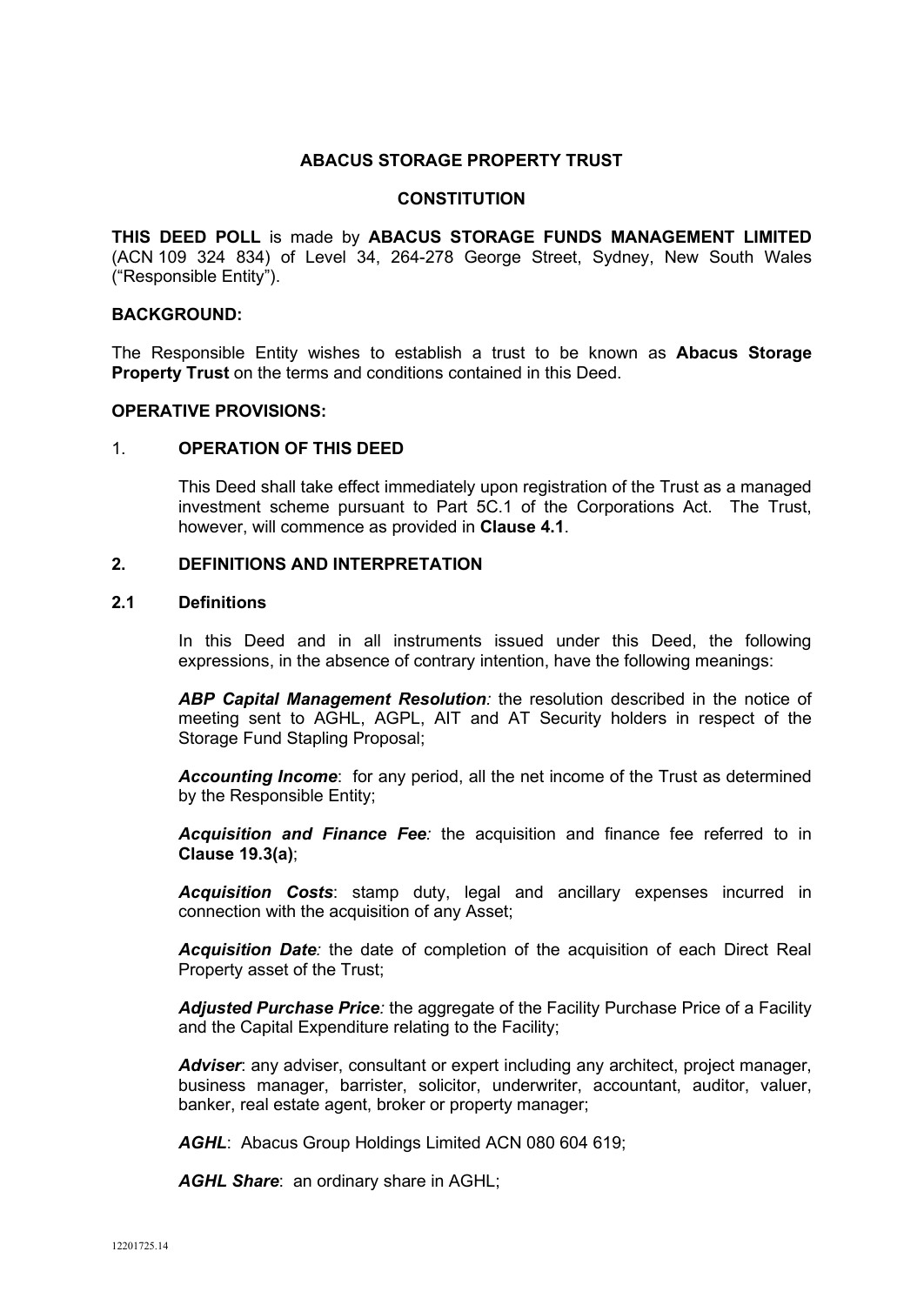# ABACUS STORAGE PROPERTY TRUST

## CONSTITUTION

**THIS DEED POLL** is made by **ABACUS STORAGE FUNDS MANAGEMENT LIMITED** (ACN 109 324 834) of Level 34, 264-278 George Street, Sydney, New South Wales ("Responsible Entity").

**BACKGROUND:**

The Responsible Entity wishes to establish a trust to be known as **Abacus Storage Property Trust** on the terms and conditions contained in this Deed.

**OPERATIVE PROVISIONS:**

## 1. OPERATION OF THIS DEED

This Deed shall take effect immediately upon registration of the Trust as a managed investment scheme pursuant to Part 5C.1 of the Corporations Act. The Trust, however, will commence as provided in **Clause 4.1**.

## 2. DEFINITIONS AND INTERPRETATION

### 2.1 Definitions

In this Deed and in all instruments issued under this Deed, the following expressions, in the absence of contrary intention, have the following meanings:

***ABP Capital Management Resolution****:* the resolution described in the notice of meeting sent to AGHL, AGPL, AIT and AT Security holders in respect of the Storage Fund Stapling Proposal;

***Accounting Income***: for any period, all the net income of the Trust as determined by the Responsible Entity;

***Acquisition and Finance Fee****:* the acquisition and finance fee referred to in **Clause 19.3(a)**;

***Acquisition Costs***: stamp duty, legal and ancillary expenses incurred in connection with the acquisition of any Asset;

***Acquisition Date****:* the date of completion of the acquisition of each Direct Real Property asset of the Trust;

***Adjusted Purchase Price****:* the aggregate of the Facility Purchase Price of a Facility and the Capital Expenditure relating to the Facility;

***Adviser***: any adviser, consultant or expert including any architect, project manager, business manager, barrister, solicitor, underwriter, accountant, auditor, valuer, banker, real estate agent, broker or property manager;

***AGHL***: Abacus Group Holdings Limited ACN 080 604 619;

***AGHL Share***: an ordinary share in AGHL;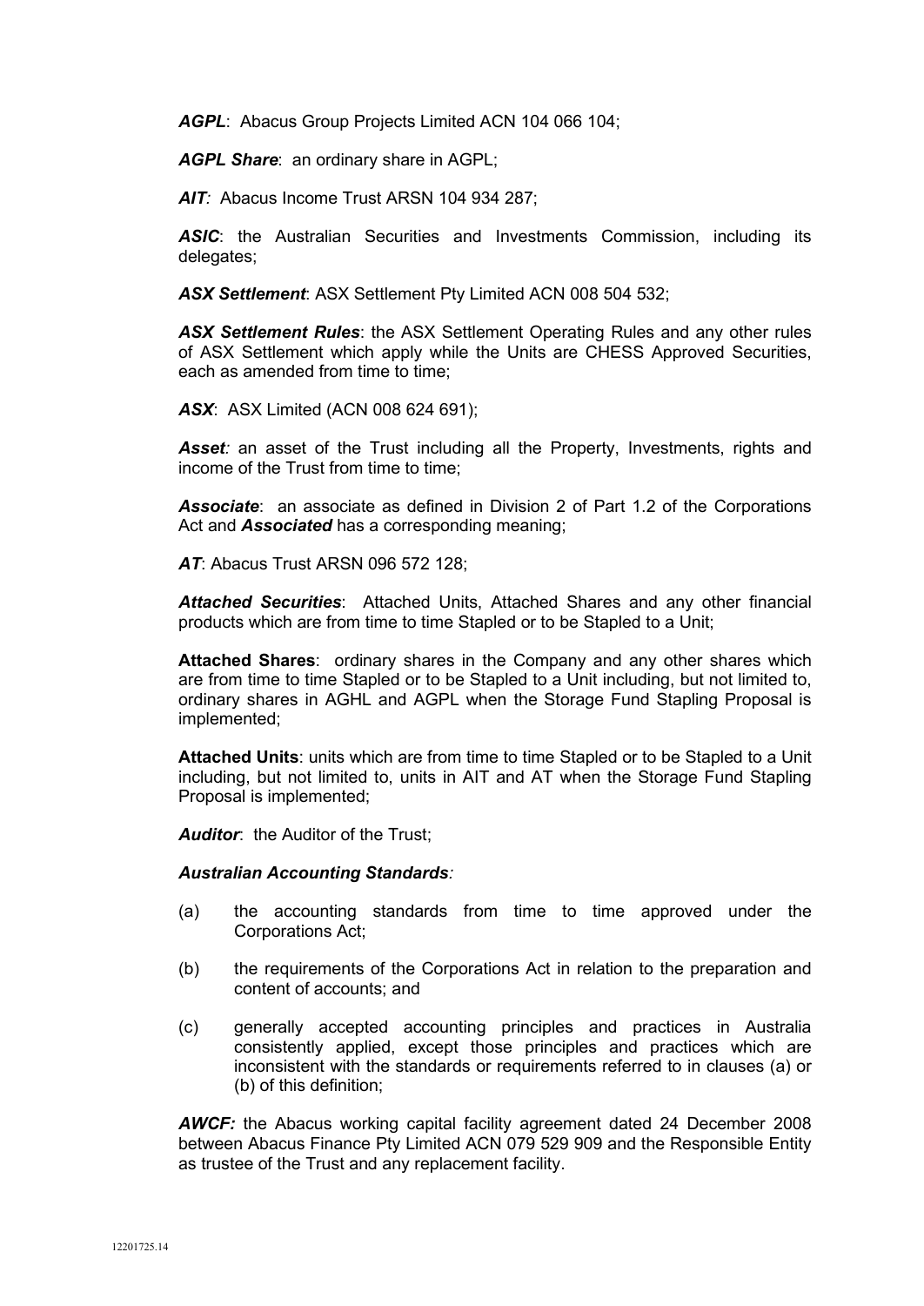***AGPL***: Abacus Group Projects Limited ACN 104 066 104;

***AGPL Share***: an ordinary share in AGPL;

***AIT***: Abacus Income Trust ARSN 104 934 287;

***ASIC***: the Australian Securities and Investments Commission, including its delegates;

***ASX Settlement***: ASX Settlement Pty Limited ACN 008 504 532;

***ASX Settlement Rules***: the ASX Settlement Operating Rules and any other rules of ASX Settlement which apply while the Units are CHESS Approved Securities, each as amended from time to time;

***ASX***: ASX Limited (ACN 008 624 691);

***Asset***: an asset of the Trust including all the Property, Investments, rights and income of the Trust from time to time;

***Associate***: an associate as defined in Division 2 of Part 1.2 of the Corporations Act and ***Associated*** has a corresponding meaning;

***AT***: Abacus Trust ARSN 096 572 128;

***Attached Securities***: Attached Units, Attached Shares and any other financial products which are from time to time Stapled or to be Stapled to a Unit;

**Attached Shares**: ordinary shares in the Company and any other shares which are from time to time Stapled or to be Stapled to a Unit including, but not limited to, ordinary shares in AGHL and AGPL when the Storage Fund Stapling Proposal is implemented;

**Attached Units**: units which are from time to time Stapled or to be Stapled to a Unit including, but not limited to, units in AIT and AT when the Storage Fund Stapling Proposal is implemented;

***Auditor***: the Auditor of the Trust;

***Australian Accounting Standards***:

(a) the accounting standards from time to time approved under the Corporations Act;

(b) the requirements of the Corporations Act in relation to the preparation and content of accounts; and

(c) generally accepted accounting principles and practices in Australia consistently applied, except those principles and practices which are inconsistent with the standards or requirements referred to in clauses (a) or (b) of this definition;

***AWCF:*** the Abacus working capital facility agreement dated 24 December 2008 between Abacus Finance Pty Limited ACN 079 529 909 and the Responsible Entity as trustee of the Trust and any replacement facility.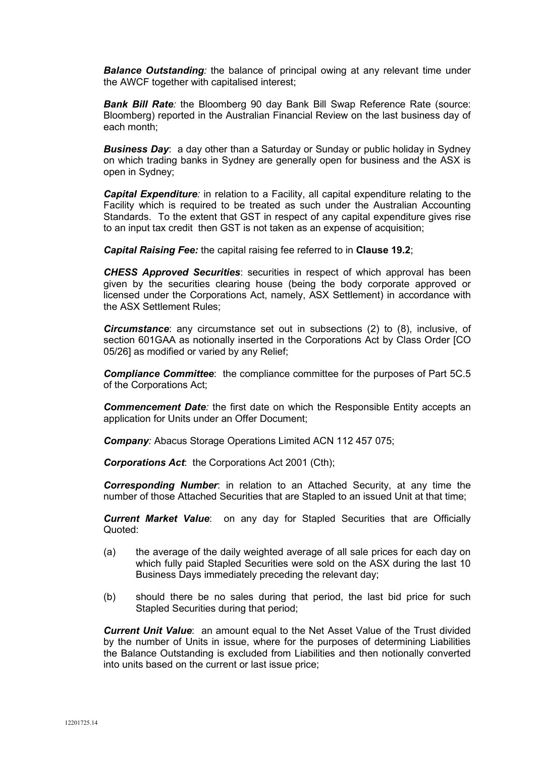***Balance Outstanding:*** the balance of principal owing at any relevant time under the AWCF together with capitalised interest;

***Bank Bill Rate:*** the Bloomberg 90 day Bank Bill Swap Reference Rate (source: Bloomberg) reported in the Australian Financial Review on the last business day of each month;

***Business Day***: a day other than a Saturday or Sunday or public holiday in Sydney on which trading banks in Sydney are generally open for business and the ASX is open in Sydney;

***Capital Expenditure:*** in relation to a Facility, all capital expenditure relating to the Facility which is required to be treated as such under the Australian Accounting Standards. To the extent that GST in respect of any capital expenditure gives rise to an input tax credit then GST is not taken as an expense of acquisition;

***Capital Raising Fee:*** the capital raising fee referred to in **Clause 19.2**;

***CHESS Approved Securities***: securities in respect of which approval has been given by the securities clearing house (being the body corporate approved or licensed under the Corporations Act, namely, ASX Settlement) in accordance with the ASX Settlement Rules;

***Circumstance***: any circumstance set out in subsections (2) to (8), inclusive, of section 601GAA as notionally inserted in the Corporations Act by Class Order [CO 05/26] as modified or varied by any Relief;

***Compliance Committee***: the compliance committee for the purposes of Part 5C.5 of the Corporations Act;

***Commencement Date:*** the first date on which the Responsible Entity accepts an application for Units under an Offer Document;

***Company:*** Abacus Storage Operations Limited ACN 112 457 075;

***Corporations Act***: the Corporations Act 2001 (Cth);

***Corresponding Number***: in relation to an Attached Security, at any time the number of those Attached Securities that are Stapled to an issued Unit at that time;

***Current Market Value***: on any day for Stapled Securities that are Officially Quoted:

(a) the average of the daily weighted average of all sale prices for each day on which fully paid Stapled Securities were sold on the ASX during the last 10 Business Days immediately preceding the relevant day;

(b) should there be no sales during that period, the last bid price for such Stapled Securities during that period;

***Current Unit Value***: an amount equal to the Net Asset Value of the Trust divided by the number of Units in issue, where for the purposes of determining Liabilities the Balance Outstanding is excluded from Liabilities and then notionally converted into units based on the current or last issue price;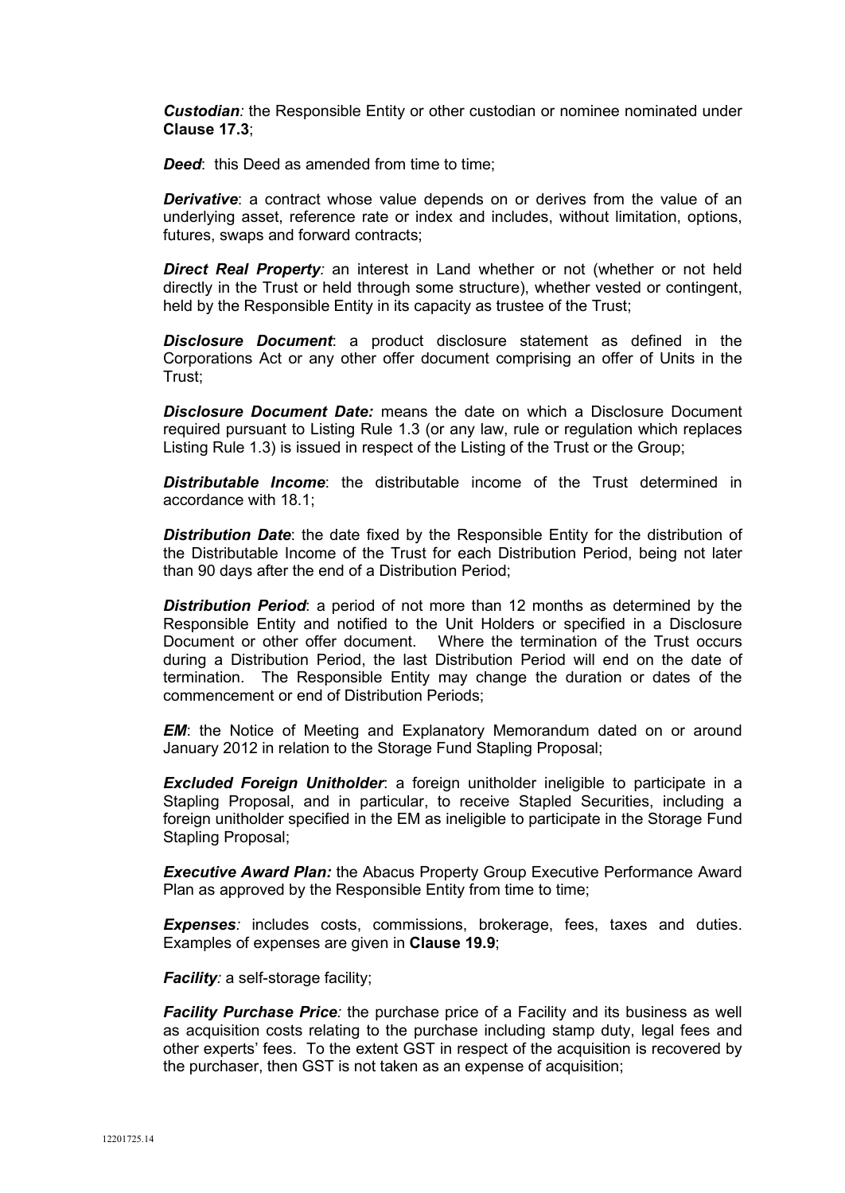***Custodian:*** the Responsible Entity or other custodian or nominee nominated under **Clause 17.3**;

***Deed***: this Deed as amended from time to time;

***Derivative***: a contract whose value depends on or derives from the value of an underlying asset, reference rate or index and includes, without limitation, options, futures, swaps and forward contracts;

***Direct Real Property:*** an interest in Land whether or not (whether or not held directly in the Trust or held through some structure), whether vested or contingent, held by the Responsible Entity in its capacity as trustee of the Trust;

***Disclosure Document***: a product disclosure statement as defined in the Corporations Act or any other offer document comprising an offer of Units in the Trust;

***Disclosure Document Date:*** means the date on which a Disclosure Document required pursuant to Listing Rule 1.3 (or any law, rule or regulation which replaces Listing Rule 1.3) is issued in respect of the Listing of the Trust or the Group;

***Distributable Income***: the distributable income of the Trust determined in accordance with 18.1;

***Distribution Date***: the date fixed by the Responsible Entity for the distribution of the Distributable Income of the Trust for each Distribution Period, being not later than 90 days after the end of a Distribution Period;

***Distribution Period***: a period of not more than 12 months as determined by the Responsible Entity and notified to the Unit Holders or specified in a Disclosure Document or other offer document. Where the termination of the Trust occurs during a Distribution Period, the last Distribution Period will end on the date of termination. The Responsible Entity may change the duration or dates of the commencement or end of Distribution Periods;

***EM***: the Notice of Meeting and Explanatory Memorandum dated on or around January 2012 in relation to the Storage Fund Stapling Proposal;

***Excluded Foreign Unitholder***: a foreign unitholder ineligible to participate in a Stapling Proposal, and in particular, to receive Stapled Securities, including a foreign unitholder specified in the EM as ineligible to participate in the Storage Fund Stapling Proposal;

***Executive Award Plan:*** the Abacus Property Group Executive Performance Award Plan as approved by the Responsible Entity from time to time;

***Expenses:*** includes costs, commissions, brokerage, fees, taxes and duties. Examples of expenses are given in **Clause 19.9**;

***Facility:*** a self-storage facility;

***Facility Purchase Price:*** the purchase price of a Facility and its business as well as acquisition costs relating to the purchase including stamp duty, legal fees and other experts' fees. To the extent GST in respect of the acquisition is recovered by the purchaser, then GST is not taken as an expense of acquisition;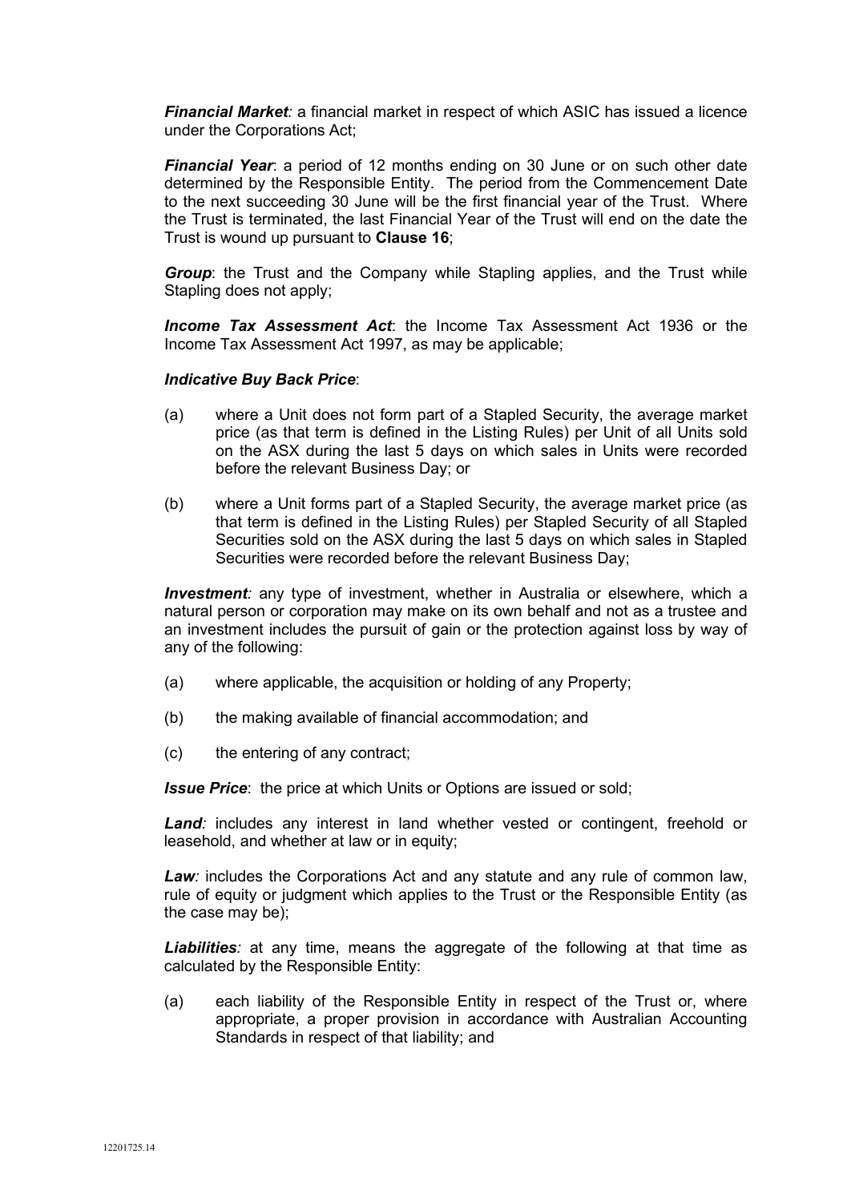***Financial Market**:* a financial market in respect of which ASIC has issued a licence under the Corporations Act;

***Financial Year***: a period of 12 months ending on 30 June or on such other date determined by the Responsible Entity. The period from the Commencement Date to the next succeeding 30 June will be the first financial year of the Trust. Where the Trust is terminated, the last Financial Year of the Trust will end on the date the Trust is wound up pursuant to **Clause 16**;

***Group***: the Trust and the Company while Stapling applies, and the Trust while Stapling does not apply;

***Income Tax Assessment Act***: the Income Tax Assessment Act 1936 or the Income Tax Assessment Act 1997, as may be applicable;

***Indicative Buy Back Price***:

(a) where a Unit does not form part of a Stapled Security, the average market price (as that term is defined in the Listing Rules) per Unit of all Units sold on the ASX during the last 5 days on which sales in Units were recorded before the relevant Business Day; or

(b) where a Unit forms part of a Stapled Security, the average market price (as that term is defined in the Listing Rules) per Stapled Security of all Stapled Securities sold on the ASX during the last 5 days on which sales in Stapled Securities were recorded before the relevant Business Day;

***Investment**:* any type of investment, whether in Australia or elsewhere, which a natural person or corporation may make on its own behalf and not as a trustee and an investment includes the pursuit of gain or the protection against loss by way of any of the following:

(a) where applicable, the acquisition or holding of any Property;

(b) the making available of financial accommodation; and

(c) the entering of any contract;

***Issue Price***: the price at which Units or Options are issued or sold;

***Land**:* includes any interest in land whether vested or contingent, freehold or leasehold, and whether at law or in equity;

***Law**:* includes the Corporations Act and any statute and any rule of common law, rule of equity or judgment which applies to the Trust or the Responsible Entity (as the case may be);

***Liabilities**:* at any time, means the aggregate of the following at that time as calculated by the Responsible Entity:

(a) each liability of the Responsible Entity in respect of the Trust or, where appropriate, a proper provision in accordance with Australian Accounting Standards in respect of that liability; and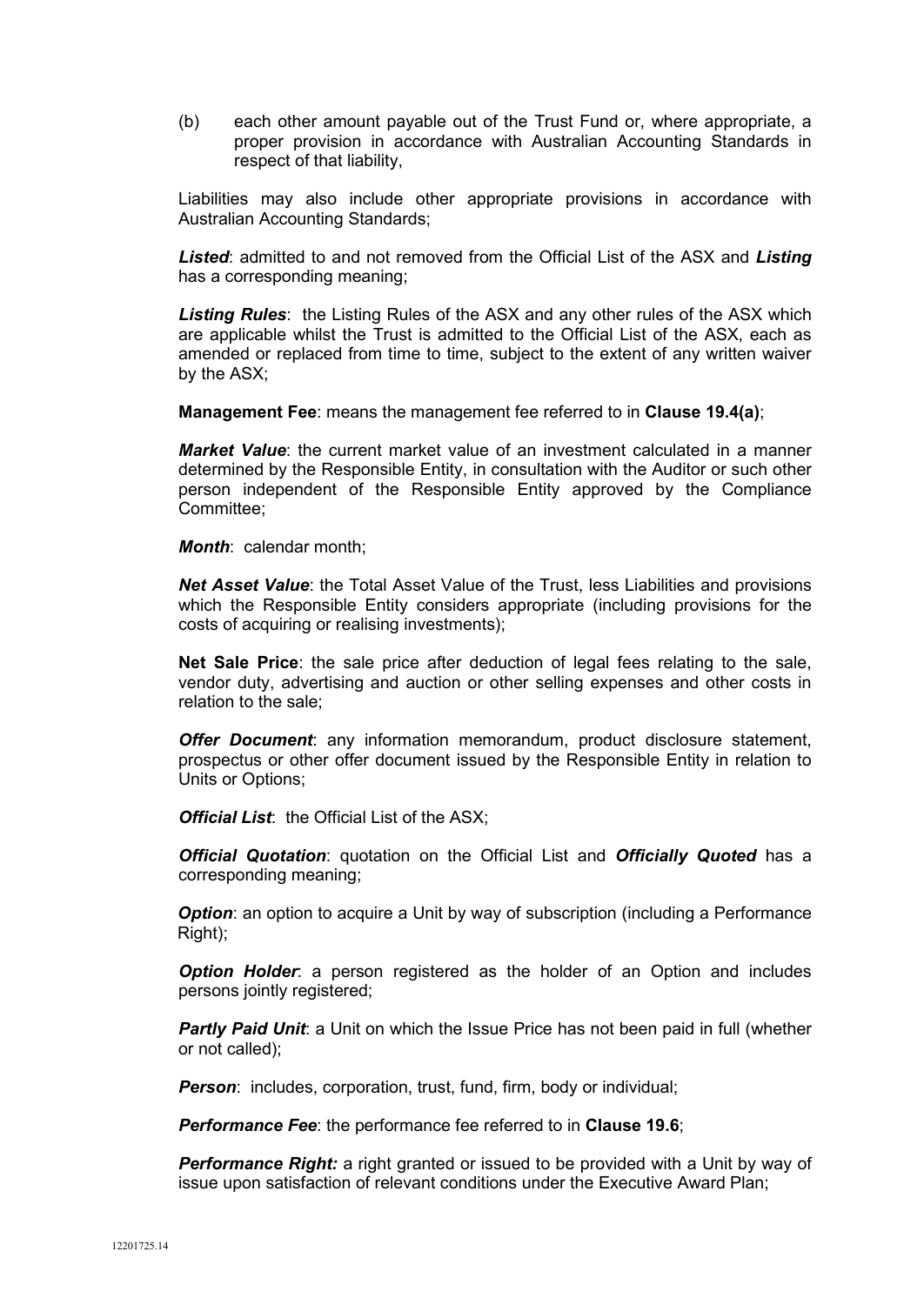(b) each other amount payable out of the Trust Fund or, where appropriate, a proper provision in accordance with Australian Accounting Standards in respect of that liability,

Liabilities may also include other appropriate provisions in accordance with Australian Accounting Standards;

***Listed***: admitted to and not removed from the Official List of the ASX and ***Listing*** has a corresponding meaning;

***Listing Rules***: the Listing Rules of the ASX and any other rules of the ASX which are applicable whilst the Trust is admitted to the Official List of the ASX, each as amended or replaced from time to time, subject to the extent of any written waiver by the ASX;

**Management Fee**: means the management fee referred to in **Clause 19.4(a)**;

***Market Value***: the current market value of an investment calculated in a manner determined by the Responsible Entity, in consultation with the Auditor or such other person independent of the Responsible Entity approved by the Compliance Committee;

***Month***: calendar month;

***Net Asset Value***: the Total Asset Value of the Trust, less Liabilities and provisions which the Responsible Entity considers appropriate (including provisions for the costs of acquiring or realising investments);

**Net Sale Price**: the sale price after deduction of legal fees relating to the sale, vendor duty, advertising and auction or other selling expenses and other costs in relation to the sale;

***Offer Document***: any information memorandum, product disclosure statement, prospectus or other offer document issued by the Responsible Entity in relation to Units or Options;

***Official List***: the Official List of the ASX;

***Official Quotation***: quotation on the Official List and ***Officially Quoted*** has a corresponding meaning;

***Option***: an option to acquire a Unit by way of subscription (including a Performance Right);

***Option Holder***: a person registered as the holder of an Option and includes persons jointly registered;

***Partly Paid Unit***: a Unit on which the Issue Price has not been paid in full (whether or not called);

***Person***: includes, corporation, trust, fund, firm, body or individual;

***Performance Fee***: the performance fee referred to in **Clause 19.6**;

***Performance Right:*** a right granted or issued to be provided with a Unit by way of issue upon satisfaction of relevant conditions under the Executive Award Plan;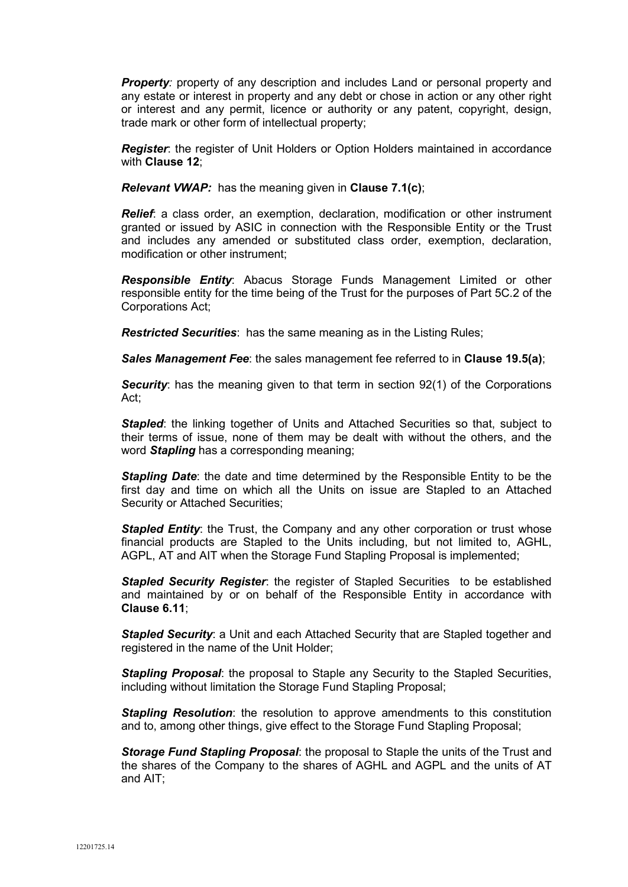***Property:*** property of any description and includes Land or personal property and any estate or interest in property and any debt or chose in action or any other right or interest and any permit, licence or authority or any patent, copyright, design, trade mark or other form of intellectual property;

***Register***: the register of Unit Holders or Option Holders maintained in accordance with **Clause 12**;

***Relevant VWAP:*** has the meaning given in **Clause 7.1(c)**;

***Relief***: a class order, an exemption, declaration, modification or other instrument granted or issued by ASIC in connection with the Responsible Entity or the Trust and includes any amended or substituted class order, exemption, declaration, modification or other instrument;

***Responsible Entity***: Abacus Storage Funds Management Limited or other responsible entity for the time being of the Trust for the purposes of Part 5C.2 of the Corporations Act;

***Restricted Securities***: has the same meaning as in the Listing Rules;

***Sales Management Fee***: the sales management fee referred to in **Clause 19.5(a)**;

***Security***: has the meaning given to that term in section 92(1) of the Corporations Act;

***Stapled***: the linking together of Units and Attached Securities so that, subject to their terms of issue, none of them may be dealt with without the others, and the word ***Stapling*** has a corresponding meaning;

***Stapling Date***: the date and time determined by the Responsible Entity to be the first day and time on which all the Units on issue are Stapled to an Attached Security or Attached Securities;

***Stapled Entity***: the Trust, the Company and any other corporation or trust whose financial products are Stapled to the Units including, but not limited to, AGHL, AGPL, AT and AIT when the Storage Fund Stapling Proposal is implemented;

***Stapled Security Register***: the register of Stapled Securities to be established and maintained by or on behalf of the Responsible Entity in accordance with **Clause 6.11**;

***Stapled Security***: a Unit and each Attached Security that are Stapled together and registered in the name of the Unit Holder;

***Stapling Proposal***: the proposal to Staple any Security to the Stapled Securities, including without limitation the Storage Fund Stapling Proposal;

***Stapling Resolution***: the resolution to approve amendments to this constitution and to, among other things, give effect to the Storage Fund Stapling Proposal;

***Storage Fund Stapling Proposal***: the proposal to Staple the units of the Trust and the shares of the Company to the shares of AGHL and AGPL and the units of AT and AIT;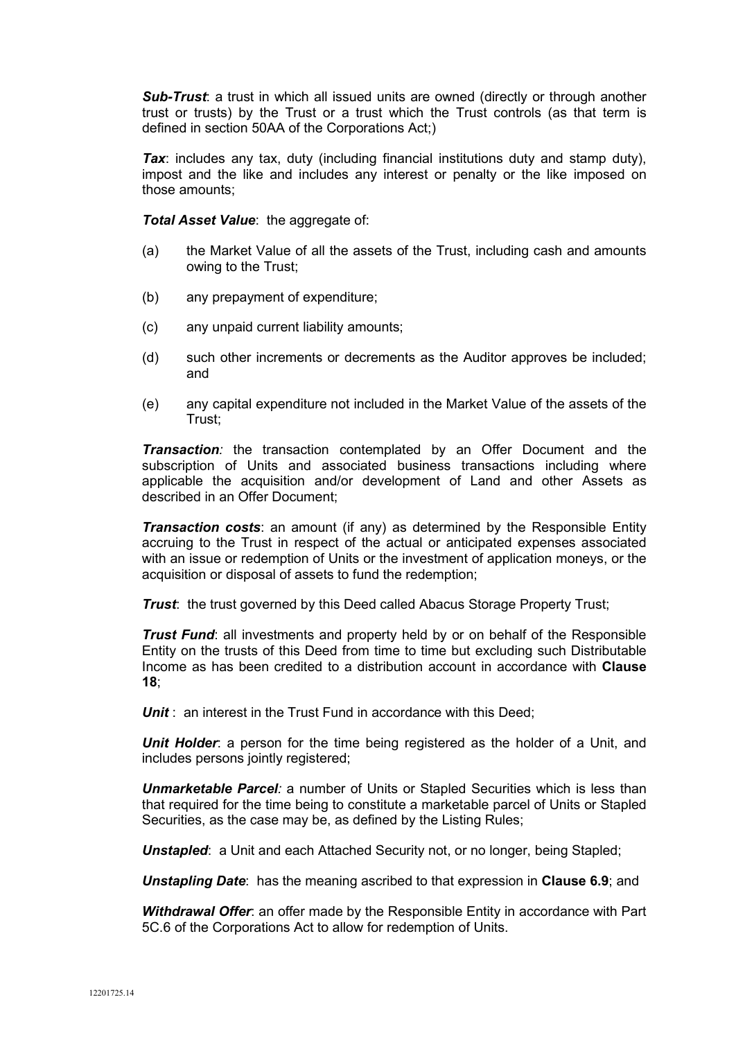***Sub-Trust***: a trust in which all issued units are owned (directly or through another trust or trusts) by the Trust or a trust which the Trust controls (as that term is defined in section 50AA of the Corporations Act;)

***Tax***: includes any tax, duty (including financial institutions duty and stamp duty), impost and the like and includes any interest or penalty or the like imposed on those amounts;

***Total Asset Value***: the aggregate of:

(a) the Market Value of all the assets of the Trust, including cash and amounts owing to the Trust;

(b) any prepayment of expenditure;

(c) any unpaid current liability amounts;

(d) such other increments or decrements as the Auditor approves be included; and

(e) any capital expenditure not included in the Market Value of the assets of the Trust;

***Transaction:*** the transaction contemplated by an Offer Document and the subscription of Units and associated business transactions including where applicable the acquisition and/or development of Land and other Assets as described in an Offer Document;

***Transaction costs***: an amount (if any) as determined by the Responsible Entity accruing to the Trust in respect of the actual or anticipated expenses associated with an issue or redemption of Units or the investment of application moneys, or the acquisition or disposal of assets to fund the redemption;

***Trust***: the trust governed by this Deed called Abacus Storage Property Trust;

***Trust Fund***: all investments and property held by or on behalf of the Responsible Entity on the trusts of this Deed from time to time but excluding such Distributable Income as has been credited to a distribution account in accordance with **Clause 18**;

***Unit*** : an interest in the Trust Fund in accordance with this Deed;

***Unit Holder***: a person for the time being registered as the holder of a Unit, and includes persons jointly registered;

***Unmarketable Parcel:*** a number of Units or Stapled Securities which is less than that required for the time being to constitute a marketable parcel of Units or Stapled Securities, as the case may be, as defined by the Listing Rules;

***Unstapled***: a Unit and each Attached Security not, or no longer, being Stapled;

***Unstapling Date***: has the meaning ascribed to that expression in **Clause 6.9**; and

***Withdrawal Offer***: an offer made by the Responsible Entity in accordance with Part 5C.6 of the Corporations Act to allow for redemption of Units.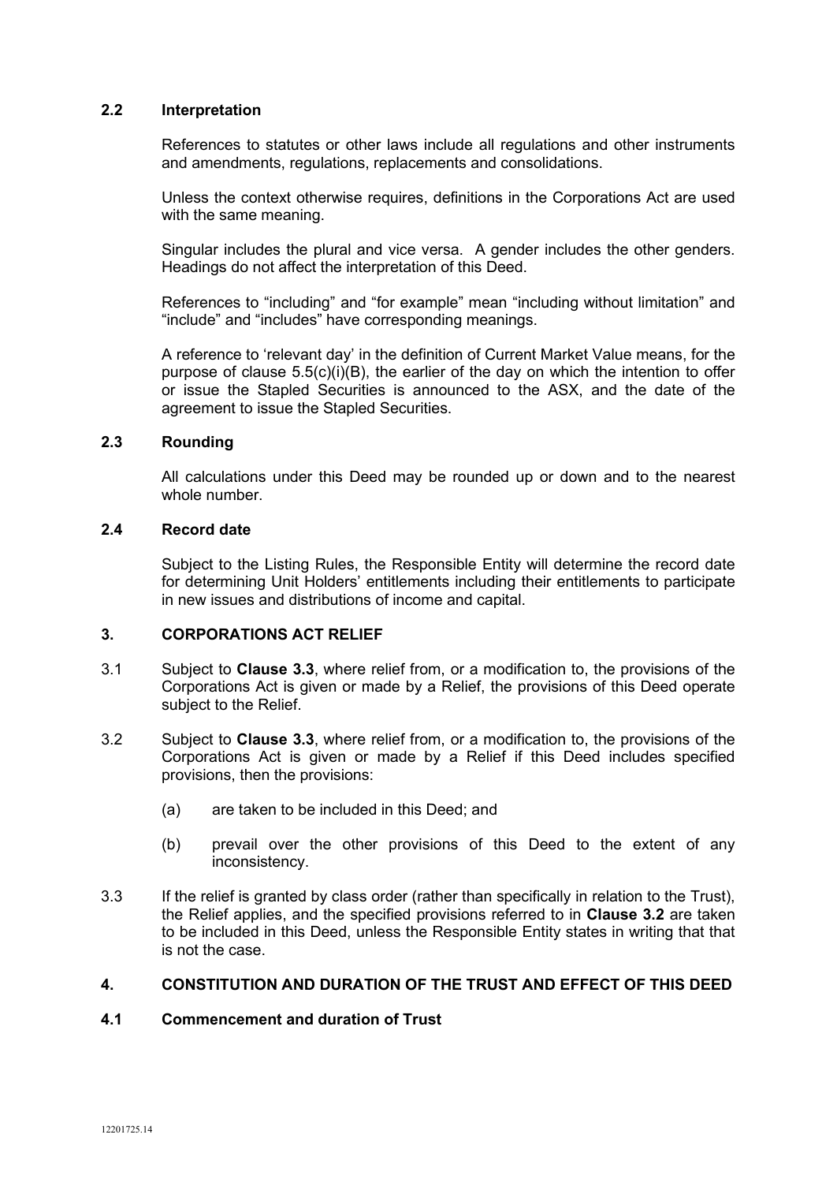### 2.2 Interpretation

References to statutes or other laws include all regulations and other instruments and amendments, regulations, replacements and consolidations.

Unless the context otherwise requires, definitions in the Corporations Act are used with the same meaning.

Singular includes the plural and vice versa. A gender includes the other genders. Headings do not affect the interpretation of this Deed.

References to "including" and "for example" mean "including without limitation" and "include" and "includes" have corresponding meanings.

A reference to 'relevant day' in the definition of Current Market Value means, for the purpose of clause 5.5(c)(i)(B), the earlier of the day on which the intention to offer or issue the Stapled Securities is announced to the ASX, and the date of the agreement to issue the Stapled Securities.

### 2.3 Rounding

All calculations under this Deed may be rounded up or down and to the nearest whole number.

### 2.4 Record date

Subject to the Listing Rules, the Responsible Entity will determine the record date for determining Unit Holders' entitlements including their entitlements to participate in new issues and distributions of income and capital.

## 3. CORPORATIONS ACT RELIEF

3.1 Subject to **Clause 3.3**, where relief from, or a modification to, the provisions of the Corporations Act is given or made by a Relief, the provisions of this Deed operate subject to the Relief.

3.2 Subject to **Clause 3.3**, where relief from, or a modification to, the provisions of the Corporations Act is given or made by a Relief if this Deed includes specified provisions, then the provisions:

(a) are taken to be included in this Deed; and

(b) prevail over the other provisions of this Deed to the extent of any inconsistency.

3.3 If the relief is granted by class order (rather than specifically in relation to the Trust), the Relief applies, and the specified provisions referred to in **Clause 3.2** are taken to be included in this Deed, unless the Responsible Entity states in writing that that is not the case.

## 4. CONSTITUTION AND DURATION OF THE TRUST AND EFFECT OF THIS DEED

### 4.1 Commencement and duration of Trust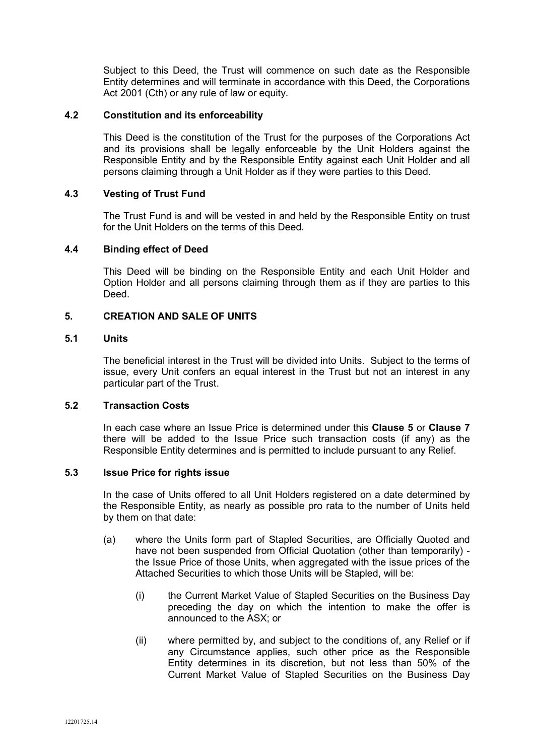Subject to this Deed, the Trust will commence on such date as the Responsible Entity determines and will terminate in accordance with this Deed, the Corporations Act 2001 (Cth) or any rule of law or equity.

### 4.2 Constitution and its enforceability

This Deed is the constitution of the Trust for the purposes of the Corporations Act and its provisions shall be legally enforceable by the Unit Holders against the Responsible Entity and by the Responsible Entity against each Unit Holder and all persons claiming through a Unit Holder as if they were parties to this Deed.

### 4.3 Vesting of Trust Fund

The Trust Fund is and will be vested in and held by the Responsible Entity on trust for the Unit Holders on the terms of this Deed.

### 4.4 Binding effect of Deed

This Deed will be binding on the Responsible Entity and each Unit Holder and Option Holder and all persons claiming through them as if they are parties to this Deed.

## 5. CREATION AND SALE OF UNITS

### 5.1 Units

The beneficial interest in the Trust will be divided into Units. Subject to the terms of issue, every Unit confers an equal interest in the Trust but not an interest in any particular part of the Trust.

### 5.2 Transaction Costs

In each case where an Issue Price is determined under this **Clause 5** or **Clause 7** there will be added to the Issue Price such transaction costs (if any) as the Responsible Entity determines and is permitted to include pursuant to any Relief.

### 5.3 Issue Price for rights issue

In the case of Units offered to all Unit Holders registered on a date determined by the Responsible Entity, as nearly as possible pro rata to the number of Units held by them on that date:

(a) where the Units form part of Stapled Securities, are Officially Quoted and have not been suspended from Official Quotation (other than temporarily) - the Issue Price of those Units, when aggregated with the issue prices of the Attached Securities to which those Units will be Stapled, will be:

  (i) the Current Market Value of Stapled Securities on the Business Day preceding the day on which the intention to make the offer is announced to the ASX; or

  (ii) where permitted by, and subject to the conditions of, any Relief or if any Circumstance applies, such other price as the Responsible Entity determines in its discretion, but not less than 50% of the Current Market Value of Stapled Securities on the Business Day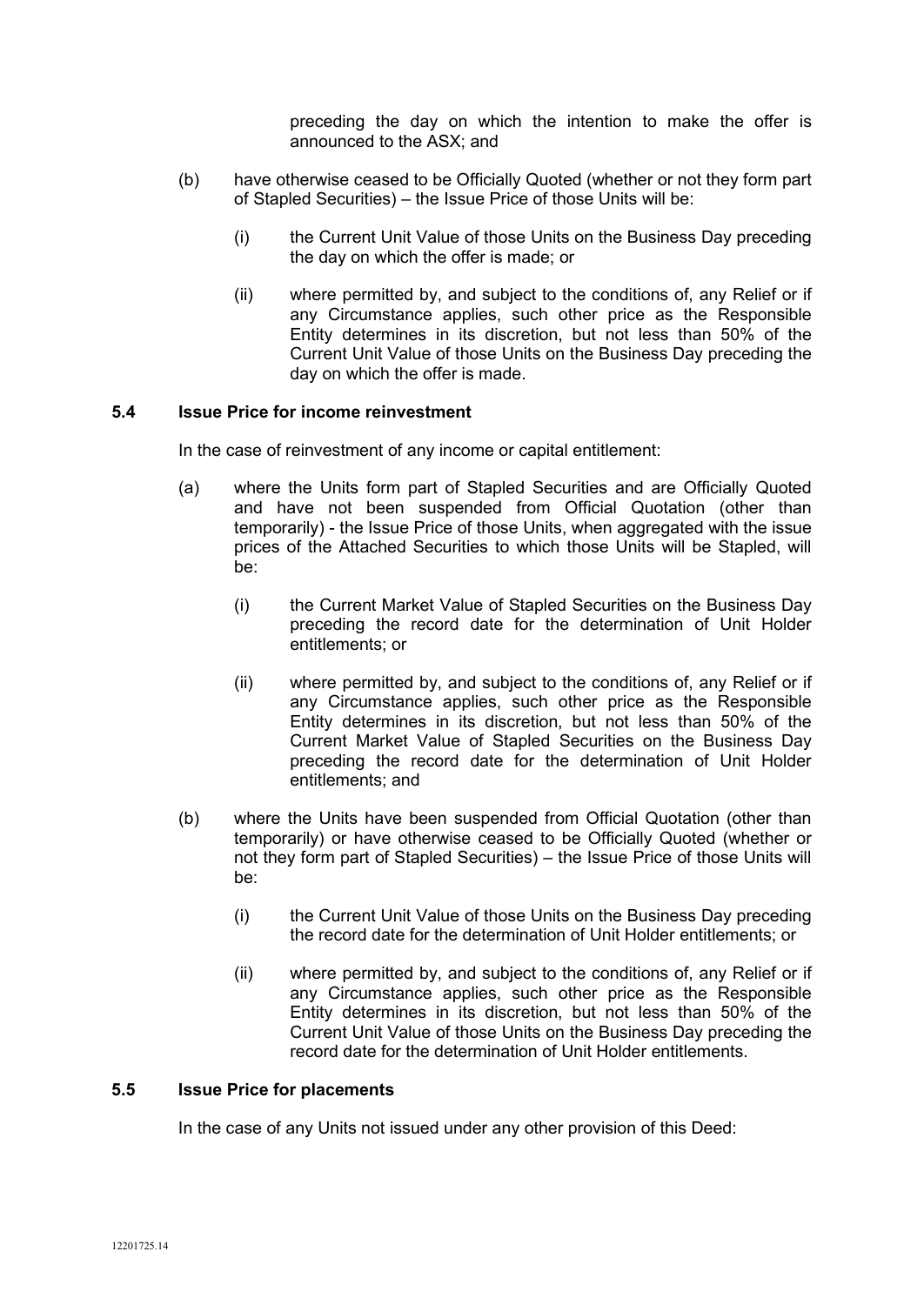preceding the day on which the intention to make the offer is announced to the ASX; and

(b) have otherwise ceased to be Officially Quoted (whether or not they form part of Stapled Securities) – the Issue Price of those Units will be:

(i) the Current Unit Value of those Units on the Business Day preceding the day on which the offer is made; or

(ii) where permitted by, and subject to the conditions of, any Relief or if any Circumstance applies, such other price as the Responsible Entity determines in its discretion, but not less than 50% of the Current Unit Value of those Units on the Business Day preceding the day on which the offer is made.

### 5.4 Issue Price for income reinvestment

In the case of reinvestment of any income or capital entitlement:

(a) where the Units form part of Stapled Securities and are Officially Quoted and have not been suspended from Official Quotation (other than temporarily) - the Issue Price of those Units, when aggregated with the issue prices of the Attached Securities to which those Units will be Stapled, will be:

(i) the Current Market Value of Stapled Securities on the Business Day preceding the record date for the determination of Unit Holder entitlements; or

(ii) where permitted by, and subject to the conditions of, any Relief or if any Circumstance applies, such other price as the Responsible Entity determines in its discretion, but not less than 50% of the Current Market Value of Stapled Securities on the Business Day preceding the record date for the determination of Unit Holder entitlements; and

(b) where the Units have been suspended from Official Quotation (other than temporarily) or have otherwise ceased to be Officially Quoted (whether or not they form part of Stapled Securities) – the Issue Price of those Units will be:

(i) the Current Unit Value of those Units on the Business Day preceding the record date for the determination of Unit Holder entitlements; or

(ii) where permitted by, and subject to the conditions of, any Relief or if any Circumstance applies, such other price as the Responsible Entity determines in its discretion, but not less than 50% of the Current Unit Value of those Units on the Business Day preceding the record date for the determination of Unit Holder entitlements.

### 5.5 Issue Price for placements

In the case of any Units not issued under any other provision of this Deed: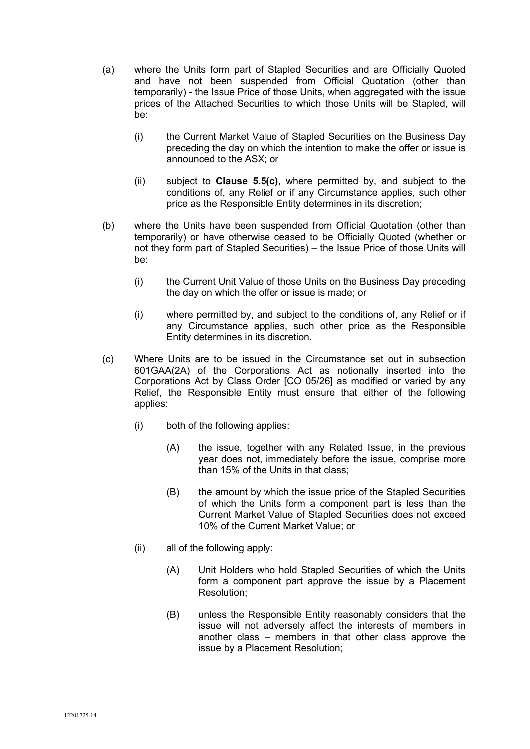(a) where the Units form part of Stapled Securities and are Officially Quoted and have not been suspended from Official Quotation (other than temporarily) - the Issue Price of those Units, when aggregated with the issue prices of the Attached Securities to which those Units will be Stapled, will be:

 (i) the Current Market Value of Stapled Securities on the Business Day preceding the day on which the intention to make the offer or issue is announced to the ASX; or

 (ii) subject to **Clause 5.5(c)**, where permitted by, and subject to the conditions of, any Relief or if any Circumstance applies, such other price as the Responsible Entity determines in its discretion;

(b) where the Units have been suspended from Official Quotation (other than temporarily) or have otherwise ceased to be Officially Quoted (whether or not they form part of Stapled Securities) – the Issue Price of those Units will be:

 (i) the Current Unit Value of those Units on the Business Day preceding the day on which the offer or issue is made; or

 (i) where permitted by, and subject to the conditions of, any Relief or if any Circumstance applies, such other price as the Responsible Entity determines in its discretion.

(c) Where Units are to be issued in the Circumstance set out in subsection 601GAA(2A) of the Corporations Act as notionally inserted into the Corporations Act by Class Order [CO 05/26] as modified or varied by any Relief, the Responsible Entity must ensure that either of the following applies:

 (i) both of the following applies:

  (A) the issue, together with any Related Issue, in the previous year does not, immediately before the issue, comprise more than 15% of the Units in that class;

  (B) the amount by which the issue price of the Stapled Securities of which the Units form a component part is less than the Current Market Value of Stapled Securities does not exceed 10% of the Current Market Value; or

 (ii) all of the following apply:

  (A) Unit Holders who hold Stapled Securities of which the Units form a component part approve the issue by a Placement Resolution;

  (B) unless the Responsible Entity reasonably considers that the issue will not adversely affect the interests of members in another class – members in that other class approve the issue by a Placement Resolution;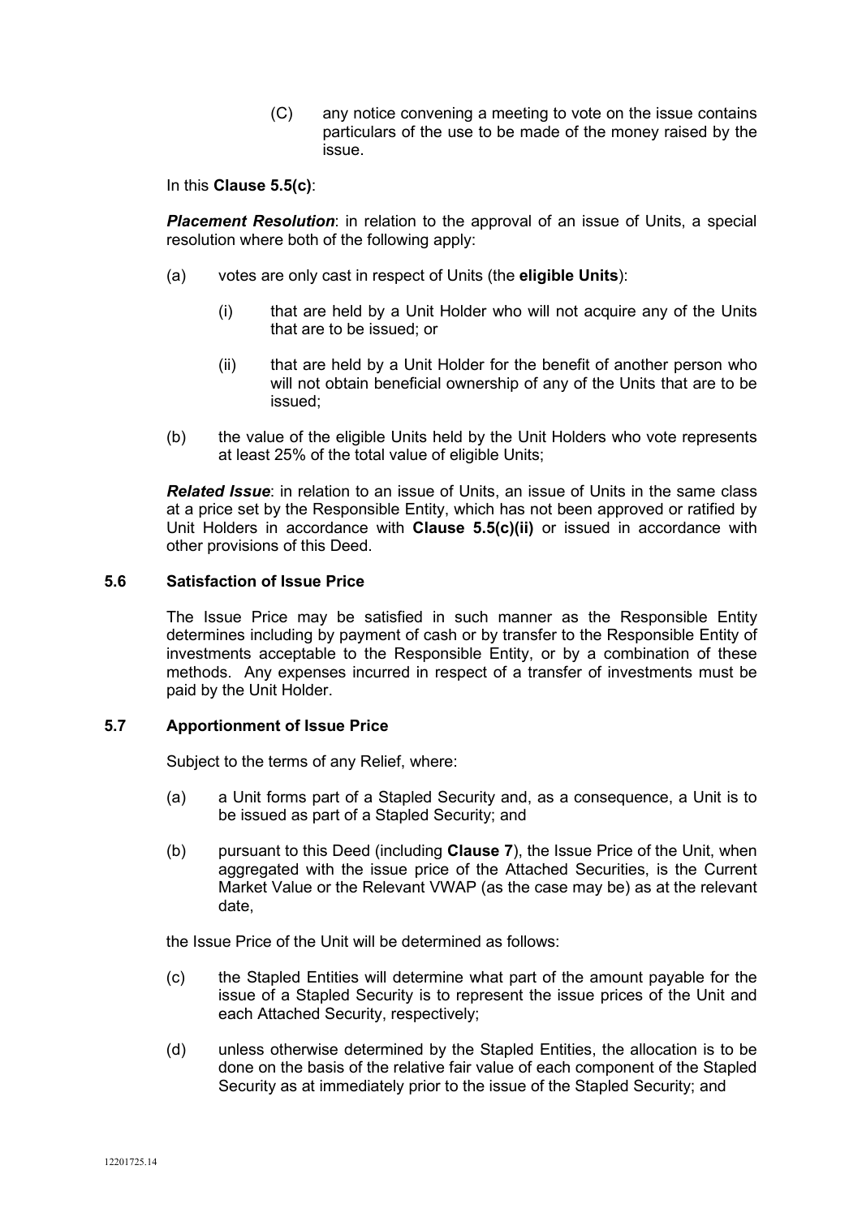(C) any notice convening a meeting to vote on the issue contains particulars of the use to be made of the money raised by the issue.

In this **Clause 5.5(c)**:

***Placement Resolution***: in relation to the approval of an issue of Units, a special resolution where both of the following apply:

(a) votes are only cast in respect of Units (the **eligible Units**):

(i) that are held by a Unit Holder who will not acquire any of the Units that are to be issued; or

(ii) that are held by a Unit Holder for the benefit of another person who will not obtain beneficial ownership of any of the Units that are to be issued;

(b) the value of the eligible Units held by the Unit Holders who vote represents at least 25% of the total value of eligible Units;

***Related Issue***: in relation to an issue of Units, an issue of Units in the same class at a price set by the Responsible Entity, which has not been approved or ratified by Unit Holders in accordance with **Clause 5.5(c)(ii)** or issued in accordance with other provisions of this Deed.

### 5.6 Satisfaction of Issue Price

The Issue Price may be satisfied in such manner as the Responsible Entity determines including by payment of cash or by transfer to the Responsible Entity of investments acceptable to the Responsible Entity, or by a combination of these methods. Any expenses incurred in respect of a transfer of investments must be paid by the Unit Holder.

### 5.7 Apportionment of Issue Price

Subject to the terms of any Relief, where:

(a) a Unit forms part of a Stapled Security and, as a consequence, a Unit is to be issued as part of a Stapled Security; and

(b) pursuant to this Deed (including **Clause 7**), the Issue Price of the Unit, when aggregated with the issue price of the Attached Securities, is the Current Market Value or the Relevant VWAP (as the case may be) as at the relevant date,

the Issue Price of the Unit will be determined as follows:

(c) the Stapled Entities will determine what part of the amount payable for the issue of a Stapled Security is to represent the issue prices of the Unit and each Attached Security, respectively;

(d) unless otherwise determined by the Stapled Entities, the allocation is to be done on the basis of the relative fair value of each component of the Stapled Security as at immediately prior to the issue of the Stapled Security; and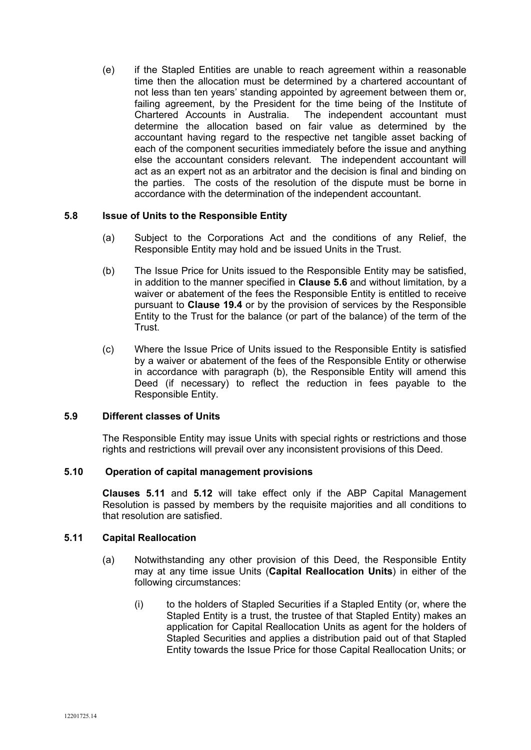(e) if the Stapled Entities are unable to reach agreement within a reasonable time then the allocation must be determined by a chartered accountant of not less than ten years' standing appointed by agreement between them or, failing agreement, by the President for the time being of the Institute of Chartered Accounts in Australia. The independent accountant must determine the allocation based on fair value as determined by the accountant having regard to the respective net tangible asset backing of each of the component securities immediately before the issue and anything else the accountant considers relevant. The independent accountant will act as an expert not as an arbitrator and the decision is final and binding on the parties. The costs of the resolution of the dispute must be borne in accordance with the determination of the independent accountant.

### 5.8 Issue of Units to the Responsible Entity

(a) Subject to the Corporations Act and the conditions of any Relief, the Responsible Entity may hold and be issued Units in the Trust.

(b) The Issue Price for Units issued to the Responsible Entity may be satisfied, in addition to the manner specified in **Clause 5.6** and without limitation, by a waiver or abatement of the fees the Responsible Entity is entitled to receive pursuant to **Clause 19.4** or by the provision of services by the Responsible Entity to the Trust for the balance (or part of the balance) of the term of the Trust.

(c) Where the Issue Price of Units issued to the Responsible Entity is satisfied by a waiver or abatement of the fees of the Responsible Entity or otherwise in accordance with paragraph (b), the Responsible Entity will amend this Deed (if necessary) to reflect the reduction in fees payable to the Responsible Entity.

### 5.9 Different classes of Units

The Responsible Entity may issue Units with special rights or restrictions and those rights and restrictions will prevail over any inconsistent provisions of this Deed.

### 5.10 Operation of capital management provisions

**Clauses 5.11** and **5.12** will take effect only if the ABP Capital Management Resolution is passed by members by the requisite majorities and all conditions to that resolution are satisfied.

### 5.11 Capital Reallocation

(a) Notwithstanding any other provision of this Deed, the Responsible Entity may at any time issue Units (**Capital Reallocation Units**) in either of the following circumstances:

(i) to the holders of Stapled Securities if a Stapled Entity (or, where the Stapled Entity is a trust, the trustee of that Stapled Entity) makes an application for Capital Reallocation Units as agent for the holders of Stapled Securities and applies a distribution paid out of that Stapled Entity towards the Issue Price for those Capital Reallocation Units; or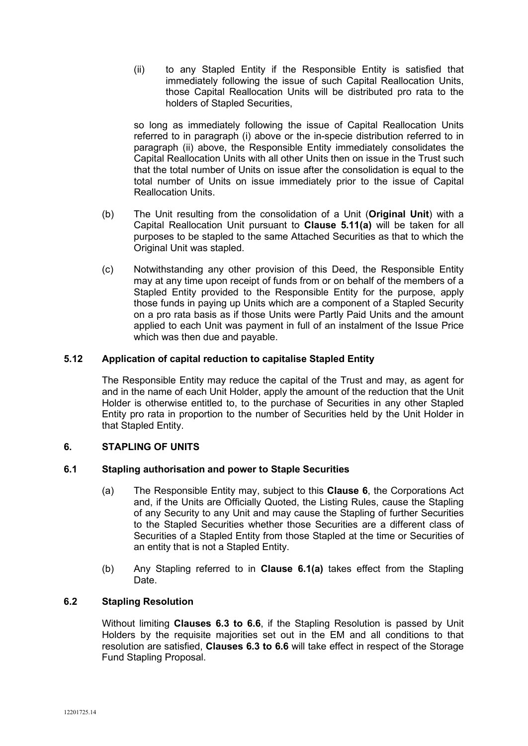(ii) to any Stapled Entity if the Responsible Entity is satisfied that immediately following the issue of such Capital Reallocation Units, those Capital Reallocation Units will be distributed pro rata to the holders of Stapled Securities,

so long as immediately following the issue of Capital Reallocation Units referred to in paragraph (i) above or the in-specie distribution referred to in paragraph (ii) above, the Responsible Entity immediately consolidates the Capital Reallocation Units with all other Units then on issue in the Trust such that the total number of Units on issue after the consolidation is equal to the total number of Units on issue immediately prior to the issue of Capital Reallocation Units.

(b) The Unit resulting from the consolidation of a Unit (**Original Unit**) with a Capital Reallocation Unit pursuant to **Clause 5.11(a)** will be taken for all purposes to be stapled to the same Attached Securities as that to which the Original Unit was stapled.

(c) Notwithstanding any other provision of this Deed, the Responsible Entity may at any time upon receipt of funds from or on behalf of the members of a Stapled Entity provided to the Responsible Entity for the purpose, apply those funds in paying up Units which are a component of a Stapled Security on a pro rata basis as if those Units were Partly Paid Units and the amount applied to each Unit was payment in full of an instalment of the Issue Price which was then due and payable.

### 5.12 Application of capital reduction to capitalise Stapled Entity

The Responsible Entity may reduce the capital of the Trust and may, as agent for and in the name of each Unit Holder, apply the amount of the reduction that the Unit Holder is otherwise entitled to, to the purchase of Securities in any other Stapled Entity pro rata in proportion to the number of Securities held by the Unit Holder in that Stapled Entity.

## 6. STAPLING OF UNITS

### 6.1 Stapling authorisation and power to Staple Securities

(a) The Responsible Entity may, subject to this **Clause 6**, the Corporations Act and, if the Units are Officially Quoted, the Listing Rules, cause the Stapling of any Security to any Unit and may cause the Stapling of further Securities to the Stapled Securities whether those Securities are a different class of Securities of a Stapled Entity from those Stapled at the time or Securities of an entity that is not a Stapled Entity.

(b) Any Stapling referred to in **Clause 6.1(a)** takes effect from the Stapling Date.

### 6.2 Stapling Resolution

Without limiting **Clauses 6.3 to 6.6**, if the Stapling Resolution is passed by Unit Holders by the requisite majorities set out in the EM and all conditions to that resolution are satisfied, **Clauses 6.3 to 6.6** will take effect in respect of the Storage Fund Stapling Proposal.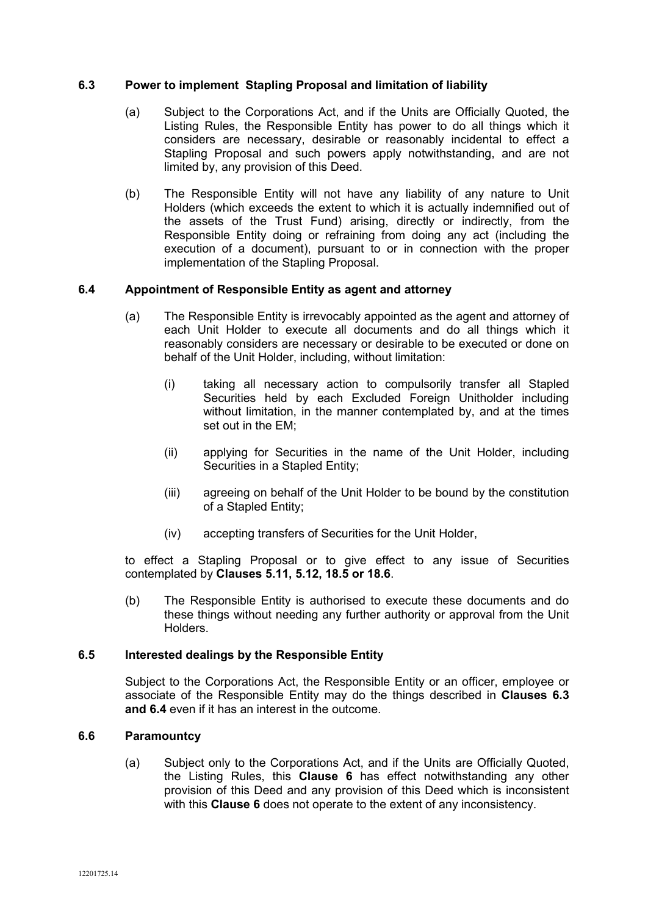### 6.3 Power to implement Stapling Proposal and limitation of liability

(a) Subject to the Corporations Act, and if the Units are Officially Quoted, the Listing Rules, the Responsible Entity has power to do all things which it considers are necessary, desirable or reasonably incidental to effect a Stapling Proposal and such powers apply notwithstanding, and are not limited by, any provision of this Deed.

(b) The Responsible Entity will not have any liability of any nature to Unit Holders (which exceeds the extent to which it is actually indemnified out of the assets of the Trust Fund) arising, directly or indirectly, from the Responsible Entity doing or refraining from doing any act (including the execution of a document), pursuant to or in connection with the proper implementation of the Stapling Proposal.

### 6.4 Appointment of Responsible Entity as agent and attorney

(a) The Responsible Entity is irrevocably appointed as the agent and attorney of each Unit Holder to execute all documents and do all things which it reasonably considers are necessary or desirable to be executed or done on behalf of the Unit Holder, including, without limitation:

(i) taking all necessary action to compulsorily transfer all Stapled Securities held by each Excluded Foreign Unitholder including without limitation, in the manner contemplated by, and at the times set out in the EM;

(ii) applying for Securities in the name of the Unit Holder, including Securities in a Stapled Entity;

(iii) agreeing on behalf of the Unit Holder to be bound by the constitution of a Stapled Entity;

(iv) accepting transfers of Securities for the Unit Holder,

to effect a Stapling Proposal or to give effect to any issue of Securities contemplated by **Clauses 5.11, 5.12, 18.5 or 18.6**.

(b) The Responsible Entity is authorised to execute these documents and do these things without needing any further authority or approval from the Unit Holders.

### 6.5 Interested dealings by the Responsible Entity

Subject to the Corporations Act, the Responsible Entity or an officer, employee or associate of the Responsible Entity may do the things described in **Clauses 6.3 and 6.4** even if it has an interest in the outcome.

### 6.6 Paramountcy

(a) Subject only to the Corporations Act, and if the Units are Officially Quoted, the Listing Rules, this **Clause 6** has effect notwithstanding any other provision of this Deed and any provision of this Deed which is inconsistent with this **Clause 6** does not operate to the extent of any inconsistency.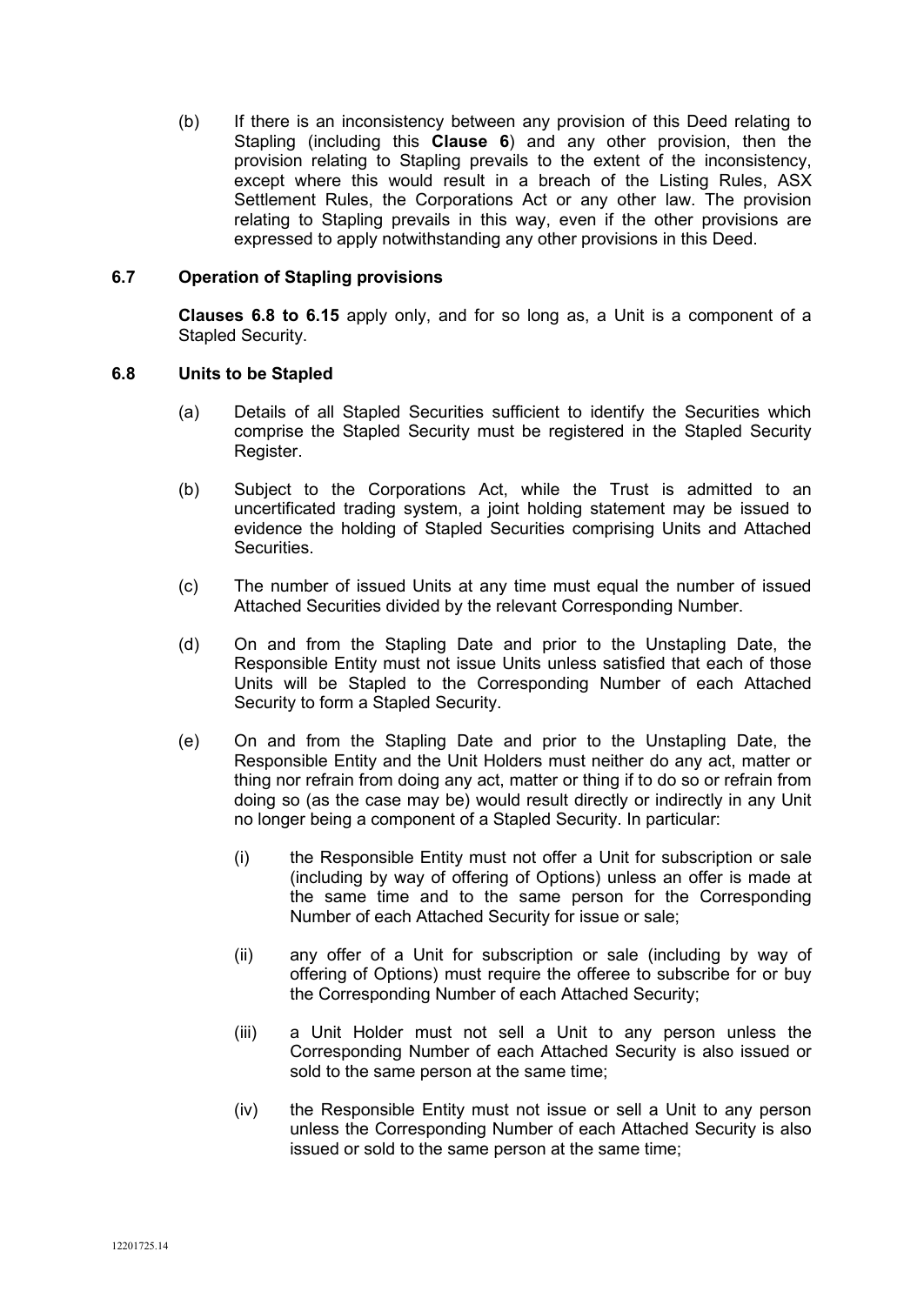(b) If there is an inconsistency between any provision of this Deed relating to Stapling (including this **Clause 6**) and any other provision, then the provision relating to Stapling prevails to the extent of the inconsistency, except where this would result in a breach of the Listing Rules, ASX Settlement Rules, the Corporations Act or any other law. The provision relating to Stapling prevails in this way, even if the other provisions are expressed to apply notwithstanding any other provisions in this Deed.

### 6.7 Operation of Stapling provisions

**Clauses 6.8 to 6.15** apply only, and for so long as, a Unit is a component of a Stapled Security.

### 6.8 Units to be Stapled

(a) Details of all Stapled Securities sufficient to identify the Securities which comprise the Stapled Security must be registered in the Stapled Security Register.

(b) Subject to the Corporations Act, while the Trust is admitted to an uncertificated trading system, a joint holding statement may be issued to evidence the holding of Stapled Securities comprising Units and Attached Securities.

(c) The number of issued Units at any time must equal the number of issued Attached Securities divided by the relevant Corresponding Number.

(d) On and from the Stapling Date and prior to the Unstapling Date, the Responsible Entity must not issue Units unless satisfied that each of those Units will be Stapled to the Corresponding Number of each Attached Security to form a Stapled Security.

(e) On and from the Stapling Date and prior to the Unstapling Date, the Responsible Entity and the Unit Holders must neither do any act, matter or thing nor refrain from doing any act, matter or thing if to do so or refrain from doing so (as the case may be) would result directly or indirectly in any Unit no longer being a component of a Stapled Security. In particular:

(i) the Responsible Entity must not offer a Unit for subscription or sale (including by way of offering of Options) unless an offer is made at the same time and to the same person for the Corresponding Number of each Attached Security for issue or sale;

(ii) any offer of a Unit for subscription or sale (including by way of offering of Options) must require the offeree to subscribe for or buy the Corresponding Number of each Attached Security;

(iii) a Unit Holder must not sell a Unit to any person unless the Corresponding Number of each Attached Security is also issued or sold to the same person at the same time;

(iv) the Responsible Entity must not issue or sell a Unit to any person unless the Corresponding Number of each Attached Security is also issued or sold to the same person at the same time;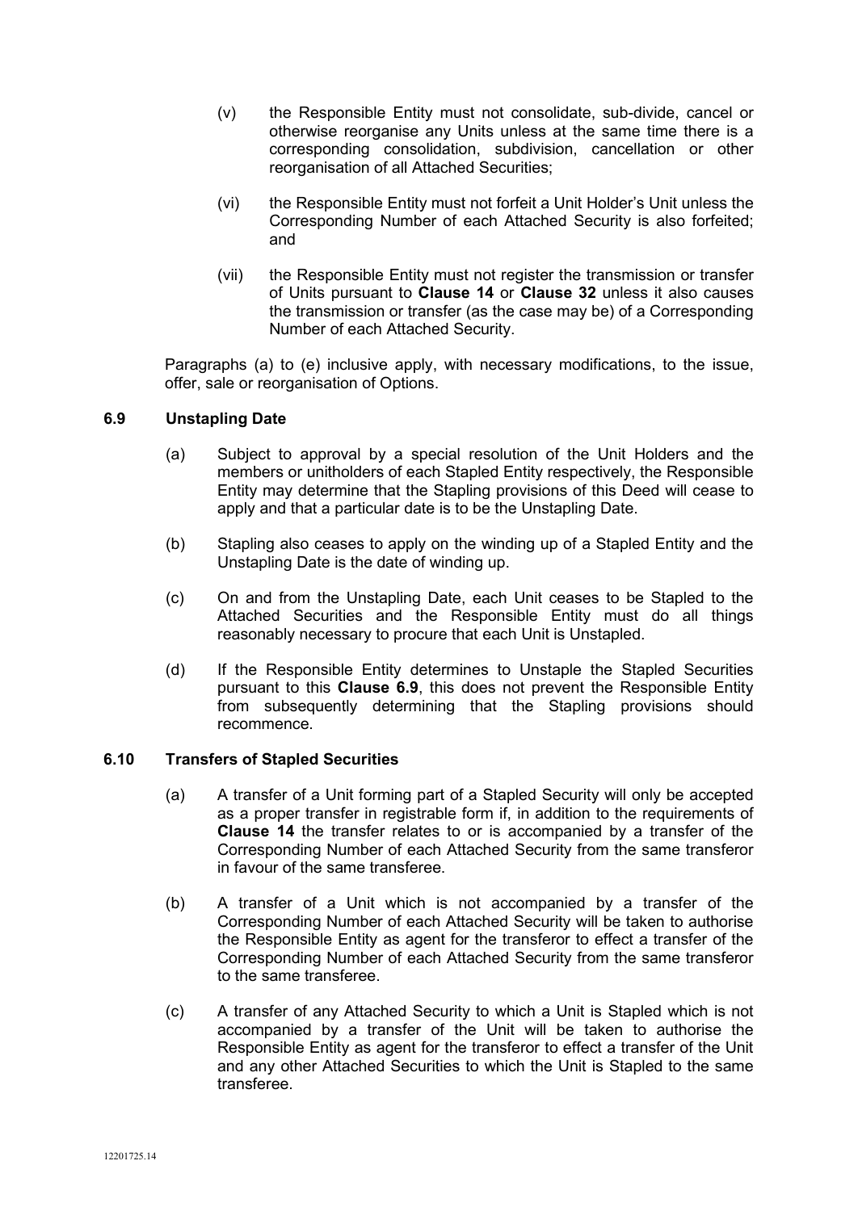(v) the Responsible Entity must not consolidate, sub-divide, cancel or otherwise reorganise any Units unless at the same time there is a corresponding consolidation, subdivision, cancellation or other reorganisation of all Attached Securities;

(vi) the Responsible Entity must not forfeit a Unit Holder's Unit unless the Corresponding Number of each Attached Security is also forfeited; and

(vii) the Responsible Entity must not register the transmission or transfer of Units pursuant to **Clause 14** or **Clause 32** unless it also causes the transmission or transfer (as the case may be) of a Corresponding Number of each Attached Security.

Paragraphs (a) to (e) inclusive apply, with necessary modifications, to the issue, offer, sale or reorganisation of Options.

### 6.9 Unstapling Date

(a) Subject to approval by a special resolution of the Unit Holders and the members or unitholders of each Stapled Entity respectively, the Responsible Entity may determine that the Stapling provisions of this Deed will cease to apply and that a particular date is to be the Unstapling Date.

(b) Stapling also ceases to apply on the winding up of a Stapled Entity and the Unstapling Date is the date of winding up.

(c) On and from the Unstapling Date, each Unit ceases to be Stapled to the Attached Securities and the Responsible Entity must do all things reasonably necessary to procure that each Unit is Unstapled.

(d) If the Responsible Entity determines to Unstaple the Stapled Securities pursuant to this **Clause 6.9**, this does not prevent the Responsible Entity from subsequently determining that the Stapling provisions should recommence.

### 6.10 Transfers of Stapled Securities

(a) A transfer of a Unit forming part of a Stapled Security will only be accepted as a proper transfer in registrable form if, in addition to the requirements of **Clause 14** the transfer relates to or is accompanied by a transfer of the Corresponding Number of each Attached Security from the same transferor in favour of the same transferee.

(b) A transfer of a Unit which is not accompanied by a transfer of the Corresponding Number of each Attached Security will be taken to authorise the Responsible Entity as agent for the transferor to effect a transfer of the Corresponding Number of each Attached Security from the same transferor to the same transferee.

(c) A transfer of any Attached Security to which a Unit is Stapled which is not accompanied by a transfer of the Unit will be taken to authorise the Responsible Entity as agent for the transferor to effect a transfer of the Unit and any other Attached Securities to which the Unit is Stapled to the same transferee.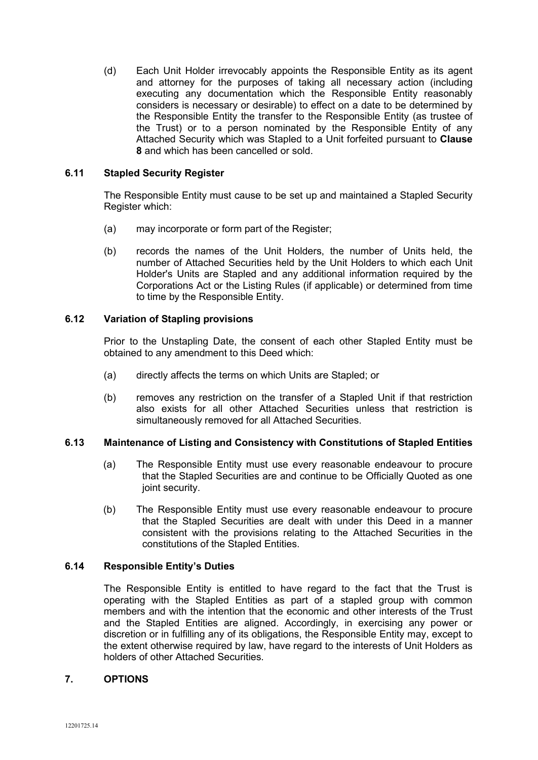(d) Each Unit Holder irrevocably appoints the Responsible Entity as its agent and attorney for the purposes of taking all necessary action (including executing any documentation which the Responsible Entity reasonably considers is necessary or desirable) to effect on a date to be determined by the Responsible Entity the transfer to the Responsible Entity (as trustee of the Trust) or to a person nominated by the Responsible Entity of any Attached Security which was Stapled to a Unit forfeited pursuant to **Clause 8** and which has been cancelled or sold.

### 6.11 Stapled Security Register

The Responsible Entity must cause to be set up and maintained a Stapled Security Register which:

(a) may incorporate or form part of the Register;

(b) records the names of the Unit Holders, the number of Units held, the number of Attached Securities held by the Unit Holders to which each Unit Holder's Units are Stapled and any additional information required by the Corporations Act or the Listing Rules (if applicable) or determined from time to time by the Responsible Entity.

### 6.12 Variation of Stapling provisions

Prior to the Unstapling Date, the consent of each other Stapled Entity must be obtained to any amendment to this Deed which:

(a) directly affects the terms on which Units are Stapled; or

(b) removes any restriction on the transfer of a Stapled Unit if that restriction also exists for all other Attached Securities unless that restriction is simultaneously removed for all Attached Securities.

### 6.13 Maintenance of Listing and Consistency with Constitutions of Stapled Entities

(a) The Responsible Entity must use every reasonable endeavour to procure that the Stapled Securities are and continue to be Officially Quoted as one joint security.

(b) The Responsible Entity must use every reasonable endeavour to procure that the Stapled Securities are dealt with under this Deed in a manner consistent with the provisions relating to the Attached Securities in the constitutions of the Stapled Entities.

### 6.14 Responsible Entity's Duties

The Responsible Entity is entitled to have regard to the fact that the Trust is operating with the Stapled Entities as part of a stapled group with common members and with the intention that the economic and other interests of the Trust and the Stapled Entities are aligned. Accordingly, in exercising any power or discretion or in fulfilling any of its obligations, the Responsible Entity may, except to the extent otherwise required by law, have regard to the interests of Unit Holders as holders of other Attached Securities.

## 7. OPTIONS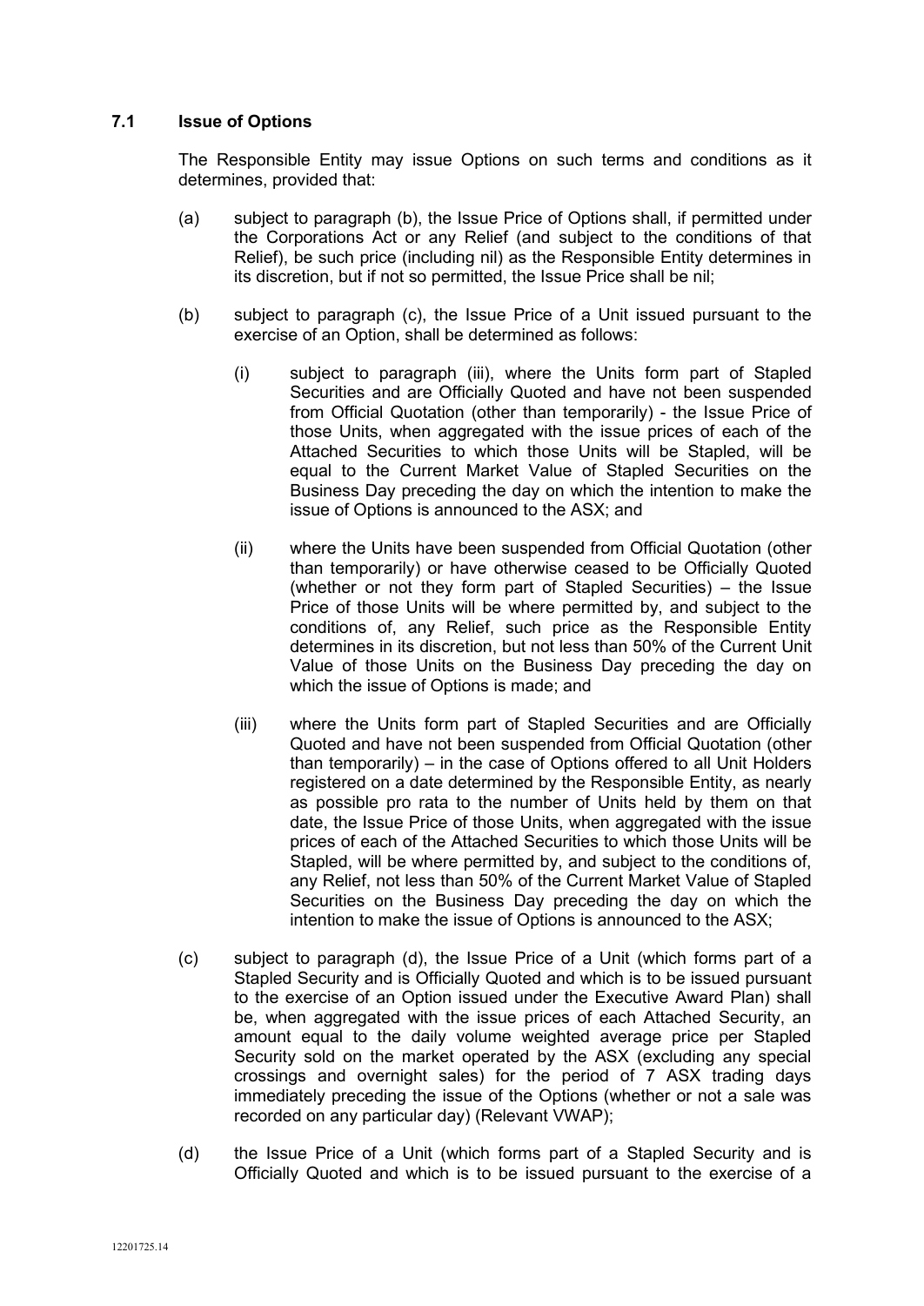### 7.1 Issue of Options

The Responsible Entity may issue Options on such terms and conditions as it determines, provided that:

(a) subject to paragraph (b), the Issue Price of Options shall, if permitted under the Corporations Act or any Relief (and subject to the conditions of that Relief), be such price (including nil) as the Responsible Entity determines in its discretion, but if not so permitted, the Issue Price shall be nil;

(b) subject to paragraph (c), the Issue Price of a Unit issued pursuant to the exercise of an Option, shall be determined as follows:

(i) subject to paragraph (iii), where the Units form part of Stapled Securities and are Officially Quoted and have not been suspended from Official Quotation (other than temporarily) - the Issue Price of those Units, when aggregated with the issue prices of each of the Attached Securities to which those Units will be Stapled, will be equal to the Current Market Value of Stapled Securities on the Business Day preceding the day on which the intention to make the issue of Options is announced to the ASX; and

(ii) where the Units have been suspended from Official Quotation (other than temporarily) or have otherwise ceased to be Officially Quoted (whether or not they form part of Stapled Securities) – the Issue Price of those Units will be where permitted by, and subject to the conditions of, any Relief, such price as the Responsible Entity determines in its discretion, but not less than 50% of the Current Unit Value of those Units on the Business Day preceding the day on which the issue of Options is made; and

(iii) where the Units form part of Stapled Securities and are Officially Quoted and have not been suspended from Official Quotation (other than temporarily) – in the case of Options offered to all Unit Holders registered on a date determined by the Responsible Entity, as nearly as possible pro rata to the number of Units held by them on that date, the Issue Price of those Units, when aggregated with the issue prices of each of the Attached Securities to which those Units will be Stapled, will be where permitted by, and subject to the conditions of, any Relief, not less than 50% of the Current Market Value of Stapled Securities on the Business Day preceding the day on which the intention to make the issue of Options is announced to the ASX;

(c) subject to paragraph (d), the Issue Price of a Unit (which forms part of a Stapled Security and is Officially Quoted and which is to be issued pursuant to the exercise of an Option issued under the Executive Award Plan) shall be, when aggregated with the issue prices of each Attached Security, an amount equal to the daily volume weighted average price per Stapled Security sold on the market operated by the ASX (excluding any special crossings and overnight sales) for the period of 7 ASX trading days immediately preceding the issue of the Options (whether or not a sale was recorded on any particular day) (Relevant VWAP);

(d) the Issue Price of a Unit (which forms part of a Stapled Security and is Officially Quoted and which is to be issued pursuant to the exercise of a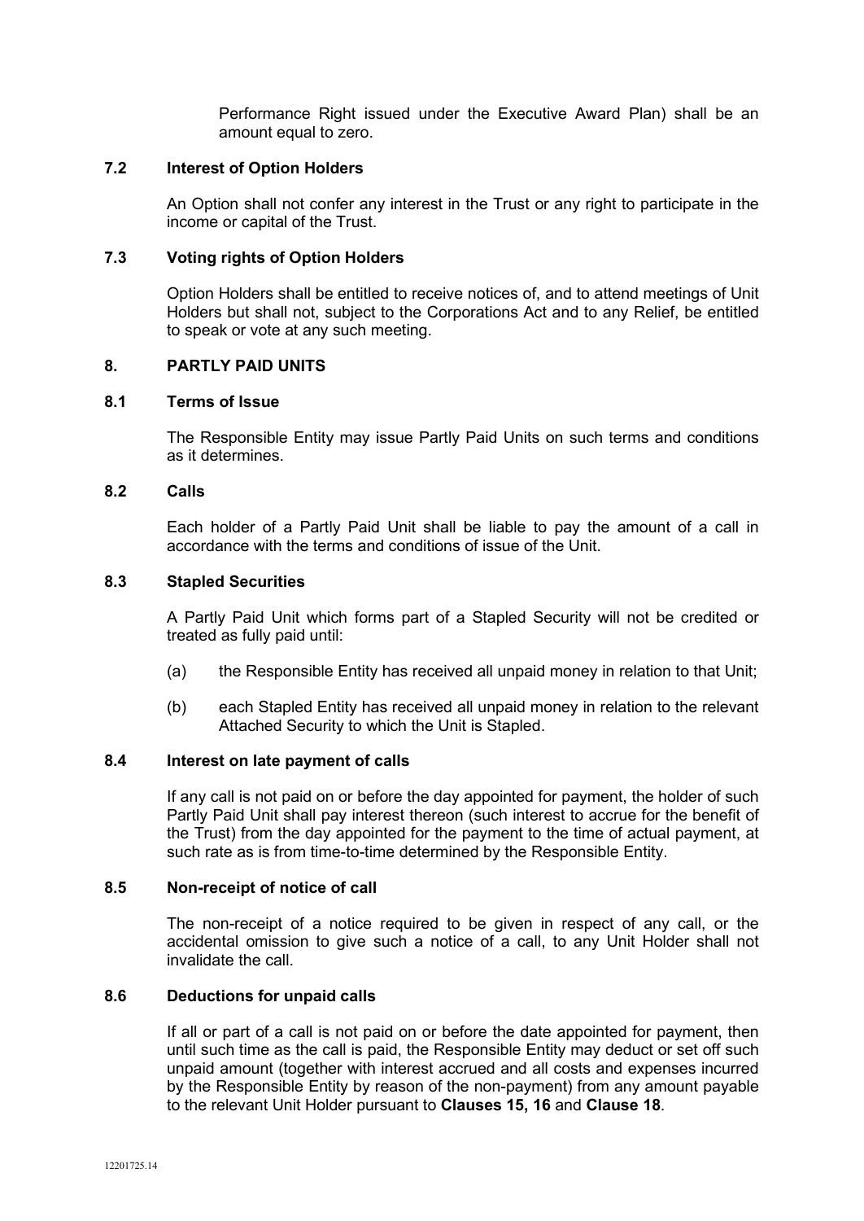Performance Right issued under the Executive Award Plan) shall be an amount equal to zero.

### 7.2 Interest of Option Holders

An Option shall not confer any interest in the Trust or any right to participate in the income or capital of the Trust.

### 7.3 Voting rights of Option Holders

Option Holders shall be entitled to receive notices of, and to attend meetings of Unit Holders but shall not, subject to the Corporations Act and to any Relief, be entitled to speak or vote at any such meeting.

## 8. PARTLY PAID UNITS

### 8.1 Terms of Issue

The Responsible Entity may issue Partly Paid Units on such terms and conditions as it determines.

### 8.2 Calls

Each holder of a Partly Paid Unit shall be liable to pay the amount of a call in accordance with the terms and conditions of issue of the Unit.

### 8.3 Stapled Securities

A Partly Paid Unit which forms part of a Stapled Security will not be credited or treated as fully paid until:

(a) the Responsible Entity has received all unpaid money in relation to that Unit;

(b) each Stapled Entity has received all unpaid money in relation to the relevant Attached Security to which the Unit is Stapled.

### 8.4 Interest on late payment of calls

If any call is not paid on or before the day appointed for payment, the holder of such Partly Paid Unit shall pay interest thereon (such interest to accrue for the benefit of the Trust) from the day appointed for the payment to the time of actual payment, at such rate as is from time-to-time determined by the Responsible Entity.

### 8.5 Non-receipt of notice of call

The non-receipt of a notice required to be given in respect of any call, or the accidental omission to give such a notice of a call, to any Unit Holder shall not invalidate the call.

### 8.6 Deductions for unpaid calls

If all or part of a call is not paid on or before the date appointed for payment, then until such time as the call is paid, the Responsible Entity may deduct or set off such unpaid amount (together with interest accrued and all costs and expenses incurred by the Responsible Entity by reason of the non-payment) from any amount payable to the relevant Unit Holder pursuant to **Clauses 15, 16** and **Clause 18**.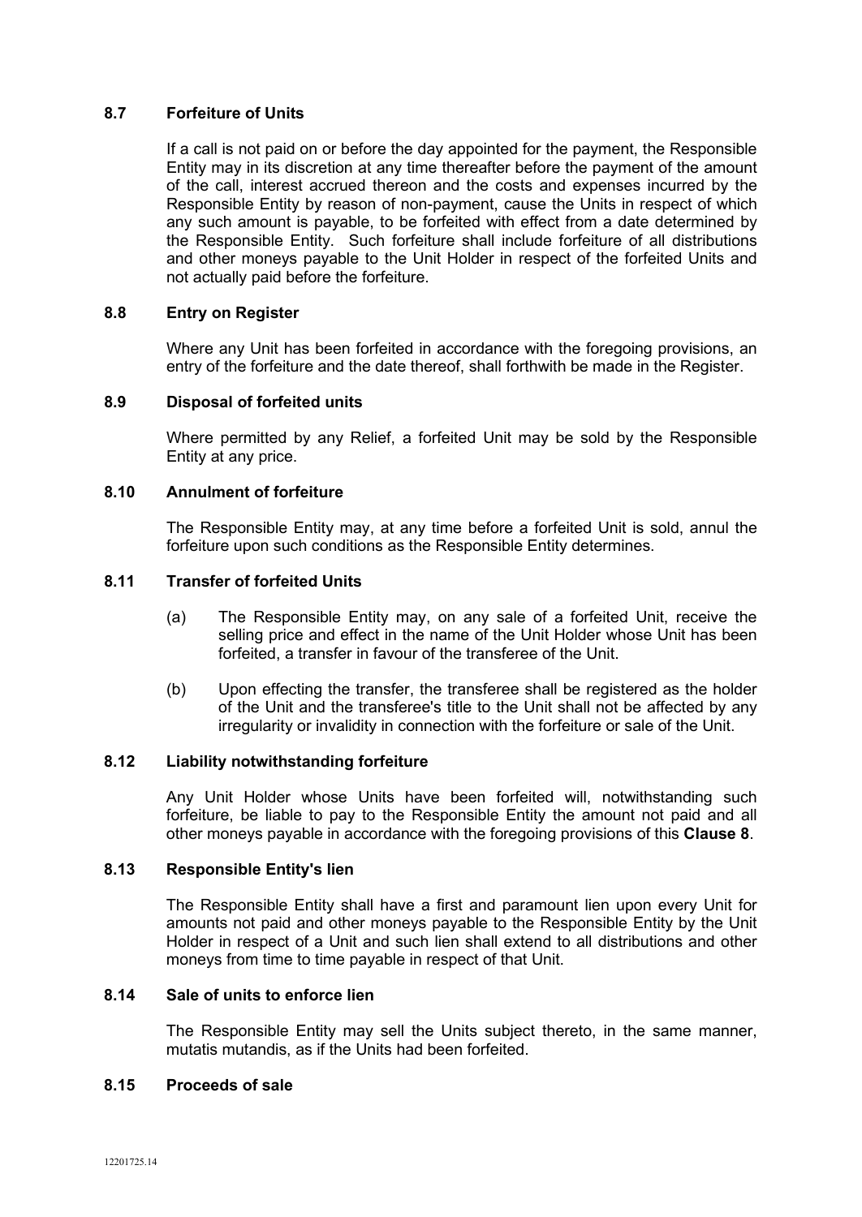### 8.7 Forfeiture of Units

If a call is not paid on or before the day appointed for the payment, the Responsible Entity may in its discretion at any time thereafter before the payment of the amount of the call, interest accrued thereon and the costs and expenses incurred by the Responsible Entity by reason of non-payment, cause the Units in respect of which any such amount is payable, to be forfeited with effect from a date determined by the Responsible Entity. Such forfeiture shall include forfeiture of all distributions and other moneys payable to the Unit Holder in respect of the forfeited Units and not actually paid before the forfeiture.

### 8.8 Entry on Register

Where any Unit has been forfeited in accordance with the foregoing provisions, an entry of the forfeiture and the date thereof, shall forthwith be made in the Register.

### 8.9 Disposal of forfeited units

Where permitted by any Relief, a forfeited Unit may be sold by the Responsible Entity at any price.

### 8.10 Annulment of forfeiture

The Responsible Entity may, at any time before a forfeited Unit is sold, annul the forfeiture upon such conditions as the Responsible Entity determines.

### 8.11 Transfer of forfeited Units

(a) The Responsible Entity may, on any sale of a forfeited Unit, receive the selling price and effect in the name of the Unit Holder whose Unit has been forfeited, a transfer in favour of the transferee of the Unit.

(b) Upon effecting the transfer, the transferee shall be registered as the holder of the Unit and the transferee's title to the Unit shall not be affected by any irregularity or invalidity in connection with the forfeiture or sale of the Unit.

### 8.12 Liability notwithstanding forfeiture

Any Unit Holder whose Units have been forfeited will, notwithstanding such forfeiture, be liable to pay to the Responsible Entity the amount not paid and all other moneys payable in accordance with the foregoing provisions of this **Clause 8**.

### 8.13 Responsible Entity's lien

The Responsible Entity shall have a first and paramount lien upon every Unit for amounts not paid and other moneys payable to the Responsible Entity by the Unit Holder in respect of a Unit and such lien shall extend to all distributions and other moneys from time to time payable in respect of that Unit.

### 8.14 Sale of units to enforce lien

The Responsible Entity may sell the Units subject thereto, in the same manner, mutatis mutandis, as if the Units had been forfeited.

### 8.15 Proceeds of sale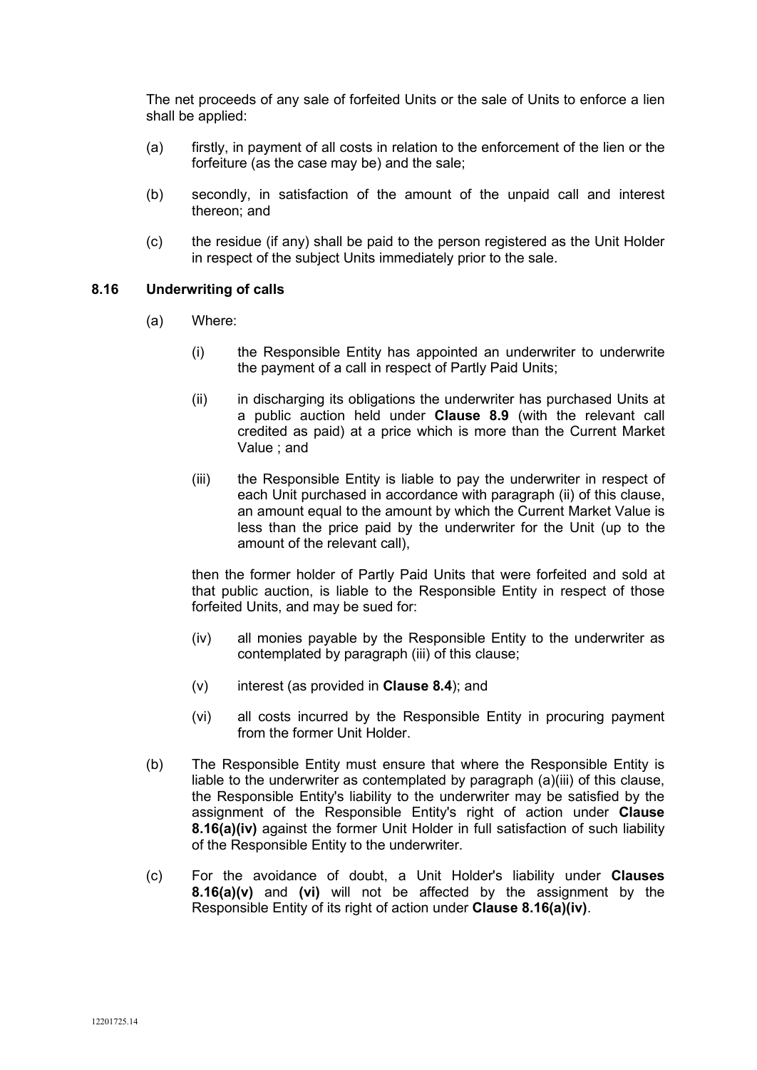The net proceeds of any sale of forfeited Units or the sale of Units to enforce a lien shall be applied:

(a) firstly, in payment of all costs in relation to the enforcement of the lien or the forfeiture (as the case may be) and the sale;

(b) secondly, in satisfaction of the amount of the unpaid call and interest thereon; and

(c) the residue (if any) shall be paid to the person registered as the Unit Holder in respect of the subject Units immediately prior to the sale.

### 8.16 Underwriting of calls

(a) Where:

(i) the Responsible Entity has appointed an underwriter to underwrite the payment of a call in respect of Partly Paid Units;

(ii) in discharging its obligations the underwriter has purchased Units at a public auction held under **Clause 8.9** (with the relevant call credited as paid) at a price which is more than the Current Market Value ; and

(iii) the Responsible Entity is liable to pay the underwriter in respect of each Unit purchased in accordance with paragraph (ii) of this clause, an amount equal to the amount by which the Current Market Value is less than the price paid by the underwriter for the Unit (up to the amount of the relevant call),

then the former holder of Partly Paid Units that were forfeited and sold at that public auction, is liable to the Responsible Entity in respect of those forfeited Units, and may be sued for:

(iv) all monies payable by the Responsible Entity to the underwriter as contemplated by paragraph (iii) of this clause;

(v) interest (as provided in **Clause 8.4**); and

(vi) all costs incurred by the Responsible Entity in procuring payment from the former Unit Holder.

(b) The Responsible Entity must ensure that where the Responsible Entity is liable to the underwriter as contemplated by paragraph (a)(iii) of this clause, the Responsible Entity's liability to the underwriter may be satisfied by the assignment of the Responsible Entity's right of action under **Clause 8.16(a)(iv)** against the former Unit Holder in full satisfaction of such liability of the Responsible Entity to the underwriter.

(c) For the avoidance of doubt, a Unit Holder's liability under **Clauses 8.16(a)(v)** and **(vi)** will not be affected by the assignment by the Responsible Entity of its right of action under **Clause 8.16(a)(iv)**.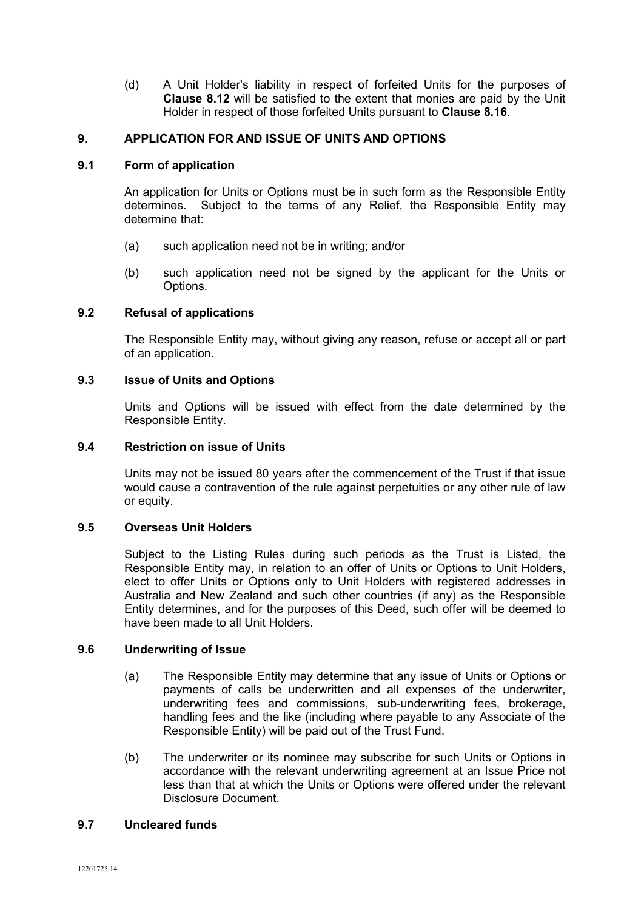(d) A Unit Holder's liability in respect of forfeited Units for the purposes of **Clause 8.12** will be satisfied to the extent that monies are paid by the Unit Holder in respect of those forfeited Units pursuant to **Clause 8.16**.

## 9. APPLICATION FOR AND ISSUE OF UNITS AND OPTIONS

### 9.1 Form of application

An application for Units or Options must be in such form as the Responsible Entity determines. Subject to the terms of any Relief, the Responsible Entity may determine that:

(a) such application need not be in writing; and/or

(b) such application need not be signed by the applicant for the Units or Options.

### 9.2 Refusal of applications

The Responsible Entity may, without giving any reason, refuse or accept all or part of an application.

### 9.3 Issue of Units and Options

Units and Options will be issued with effect from the date determined by the Responsible Entity.

### 9.4 Restriction on issue of Units

Units may not be issued 80 years after the commencement of the Trust if that issue would cause a contravention of the rule against perpetuities or any other rule of law or equity.

### 9.5 Overseas Unit Holders

Subject to the Listing Rules during such periods as the Trust is Listed, the Responsible Entity may, in relation to an offer of Units or Options to Unit Holders, elect to offer Units or Options only to Unit Holders with registered addresses in Australia and New Zealand and such other countries (if any) as the Responsible Entity determines, and for the purposes of this Deed, such offer will be deemed to have been made to all Unit Holders.

### 9.6 Underwriting of Issue

(a) The Responsible Entity may determine that any issue of Units or Options or payments of calls be underwritten and all expenses of the underwriter, underwriting fees and commissions, sub-underwriting fees, brokerage, handling fees and the like (including where payable to any Associate of the Responsible Entity) will be paid out of the Trust Fund.

(b) The underwriter or its nominee may subscribe for such Units or Options in accordance with the relevant underwriting agreement at an Issue Price not less than that at which the Units or Options were offered under the relevant Disclosure Document.

### 9.7 Uncleared funds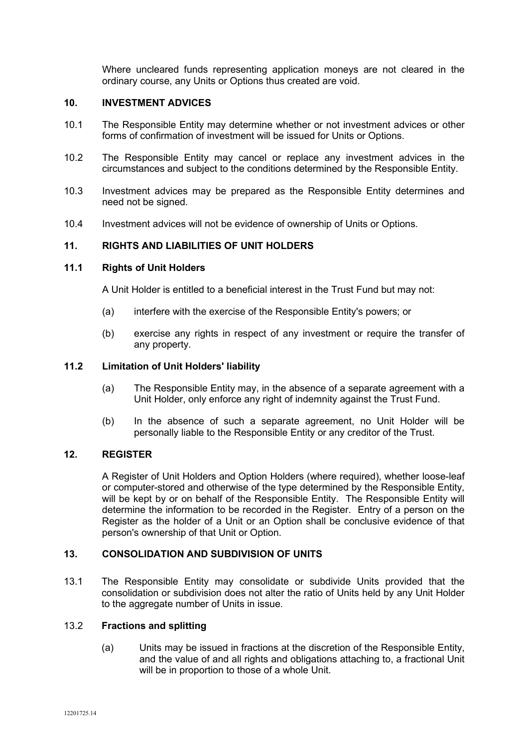Where uncleared funds representing application moneys are not cleared in the ordinary course, any Units or Options thus created are void.

## 10. INVESTMENT ADVICES

10.1 The Responsible Entity may determine whether or not investment advices or other forms of confirmation of investment will be issued for Units or Options.

10.2 The Responsible Entity may cancel or replace any investment advices in the circumstances and subject to the conditions determined by the Responsible Entity.

10.3 Investment advices may be prepared as the Responsible Entity determines and need not be signed.

10.4 Investment advices will not be evidence of ownership of Units or Options.

## 11. RIGHTS AND LIABILITIES OF UNIT HOLDERS

### 11.1 Rights of Unit Holders

A Unit Holder is entitled to a beneficial interest in the Trust Fund but may not:

(a) interfere with the exercise of the Responsible Entity's powers; or

(b) exercise any rights in respect of any investment or require the transfer of any property.

### 11.2 Limitation of Unit Holders' liability

(a) The Responsible Entity may, in the absence of a separate agreement with a Unit Holder, only enforce any right of indemnity against the Trust Fund.

(b) In the absence of such a separate agreement, no Unit Holder will be personally liable to the Responsible Entity or any creditor of the Trust.

## 12. REGISTER

A Register of Unit Holders and Option Holders (where required), whether loose-leaf or computer-stored and otherwise of the type determined by the Responsible Entity, will be kept by or on behalf of the Responsible Entity. The Responsible Entity will determine the information to be recorded in the Register. Entry of a person on the Register as the holder of a Unit or an Option shall be conclusive evidence of that person's ownership of that Unit or Option.

## 13. CONSOLIDATION AND SUBDIVISION OF UNITS

13.1 The Responsible Entity may consolidate or subdivide Units provided that the consolidation or subdivision does not alter the ratio of Units held by any Unit Holder to the aggregate number of Units in issue.

### 13.2 Fractions and splitting

(a) Units may be issued in fractions at the discretion of the Responsible Entity, and the value of and all rights and obligations attaching to, a fractional Unit will be in proportion to those of a whole Unit.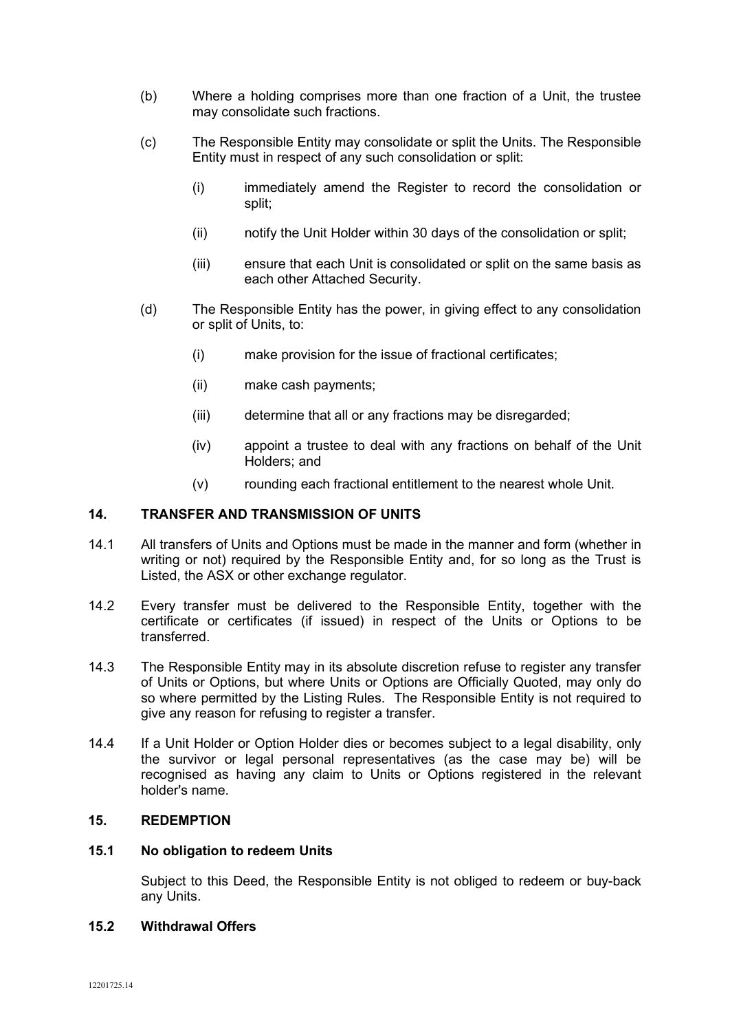(b) Where a holding comprises more than one fraction of a Unit, the trustee may consolidate such fractions.

(c) The Responsible Entity may consolidate or split the Units. The Responsible Entity must in respect of any such consolidation or split:

(i) immediately amend the Register to record the consolidation or split;

(ii) notify the Unit Holder within 30 days of the consolidation or split;

(iii) ensure that each Unit is consolidated or split on the same basis as each other Attached Security.

(d) The Responsible Entity has the power, in giving effect to any consolidation or split of Units, to:

(i) make provision for the issue of fractional certificates;

(ii) make cash payments;

(iii) determine that all or any fractions may be disregarded;

(iv) appoint a trustee to deal with any fractions on behalf of the Unit Holders; and

(v) rounding each fractional entitlement to the nearest whole Unit.

## 14. TRANSFER AND TRANSMISSION OF UNITS

14.1 All transfers of Units and Options must be made in the manner and form (whether in writing or not) required by the Responsible Entity and, for so long as the Trust is Listed, the ASX or other exchange regulator.

14.2 Every transfer must be delivered to the Responsible Entity, together with the certificate or certificates (if issued) in respect of the Units or Options to be transferred.

14.3 The Responsible Entity may in its absolute discretion refuse to register any transfer of Units or Options, but where Units or Options are Officially Quoted, may only do so where permitted by the Listing Rules. The Responsible Entity is not required to give any reason for refusing to register a transfer.

14.4 If a Unit Holder or Option Holder dies or becomes subject to a legal disability, only the survivor or legal personal representatives (as the case may be) will be recognised as having any claim to Units or Options registered in the relevant holder's name.

## 15. REDEMPTION

### 15.1 No obligation to redeem Units

Subject to this Deed, the Responsible Entity is not obliged to redeem or buy-back any Units.

### 15.2 Withdrawal Offers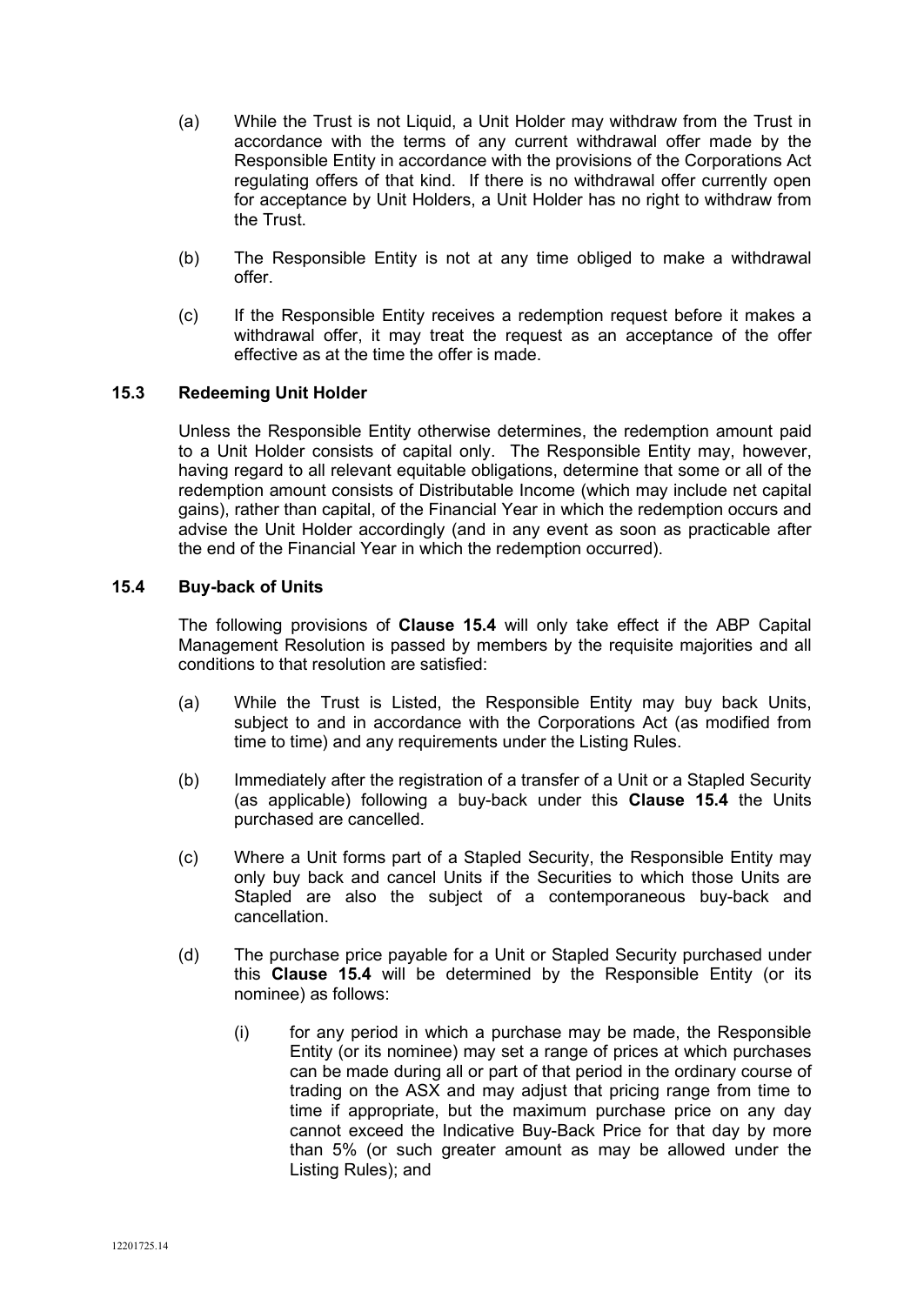(a) While the Trust is not Liquid, a Unit Holder may withdraw from the Trust in accordance with the terms of any current withdrawal offer made by the Responsible Entity in accordance with the provisions of the Corporations Act regulating offers of that kind. If there is no withdrawal offer currently open for acceptance by Unit Holders, a Unit Holder has no right to withdraw from the Trust.

(b) The Responsible Entity is not at any time obliged to make a withdrawal offer.

(c) If the Responsible Entity receives a redemption request before it makes a withdrawal offer, it may treat the request as an acceptance of the offer effective as at the time the offer is made.

### 15.3 Redeeming Unit Holder

Unless the Responsible Entity otherwise determines, the redemption amount paid to a Unit Holder consists of capital only. The Responsible Entity may, however, having regard to all relevant equitable obligations, determine that some or all of the redemption amount consists of Distributable Income (which may include net capital gains), rather than capital, of the Financial Year in which the redemption occurs and advise the Unit Holder accordingly (and in any event as soon as practicable after the end of the Financial Year in which the redemption occurred).

### 15.4 Buy-back of Units

The following provisions of **Clause 15.4** will only take effect if the ABP Capital Management Resolution is passed by members by the requisite majorities and all conditions to that resolution are satisfied:

(a) While the Trust is Listed, the Responsible Entity may buy back Units, subject to and in accordance with the Corporations Act (as modified from time to time) and any requirements under the Listing Rules.

(b) Immediately after the registration of a transfer of a Unit or a Stapled Security (as applicable) following a buy-back under this **Clause 15.4** the Units purchased are cancelled.

(c) Where a Unit forms part of a Stapled Security, the Responsible Entity may only buy back and cancel Units if the Securities to which those Units are Stapled are also the subject of a contemporaneous buy-back and cancellation.

(d) The purchase price payable for a Unit or Stapled Security purchased under this **Clause 15.4** will be determined by the Responsible Entity (or its nominee) as follows:

(i) for any period in which a purchase may be made, the Responsible Entity (or its nominee) may set a range of prices at which purchases can be made during all or part of that period in the ordinary course of trading on the ASX and may adjust that pricing range from time to time if appropriate, but the maximum purchase price on any day cannot exceed the Indicative Buy-Back Price for that day by more than 5% (or such greater amount as may be allowed under the Listing Rules); and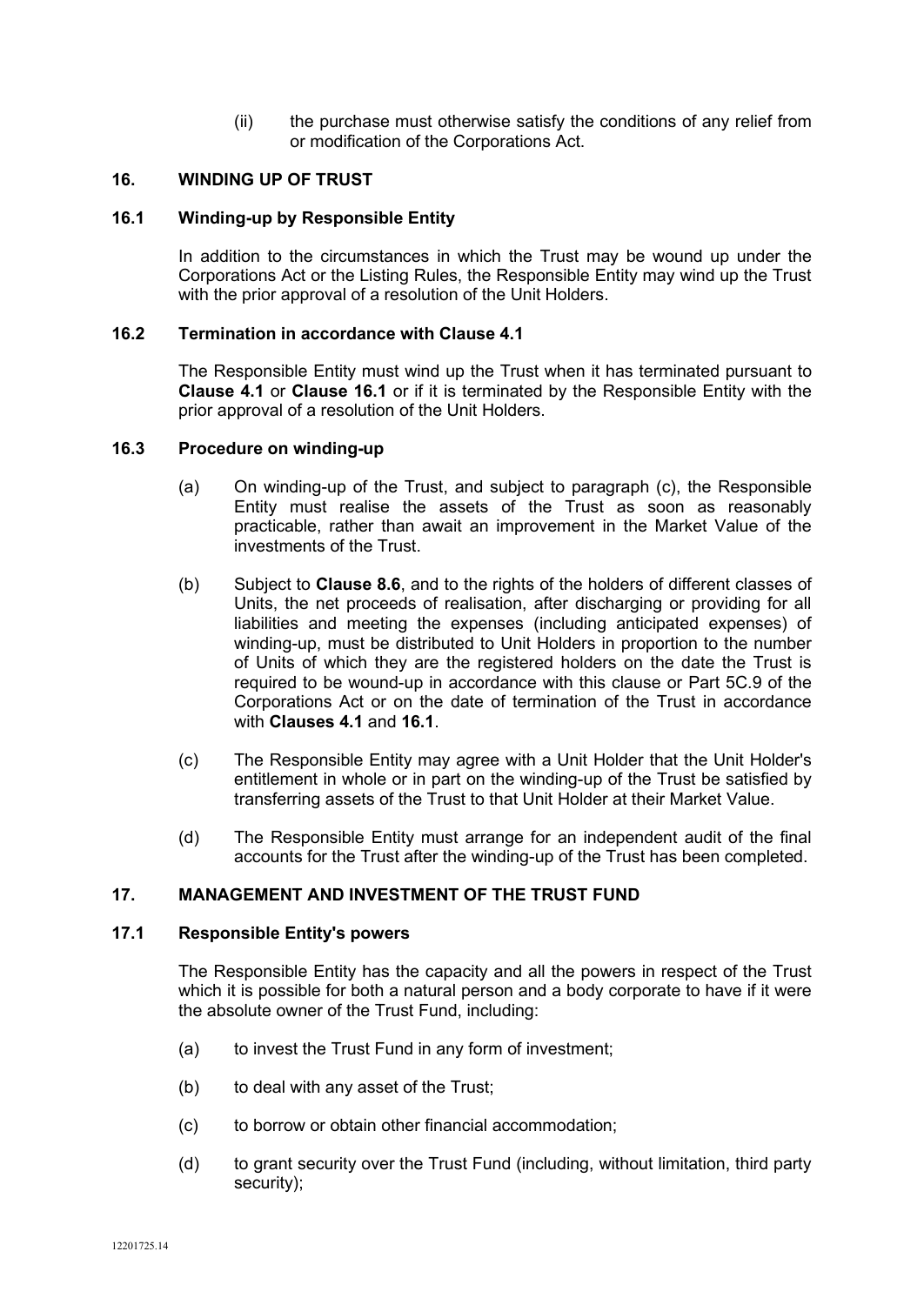(ii) the purchase must otherwise satisfy the conditions of any relief from or modification of the Corporations Act.

## 16. WINDING UP OF TRUST

### 16.1 Winding-up by Responsible Entity

In addition to the circumstances in which the Trust may be wound up under the Corporations Act or the Listing Rules, the Responsible Entity may wind up the Trust with the prior approval of a resolution of the Unit Holders.

### 16.2 Termination in accordance with Clause 4.1

The Responsible Entity must wind up the Trust when it has terminated pursuant to **Clause 4.1** or **Clause 16.1** or if it is terminated by the Responsible Entity with the prior approval of a resolution of the Unit Holders.

### 16.3 Procedure on winding-up

(a) On winding-up of the Trust, and subject to paragraph (c), the Responsible Entity must realise the assets of the Trust as soon as reasonably practicable, rather than await an improvement in the Market Value of the investments of the Trust.

(b) Subject to **Clause 8.6**, and to the rights of the holders of different classes of Units, the net proceeds of realisation, after discharging or providing for all liabilities and meeting the expenses (including anticipated expenses) of winding-up, must be distributed to Unit Holders in proportion to the number of Units of which they are the registered holders on the date the Trust is required to be wound-up in accordance with this clause or Part 5C.9 of the Corporations Act or on the date of termination of the Trust in accordance with **Clauses 4.1** and **16.1**.

(c) The Responsible Entity may agree with a Unit Holder that the Unit Holder's entitlement in whole or in part on the winding-up of the Trust be satisfied by transferring assets of the Trust to that Unit Holder at their Market Value.

(d) The Responsible Entity must arrange for an independent audit of the final accounts for the Trust after the winding-up of the Trust has been completed.

## 17. MANAGEMENT AND INVESTMENT OF THE TRUST FUND

### 17.1 Responsible Entity's powers

The Responsible Entity has the capacity and all the powers in respect of the Trust which it is possible for both a natural person and a body corporate to have if it were the absolute owner of the Trust Fund, including:

(a) to invest the Trust Fund in any form of investment;

(b) to deal with any asset of the Trust;

(c) to borrow or obtain other financial accommodation;

(d) to grant security over the Trust Fund (including, without limitation, third party security);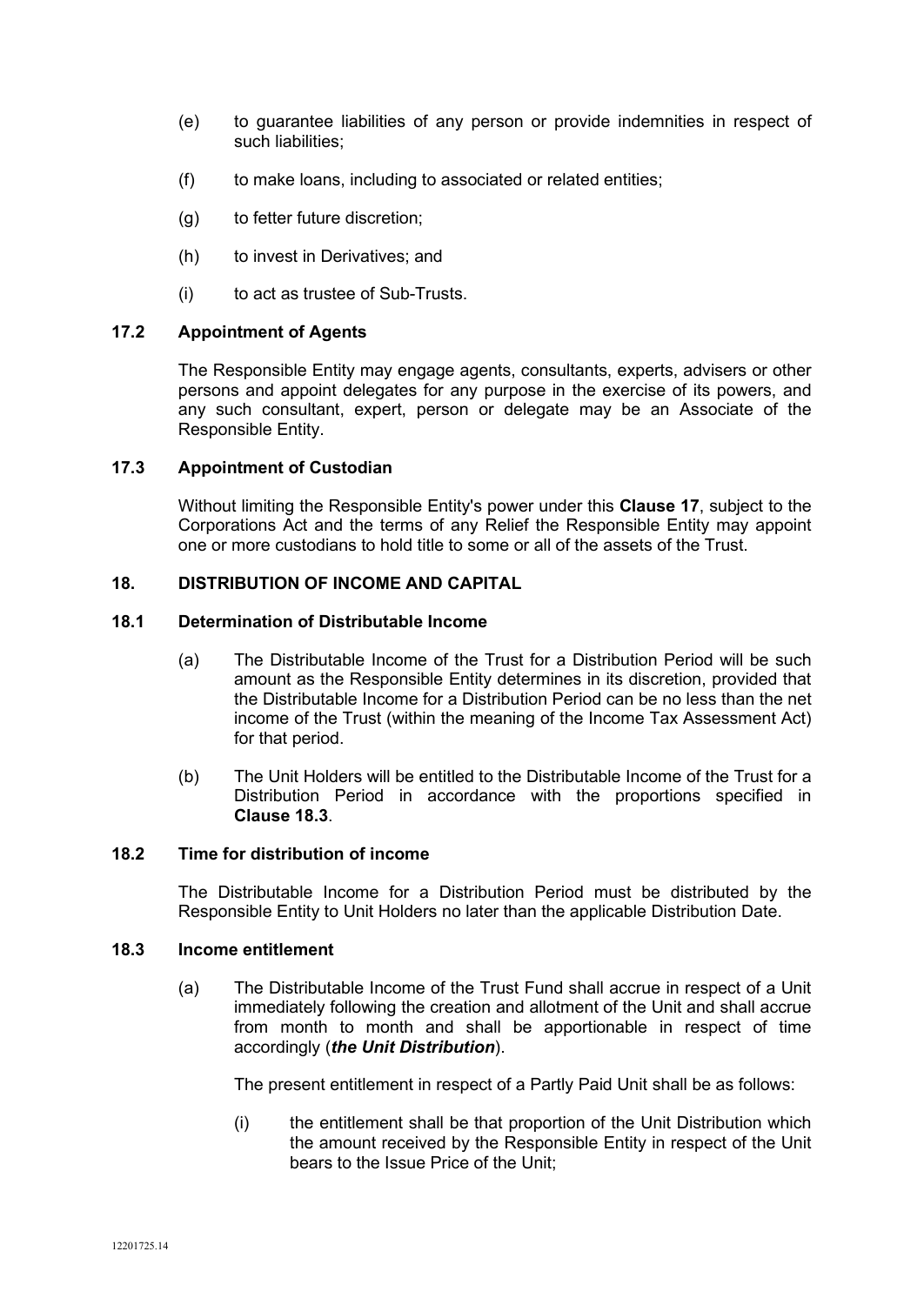(e) to guarantee liabilities of any person or provide indemnities in respect of such liabilities;

(f) to make loans, including to associated or related entities;

(g) to fetter future discretion;

(h) to invest in Derivatives; and

(i) to act as trustee of Sub-Trusts.

### 17.2 Appointment of Agents

The Responsible Entity may engage agents, consultants, experts, advisers or other persons and appoint delegates for any purpose in the exercise of its powers, and any such consultant, expert, person or delegate may be an Associate of the Responsible Entity.

### 17.3 Appointment of Custodian

Without limiting the Responsible Entity's power under this **Clause 17**, subject to the Corporations Act and the terms of any Relief the Responsible Entity may appoint one or more custodians to hold title to some or all of the assets of the Trust.

## 18. DISTRIBUTION OF INCOME AND CAPITAL

### 18.1 Determination of Distributable Income

(a) The Distributable Income of the Trust for a Distribution Period will be such amount as the Responsible Entity determines in its discretion, provided that the Distributable Income for a Distribution Period can be no less than the net income of the Trust (within the meaning of the Income Tax Assessment Act) for that period.

(b) The Unit Holders will be entitled to the Distributable Income of the Trust for a Distribution Period in accordance with the proportions specified in **Clause 18.3**.

### 18.2 Time for distribution of income

The Distributable Income for a Distribution Period must be distributed by the Responsible Entity to Unit Holders no later than the applicable Distribution Date.

### 18.3 Income entitlement

(a) The Distributable Income of the Trust Fund shall accrue in respect of a Unit immediately following the creation and allotment of the Unit and shall accrue from month to month and shall be apportionable in respect of time accordingly (***the Unit Distribution***).

The present entitlement in respect of a Partly Paid Unit shall be as follows:

(i) the entitlement shall be that proportion of the Unit Distribution which the amount received by the Responsible Entity in respect of the Unit bears to the Issue Price of the Unit;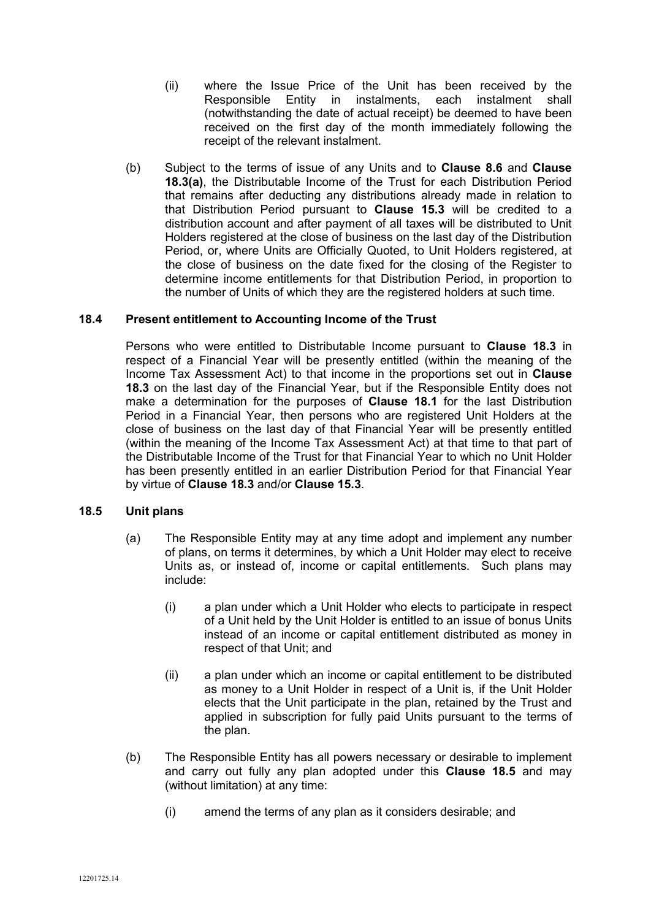(ii) where the Issue Price of the Unit has been received by the Responsible Entity in instalments, each instalment shall (notwithstanding the date of actual receipt) be deemed to have been received on the first day of the month immediately following the receipt of the relevant instalment.

(b) Subject to the terms of issue of any Units and to **Clause 8.6** and **Clause 18.3(a)**, the Distributable Income of the Trust for each Distribution Period that remains after deducting any distributions already made in relation to that Distribution Period pursuant to **Clause 15.3** will be credited to a distribution account and after payment of all taxes will be distributed to Unit Holders registered at the close of business on the last day of the Distribution Period, or, where Units are Officially Quoted, to Unit Holders registered, at the close of business on the date fixed for the closing of the Register to determine income entitlements for that Distribution Period, in proportion to the number of Units of which they are the registered holders at such time.

### 18.4 Present entitlement to Accounting Income of the Trust

Persons who were entitled to Distributable Income pursuant to **Clause 18.3** in respect of a Financial Year will be presently entitled (within the meaning of the Income Tax Assessment Act) to that income in the proportions set out in **Clause 18.3** on the last day of the Financial Year, but if the Responsible Entity does not make a determination for the purposes of **Clause 18.1** for the last Distribution Period in a Financial Year, then persons who are registered Unit Holders at the close of business on the last day of that Financial Year will be presently entitled (within the meaning of the Income Tax Assessment Act) at that time to that part of the Distributable Income of the Trust for that Financial Year to which no Unit Holder has been presently entitled in an earlier Distribution Period for that Financial Year by virtue of **Clause 18.3** and/or **Clause 15.3**.

### 18.5 Unit plans

(a) The Responsible Entity may at any time adopt and implement any number of plans, on terms it determines, by which a Unit Holder may elect to receive Units as, or instead of, income or capital entitlements. Such plans may include:

(i) a plan under which a Unit Holder who elects to participate in respect of a Unit held by the Unit Holder is entitled to an issue of bonus Units instead of an income or capital entitlement distributed as money in respect of that Unit; and

(ii) a plan under which an income or capital entitlement to be distributed as money to a Unit Holder in respect of a Unit is, if the Unit Holder elects that the Unit participate in the plan, retained by the Trust and applied in subscription for fully paid Units pursuant to the terms of the plan.

(b) The Responsible Entity has all powers necessary or desirable to implement and carry out fully any plan adopted under this **Clause 18.5** and may (without limitation) at any time:

(i) amend the terms of any plan as it considers desirable; and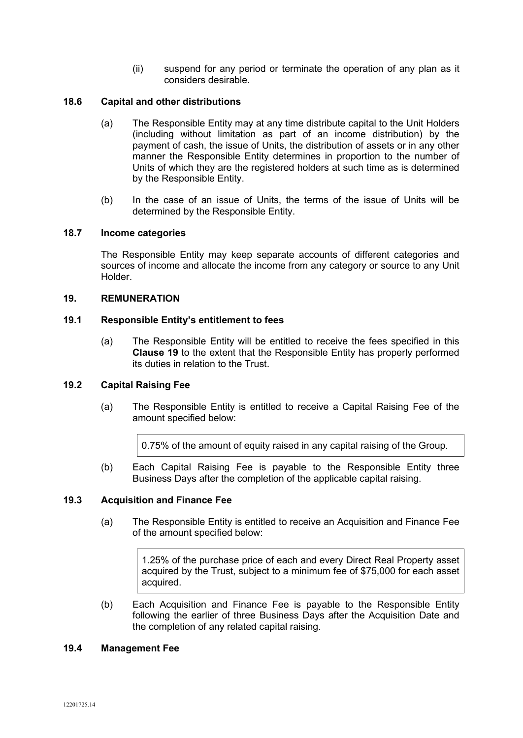(ii) suspend for any period or terminate the operation of any plan as it considers desirable.

### 18.6 Capital and other distributions

(a) The Responsible Entity may at any time distribute capital to the Unit Holders (including without limitation as part of an income distribution) by the payment of cash, the issue of Units, the distribution of assets or in any other manner the Responsible Entity determines in proportion to the number of Units of which they are the registered holders at such time as is determined by the Responsible Entity.

(b) In the case of an issue of Units, the terms of the issue of Units will be determined by the Responsible Entity.

### 18.7 Income categories

The Responsible Entity may keep separate accounts of different categories and sources of income and allocate the income from any category or source to any Unit Holder.

## 19. REMUNERATION

### 19.1 Responsible Entity's entitlement to fees

(a) The Responsible Entity will be entitled to receive the fees specified in this **Clause 19** to the extent that the Responsible Entity has properly performed its duties in relation to the Trust.

### 19.2 Capital Raising Fee

(a) The Responsible Entity is entitled to receive a Capital Raising Fee of the amount specified below:

| 0.75% of the amount of equity raised in any capital raising of the Group. |
|---|

(b) Each Capital Raising Fee is payable to the Responsible Entity three Business Days after the completion of the applicable capital raising.

### 19.3 Acquisition and Finance Fee

(a) The Responsible Entity is entitled to receive an Acquisition and Finance Fee of the amount specified below:

| 1.25% of the purchase price of each and every Direct Real Property asset acquired by the Trust, subject to a minimum fee of $75,000 for each asset acquired. |
|---|

(b) Each Acquisition and Finance Fee is payable to the Responsible Entity following the earlier of three Business Days after the Acquisition Date and the completion of any related capital raising.

### 19.4 Management Fee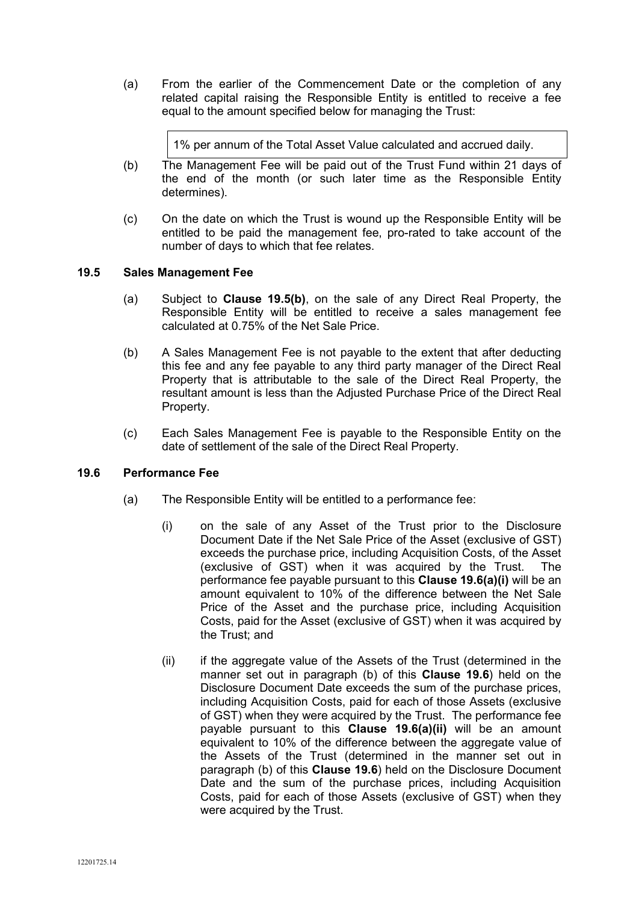(a) From the earlier of the Commencement Date or the completion of any related capital raising the Responsible Entity is entitled to receive a fee equal to the amount specified below for managing the Trust:

| |
|---|
| 1% per annum of the Total Asset Value calculated and accrued daily. |

(b) The Management Fee will be paid out of the Trust Fund within 21 days of the end of the month (or such later time as the Responsible Entity determines).

(c) On the date on which the Trust is wound up the Responsible Entity will be entitled to be paid the management fee, pro-rated to take account of the number of days to which that fee relates.

### 19.5 Sales Management Fee

(a) Subject to **Clause 19.5(b)**, on the sale of any Direct Real Property, the Responsible Entity will be entitled to receive a sales management fee calculated at 0.75% of the Net Sale Price.

(b) A Sales Management Fee is not payable to the extent that after deducting this fee and any fee payable to any third party manager of the Direct Real Property that is attributable to the sale of the Direct Real Property, the resultant amount is less than the Adjusted Purchase Price of the Direct Real Property.

(c) Each Sales Management Fee is payable to the Responsible Entity on the date of settlement of the sale of the Direct Real Property.

### 19.6 Performance Fee

(a) The Responsible Entity will be entitled to a performance fee:

(i) on the sale of any Asset of the Trust prior to the Disclosure Document Date if the Net Sale Price of the Asset (exclusive of GST) exceeds the purchase price, including Acquisition Costs, of the Asset (exclusive of GST) when it was acquired by the Trust. The performance fee payable pursuant to this **Clause 19.6(a)(i)** will be an amount equivalent to 10% of the difference between the Net Sale Price of the Asset and the purchase price, including Acquisition Costs, paid for the Asset (exclusive of GST) when it was acquired by the Trust; and

(ii) if the aggregate value of the Assets of the Trust (determined in the manner set out in paragraph (b) of this **Clause 19.6**) held on the Disclosure Document Date exceeds the sum of the purchase prices, including Acquisition Costs, paid for each of those Assets (exclusive of GST) when they were acquired by the Trust. The performance fee payable pursuant to this **Clause 19.6(a)(ii)** will be an amount equivalent to 10% of the difference between the aggregate value of the Assets of the Trust (determined in the manner set out in paragraph (b) of this **Clause 19.6**) held on the Disclosure Document Date and the sum of the purchase prices, including Acquisition Costs, paid for each of those Assets (exclusive of GST) when they were acquired by the Trust.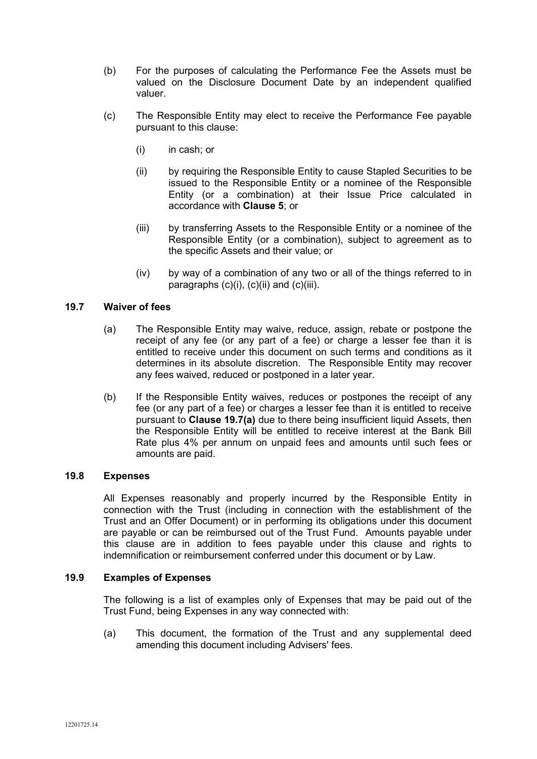(b) For the purposes of calculating the Performance Fee the Assets must be valued on the Disclosure Document Date by an independent qualified valuer.

(c) The Responsible Entity may elect to receive the Performance Fee payable pursuant to this clause:

   (i) in cash; or

   (ii) by requiring the Responsible Entity to cause Stapled Securities to be issued to the Responsible Entity or a nominee of the Responsible Entity (or a combination) at their Issue Price calculated in accordance with **Clause 5**; or

   (iii) by transferring Assets to the Responsible Entity or a nominee of the Responsible Entity (or a combination), subject to agreement as to the specific Assets and their value; or

   (iv) by way of a combination of any two or all of the things referred to in paragraphs (c)(i), (c)(ii) and (c)(iii).

### 19.7 Waiver of fees

(a) The Responsible Entity may waive, reduce, assign, rebate or postpone the receipt of any fee (or any part of a fee) or charge a lesser fee than it is entitled to receive under this document on such terms and conditions as it determines in its absolute discretion. The Responsible Entity may recover any fees waived, reduced or postponed in a later year.

(b) If the Responsible Entity waives, reduces or postpones the receipt of any fee (or any part of a fee) or charges a lesser fee than it is entitled to receive pursuant to **Clause 19.7(a)** due to there being insufficient liquid Assets, then the Responsible Entity will be entitled to receive interest at the Bank Bill Rate plus 4% per annum on unpaid fees and amounts until such fees or amounts are paid.

### 19.8 Expenses

All Expenses reasonably and properly incurred by the Responsible Entity in connection with the Trust (including in connection with the establishment of the Trust and an Offer Document) or in performing its obligations under this document are payable or can be reimbursed out of the Trust Fund. Amounts payable under this clause are in addition to fees payable under this clause and rights to indemnification or reimbursement conferred under this document or by Law.

### 19.9 Examples of Expenses

The following is a list of examples only of Expenses that may be paid out of the Trust Fund, being Expenses in any way connected with:

(a) This document, the formation of the Trust and any supplemental deed amending this document including Advisers' fees.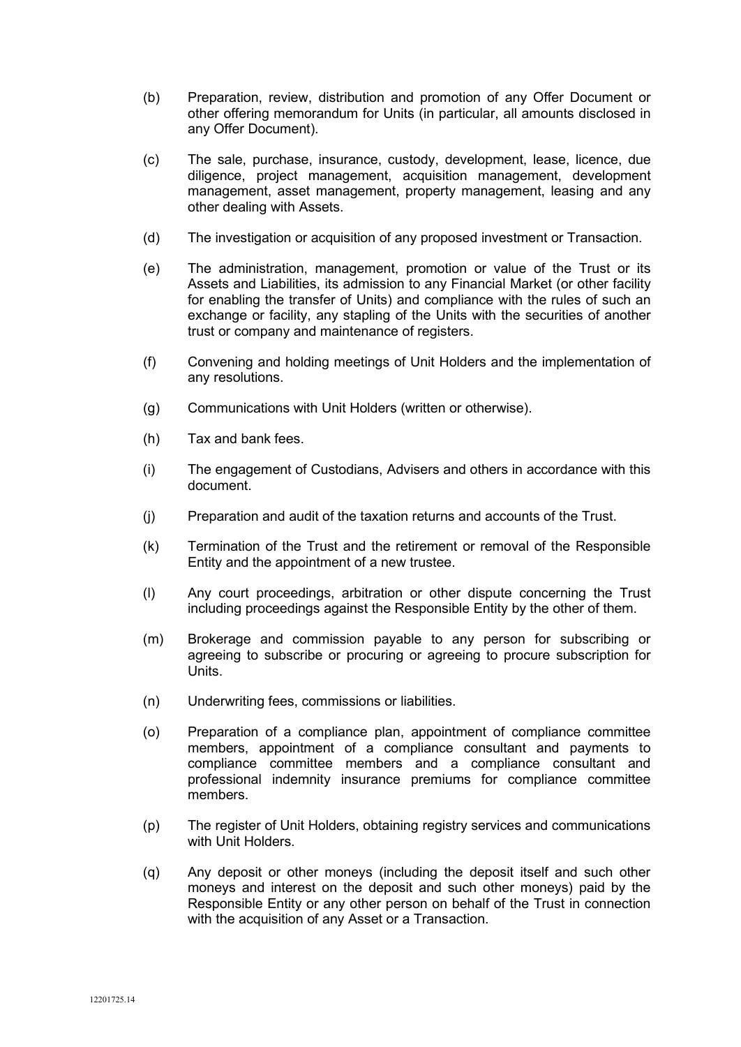(b) Preparation, review, distribution and promotion of any Offer Document or other offering memorandum for Units (in particular, all amounts disclosed in any Offer Document).

(c) The sale, purchase, insurance, custody, development, lease, licence, due diligence, project management, acquisition management, development management, asset management, property management, leasing and any other dealing with Assets.

(d) The investigation or acquisition of any proposed investment or Transaction.

(e) The administration, management, promotion or value of the Trust or its Assets and Liabilities, its admission to any Financial Market (or other facility for enabling the transfer of Units) and compliance with the rules of such an exchange or facility, any stapling of the Units with the securities of another trust or company and maintenance of registers.

(f) Convening and holding meetings of Unit Holders and the implementation of any resolutions.

(g) Communications with Unit Holders (written or otherwise).

(h) Tax and bank fees.

(i) The engagement of Custodians, Advisers and others in accordance with this document.

(j) Preparation and audit of the taxation returns and accounts of the Trust.

(k) Termination of the Trust and the retirement or removal of the Responsible Entity and the appointment of a new trustee.

(l) Any court proceedings, arbitration or other dispute concerning the Trust including proceedings against the Responsible Entity by the other of them.

(m) Brokerage and commission payable to any person for subscribing or agreeing to subscribe or procuring or agreeing to procure subscription for Units.

(n) Underwriting fees, commissions or liabilities.

(o) Preparation of a compliance plan, appointment of compliance committee members, appointment of a compliance consultant and payments to compliance committee members and a compliance consultant and professional indemnity insurance premiums for compliance committee members.

(p) The register of Unit Holders, obtaining registry services and communications with Unit Holders.

(q) Any deposit or other moneys (including the deposit itself and such other moneys and interest on the deposit and such other moneys) paid by the Responsible Entity or any other person on behalf of the Trust in connection with the acquisition of any Asset or a Transaction.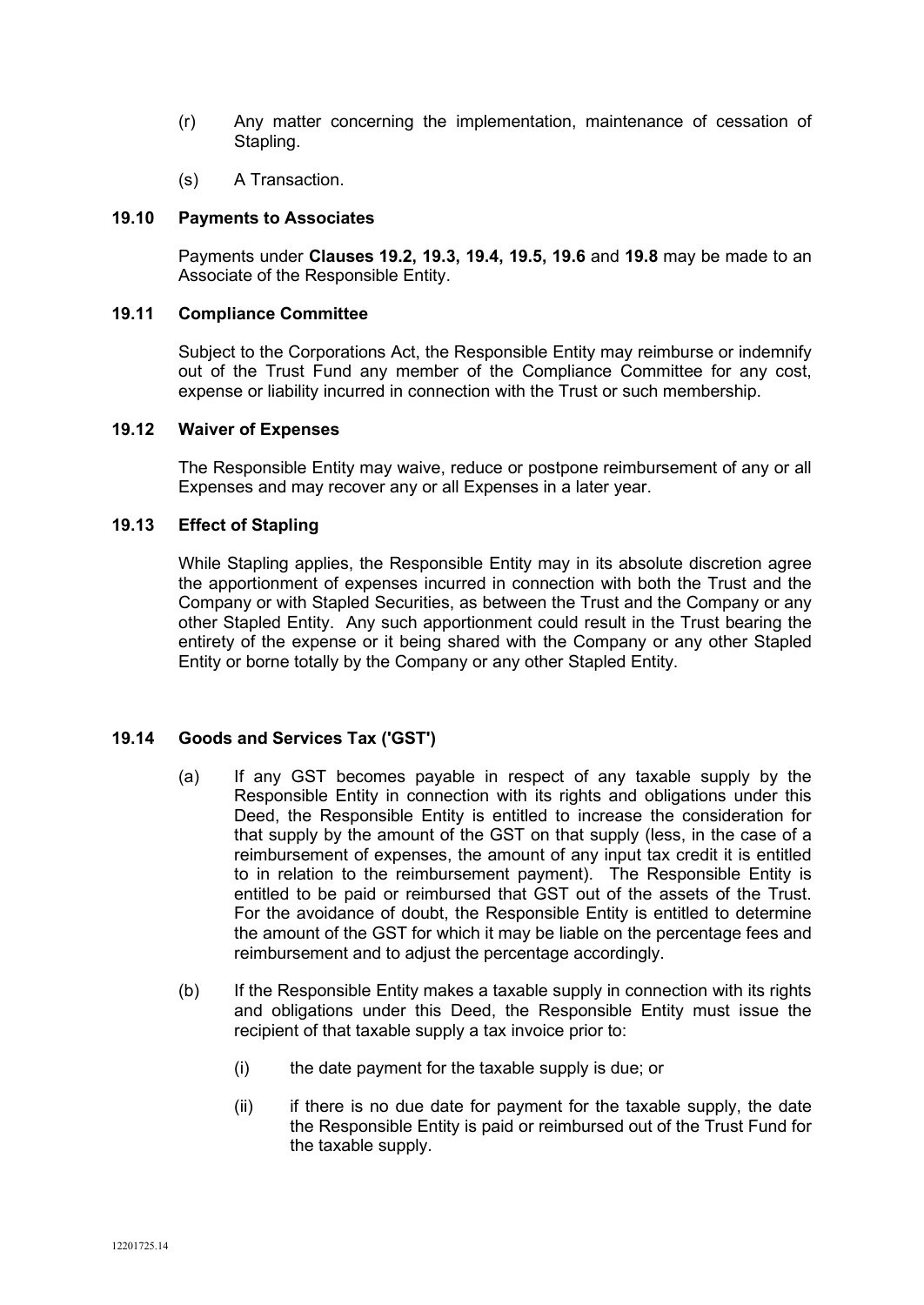(r) Any matter concerning the implementation, maintenance of cessation of Stapling.

(s) A Transaction.

### 19.10 Payments to Associates

Payments under **Clauses 19.2, 19.3, 19.4, 19.5, 19.6** and **19.8** may be made to an Associate of the Responsible Entity.

### 19.11 Compliance Committee

Subject to the Corporations Act, the Responsible Entity may reimburse or indemnify out of the Trust Fund any member of the Compliance Committee for any cost, expense or liability incurred in connection with the Trust or such membership.

### 19.12 Waiver of Expenses

The Responsible Entity may waive, reduce or postpone reimbursement of any or all Expenses and may recover any or all Expenses in a later year.

### 19.13 Effect of Stapling

While Stapling applies, the Responsible Entity may in its absolute discretion agree the apportionment of expenses incurred in connection with both the Trust and the Company or with Stapled Securities, as between the Trust and the Company or any other Stapled Entity. Any such apportionment could result in the Trust bearing the entirety of the expense or it being shared with the Company or any other Stapled Entity or borne totally by the Company or any other Stapled Entity.

### 19.14 Goods and Services Tax ('GST')

(a) If any GST becomes payable in respect of any taxable supply by the Responsible Entity in connection with its rights and obligations under this Deed, the Responsible Entity is entitled to increase the consideration for that supply by the amount of the GST on that supply (less, in the case of a reimbursement of expenses, the amount of any input tax credit it is entitled to in relation to the reimbursement payment). The Responsible Entity is entitled to be paid or reimbursed that GST out of the assets of the Trust. For the avoidance of doubt, the Responsible Entity is entitled to determine the amount of the GST for which it may be liable on the percentage fees and reimbursement and to adjust the percentage accordingly.

(b) If the Responsible Entity makes a taxable supply in connection with its rights and obligations under this Deed, the Responsible Entity must issue the recipient of that taxable supply a tax invoice prior to:

(i) the date payment for the taxable supply is due; or

(ii) if there is no due date for payment for the taxable supply, the date the Responsible Entity is paid or reimbursed out of the Trust Fund for the taxable supply.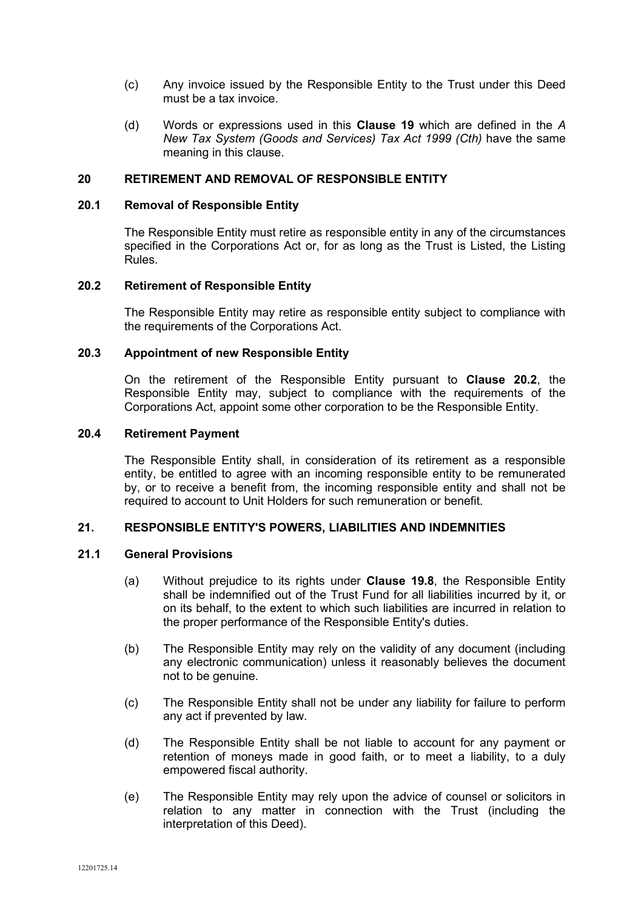(c) Any invoice issued by the Responsible Entity to the Trust under this Deed must be a tax invoice.

(d) Words or expressions used in this **Clause 19** which are defined in the *A New Tax System (Goods and Services) Tax Act 1999 (Cth)* have the same meaning in this clause.

## 20 RETIREMENT AND REMOVAL OF RESPONSIBLE ENTITY

### 20.1 Removal of Responsible Entity

The Responsible Entity must retire as responsible entity in any of the circumstances specified in the Corporations Act or, for as long as the Trust is Listed, the Listing Rules.

### 20.2 Retirement of Responsible Entity

The Responsible Entity may retire as responsible entity subject to compliance with the requirements of the Corporations Act.

### 20.3 Appointment of new Responsible Entity

On the retirement of the Responsible Entity pursuant to **Clause 20.2**, the Responsible Entity may, subject to compliance with the requirements of the Corporations Act, appoint some other corporation to be the Responsible Entity.

### 20.4 Retirement Payment

The Responsible Entity shall, in consideration of its retirement as a responsible entity, be entitled to agree with an incoming responsible entity to be remunerated by, or to receive a benefit from, the incoming responsible entity and shall not be required to account to Unit Holders for such remuneration or benefit.

## 21. RESPONSIBLE ENTITY'S POWERS, LIABILITIES AND INDEMNITIES

### 21.1 General Provisions

(a) Without prejudice to its rights under **Clause 19.8**, the Responsible Entity shall be indemnified out of the Trust Fund for all liabilities incurred by it, or on its behalf, to the extent to which such liabilities are incurred in relation to the proper performance of the Responsible Entity's duties.

(b) The Responsible Entity may rely on the validity of any document (including any electronic communication) unless it reasonably believes the document not to be genuine.

(c) The Responsible Entity shall not be under any liability for failure to perform any act if prevented by law.

(d) The Responsible Entity shall be not liable to account for any payment or retention of moneys made in good faith, or to meet a liability, to a duly empowered fiscal authority.

(e) The Responsible Entity may rely upon the advice of counsel or solicitors in relation to any matter in connection with the Trust (including the interpretation of this Deed).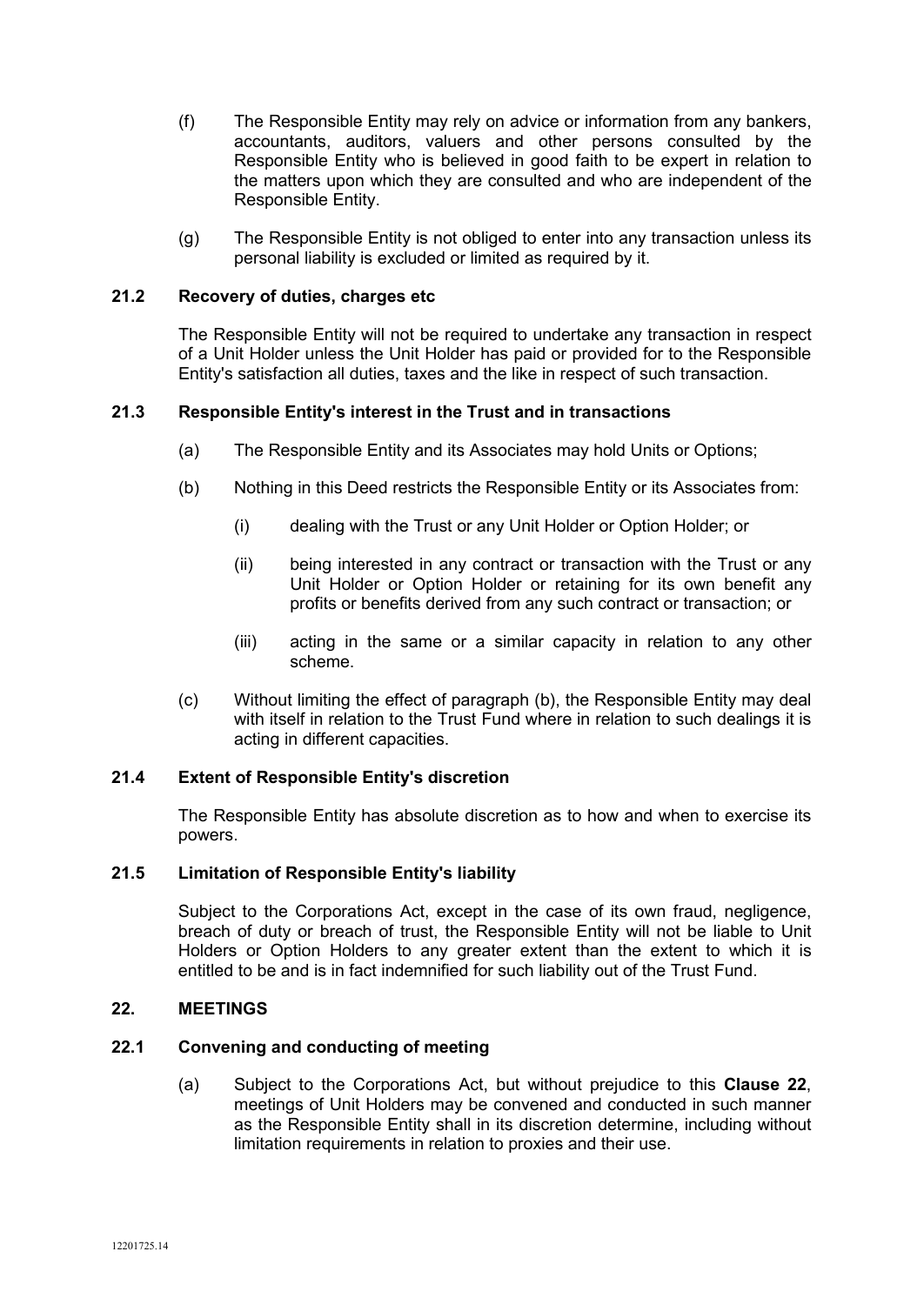(f) The Responsible Entity may rely on advice or information from any bankers, accountants, auditors, valuers and other persons consulted by the Responsible Entity who is believed in good faith to be expert in relation to the matters upon which they are consulted and who are independent of the Responsible Entity.

(g) The Responsible Entity is not obliged to enter into any transaction unless its personal liability is excluded or limited as required by it.

### 21.2 Recovery of duties, charges etc

The Responsible Entity will not be required to undertake any transaction in respect of a Unit Holder unless the Unit Holder has paid or provided for to the Responsible Entity's satisfaction all duties, taxes and the like in respect of such transaction.

### 21.3 Responsible Entity's interest in the Trust and in transactions

(a) The Responsible Entity and its Associates may hold Units or Options;

(b) Nothing in this Deed restricts the Responsible Entity or its Associates from:

(i) dealing with the Trust or any Unit Holder or Option Holder; or

(ii) being interested in any contract or transaction with the Trust or any Unit Holder or Option Holder or retaining for its own benefit any profits or benefits derived from any such contract or transaction; or

(iii) acting in the same or a similar capacity in relation to any other scheme.

(c) Without limiting the effect of paragraph (b), the Responsible Entity may deal with itself in relation to the Trust Fund where in relation to such dealings it is acting in different capacities.

### 21.4 Extent of Responsible Entity's discretion

The Responsible Entity has absolute discretion as to how and when to exercise its powers.

### 21.5 Limitation of Responsible Entity's liability

Subject to the Corporations Act, except in the case of its own fraud, negligence, breach of duty or breach of trust, the Responsible Entity will not be liable to Unit Holders or Option Holders to any greater extent than the extent to which it is entitled to be and is in fact indemnified for such liability out of the Trust Fund.

## 22. MEETINGS

### 22.1 Convening and conducting of meeting

(a) Subject to the Corporations Act, but without prejudice to this **Clause 22**, meetings of Unit Holders may be convened and conducted in such manner as the Responsible Entity shall in its discretion determine, including without limitation requirements in relation to proxies and their use.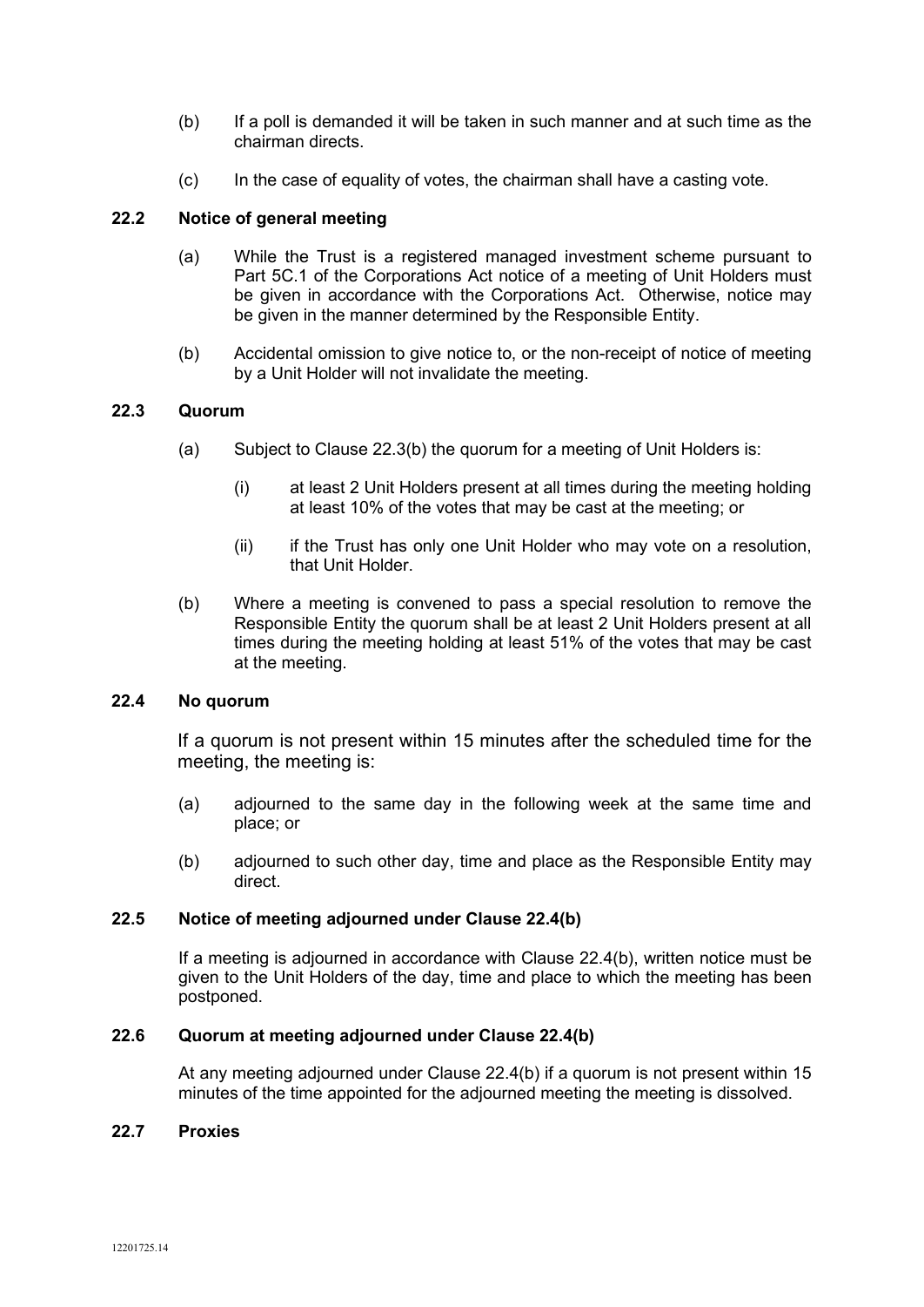(b) If a poll is demanded it will be taken in such manner and at such time as the chairman directs.

(c) In the case of equality of votes, the chairman shall have a casting vote.

### 22.2 Notice of general meeting

(a) While the Trust is a registered managed investment scheme pursuant to Part 5C.1 of the Corporations Act notice of a meeting of Unit Holders must be given in accordance with the Corporations Act. Otherwise, notice may be given in the manner determined by the Responsible Entity.

(b) Accidental omission to give notice to, or the non-receipt of notice of meeting by a Unit Holder will not invalidate the meeting.

### 22.3 Quorum

(a) Subject to Clause 22.3(b) the quorum for a meeting of Unit Holders is:

(i) at least 2 Unit Holders present at all times during the meeting holding at least 10% of the votes that may be cast at the meeting; or

(ii) if the Trust has only one Unit Holder who may vote on a resolution, that Unit Holder.

(b) Where a meeting is convened to pass a special resolution to remove the Responsible Entity the quorum shall be at least 2 Unit Holders present at all times during the meeting holding at least 51% of the votes that may be cast at the meeting.

### 22.4 No quorum

If a quorum is not present within 15 minutes after the scheduled time for the meeting, the meeting is:

(a) adjourned to the same day in the following week at the same time and place; or

(b) adjourned to such other day, time and place as the Responsible Entity may direct.

### 22.5 Notice of meeting adjourned under Clause 22.4(b)

If a meeting is adjourned in accordance with Clause 22.4(b), written notice must be given to the Unit Holders of the day, time and place to which the meeting has been postponed.

### 22.6 Quorum at meeting adjourned under Clause 22.4(b)

At any meeting adjourned under Clause 22.4(b) if a quorum is not present within 15 minutes of the time appointed for the adjourned meeting the meeting is dissolved.

### 22.7 Proxies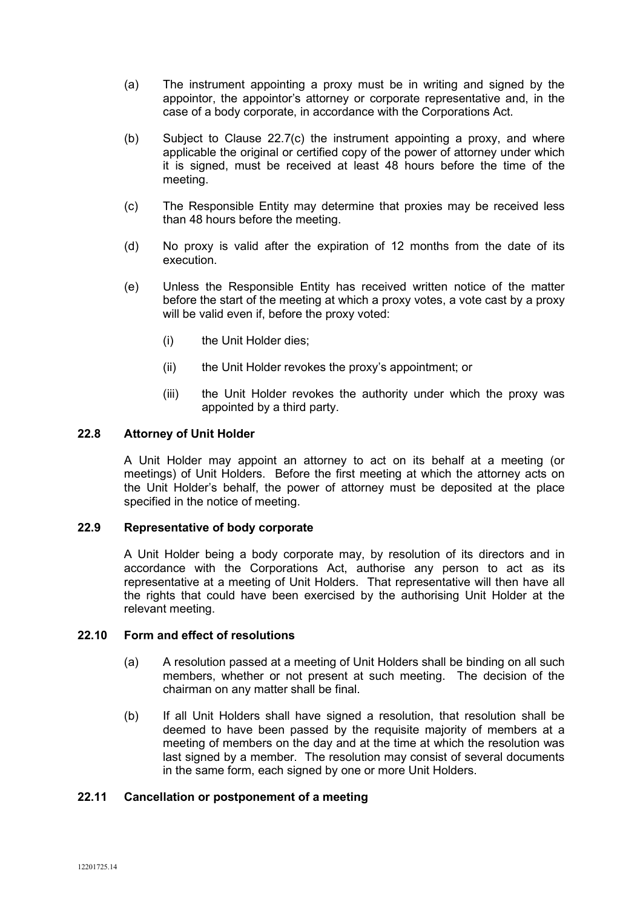(a) The instrument appointing a proxy must be in writing and signed by the appointor, the appointor's attorney or corporate representative and, in the case of a body corporate, in accordance with the Corporations Act.

(b) Subject to Clause 22.7(c) the instrument appointing a proxy, and where applicable the original or certified copy of the power of attorney under which it is signed, must be received at least 48 hours before the time of the meeting.

(c) The Responsible Entity may determine that proxies may be received less than 48 hours before the meeting.

(d) No proxy is valid after the expiration of 12 months from the date of its execution.

(e) Unless the Responsible Entity has received written notice of the matter before the start of the meeting at which a proxy votes, a vote cast by a proxy will be valid even if, before the proxy voted:

(i) the Unit Holder dies;

(ii) the Unit Holder revokes the proxy's appointment; or

(iii) the Unit Holder revokes the authority under which the proxy was appointed by a third party.

### 22.8 Attorney of Unit Holder

A Unit Holder may appoint an attorney to act on its behalf at a meeting (or meetings) of Unit Holders. Before the first meeting at which the attorney acts on the Unit Holder's behalf, the power of attorney must be deposited at the place specified in the notice of meeting.

### 22.9 Representative of body corporate

A Unit Holder being a body corporate may, by resolution of its directors and in accordance with the Corporations Act, authorise any person to act as its representative at a meeting of Unit Holders. That representative will then have all the rights that could have been exercised by the authorising Unit Holder at the relevant meeting.

### 22.10 Form and effect of resolutions

(a) A resolution passed at a meeting of Unit Holders shall be binding on all such members, whether or not present at such meeting. The decision of the chairman on any matter shall be final.

(b) If all Unit Holders shall have signed a resolution, that resolution shall be deemed to have been passed by the requisite majority of members at a meeting of members on the day and at the time at which the resolution was last signed by a member. The resolution may consist of several documents in the same form, each signed by one or more Unit Holders.

### 22.11 Cancellation or postponement of a meeting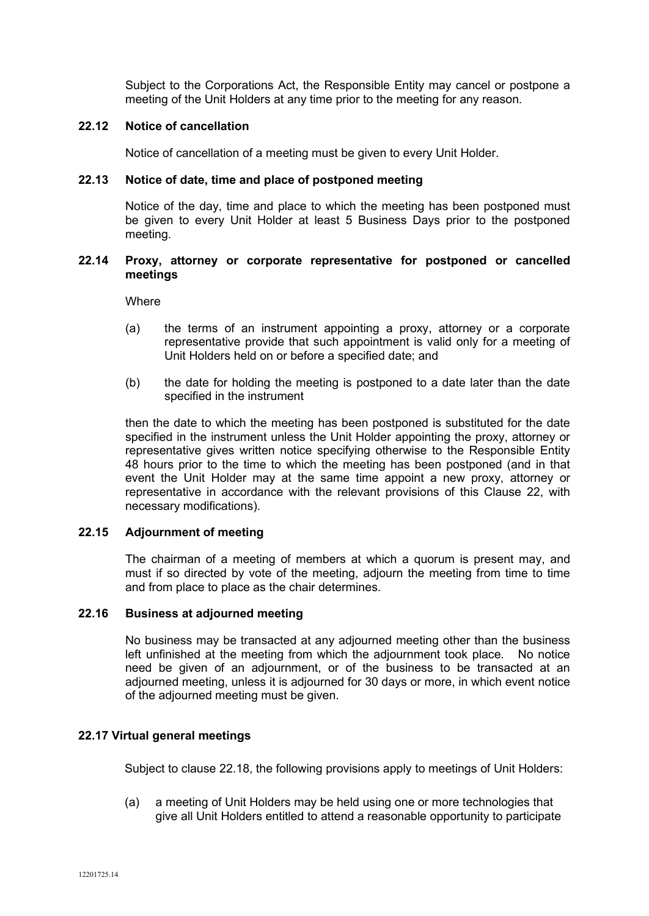Subject to the Corporations Act, the Responsible Entity may cancel or postpone a meeting of the Unit Holders at any time prior to the meeting for any reason.

### 22.12 Notice of cancellation

Notice of cancellation of a meeting must be given to every Unit Holder.

### 22.13 Notice of date, time and place of postponed meeting

Notice of the day, time and place to which the meeting has been postponed must be given to every Unit Holder at least 5 Business Days prior to the postponed meeting.

### 22.14 Proxy, attorney or corporate representative for postponed or cancelled meetings

Where

(a) the terms of an instrument appointing a proxy, attorney or a corporate representative provide that such appointment is valid only for a meeting of Unit Holders held on or before a specified date; and

(b) the date for holding the meeting is postponed to a date later than the date specified in the instrument

then the date to which the meeting has been postponed is substituted for the date specified in the instrument unless the Unit Holder appointing the proxy, attorney or representative gives written notice specifying otherwise to the Responsible Entity 48 hours prior to the time to which the meeting has been postponed (and in that event the Unit Holder may at the same time appoint a new proxy, attorney or representative in accordance with the relevant provisions of this Clause 22, with necessary modifications).

### 22.15 Adjournment of meeting

The chairman of a meeting of members at which a quorum is present may, and must if so directed by vote of the meeting, adjourn the meeting from time to time and from place to place as the chair determines.

### 22.16 Business at adjourned meeting

No business may be transacted at any adjourned meeting other than the business left unfinished at the meeting from which the adjournment took place. No notice need be given of an adjournment, or of the business to be transacted at an adjourned meeting, unless it is adjourned for 30 days or more, in which event notice of the adjourned meeting must be given.

### 22.17 Virtual general meetings

Subject to clause 22.18, the following provisions apply to meetings of Unit Holders:

(a) a meeting of Unit Holders may be held using one or more technologies that give all Unit Holders entitled to attend a reasonable opportunity to participate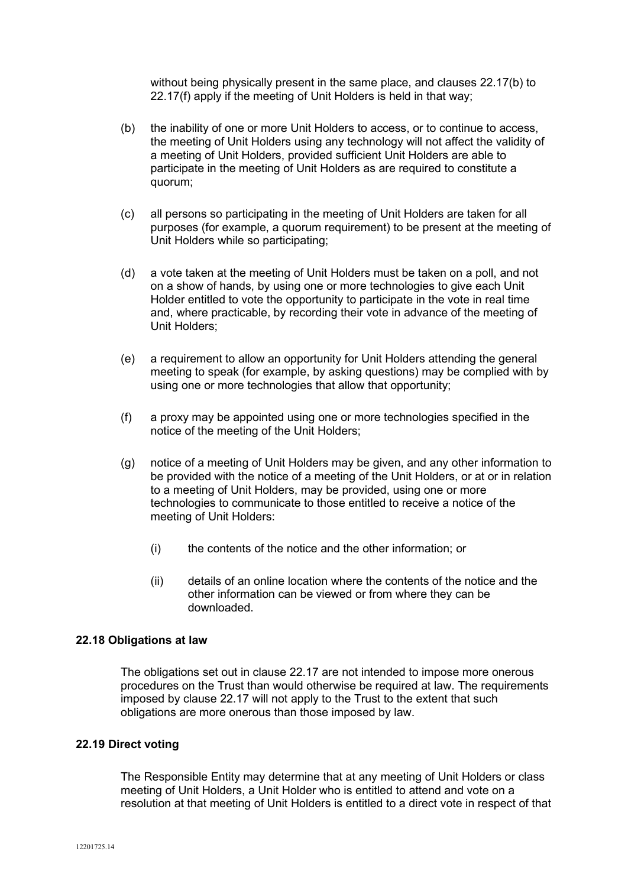without being physically present in the same place, and clauses 22.17(b) to 22.17(f) apply if the meeting of Unit Holders is held in that way;

(b) the inability of one or more Unit Holders to access, or to continue to access, the meeting of Unit Holders using any technology will not affect the validity of a meeting of Unit Holders, provided sufficient Unit Holders are able to participate in the meeting of Unit Holders as are required to constitute a quorum;

(c) all persons so participating in the meeting of Unit Holders are taken for all purposes (for example, a quorum requirement) to be present at the meeting of Unit Holders while so participating;

(d) a vote taken at the meeting of Unit Holders must be taken on a poll, and not on a show of hands, by using one or more technologies to give each Unit Holder entitled to vote the opportunity to participate in the vote in real time and, where practicable, by recording their vote in advance of the meeting of Unit Holders;

(e) a requirement to allow an opportunity for Unit Holders attending the general meeting to speak (for example, by asking questions) may be complied with by using one or more technologies that allow that opportunity;

(f) a proxy may be appointed using one or more technologies specified in the notice of the meeting of the Unit Holders;

(g) notice of a meeting of Unit Holders may be given, and any other information to be provided with the notice of a meeting of the Unit Holders, or at or in relation to a meeting of Unit Holders, may be provided, using one or more technologies to communicate to those entitled to receive a notice of the meeting of Unit Holders:

   (i) the contents of the notice and the other information; or

   (ii) details of an online location where the contents of the notice and the other information can be viewed or from where they can be downloaded.

### 22.18 Obligations at law

The obligations set out in clause 22.17 are not intended to impose more onerous procedures on the Trust than would otherwise be required at law. The requirements imposed by clause 22.17 will not apply to the Trust to the extent that such obligations are more onerous than those imposed by law.

### 22.19 Direct voting

The Responsible Entity may determine that at any meeting of Unit Holders or class meeting of Unit Holders, a Unit Holder who is entitled to attend and vote on a resolution at that meeting of Unit Holders is entitled to a direct vote in respect of that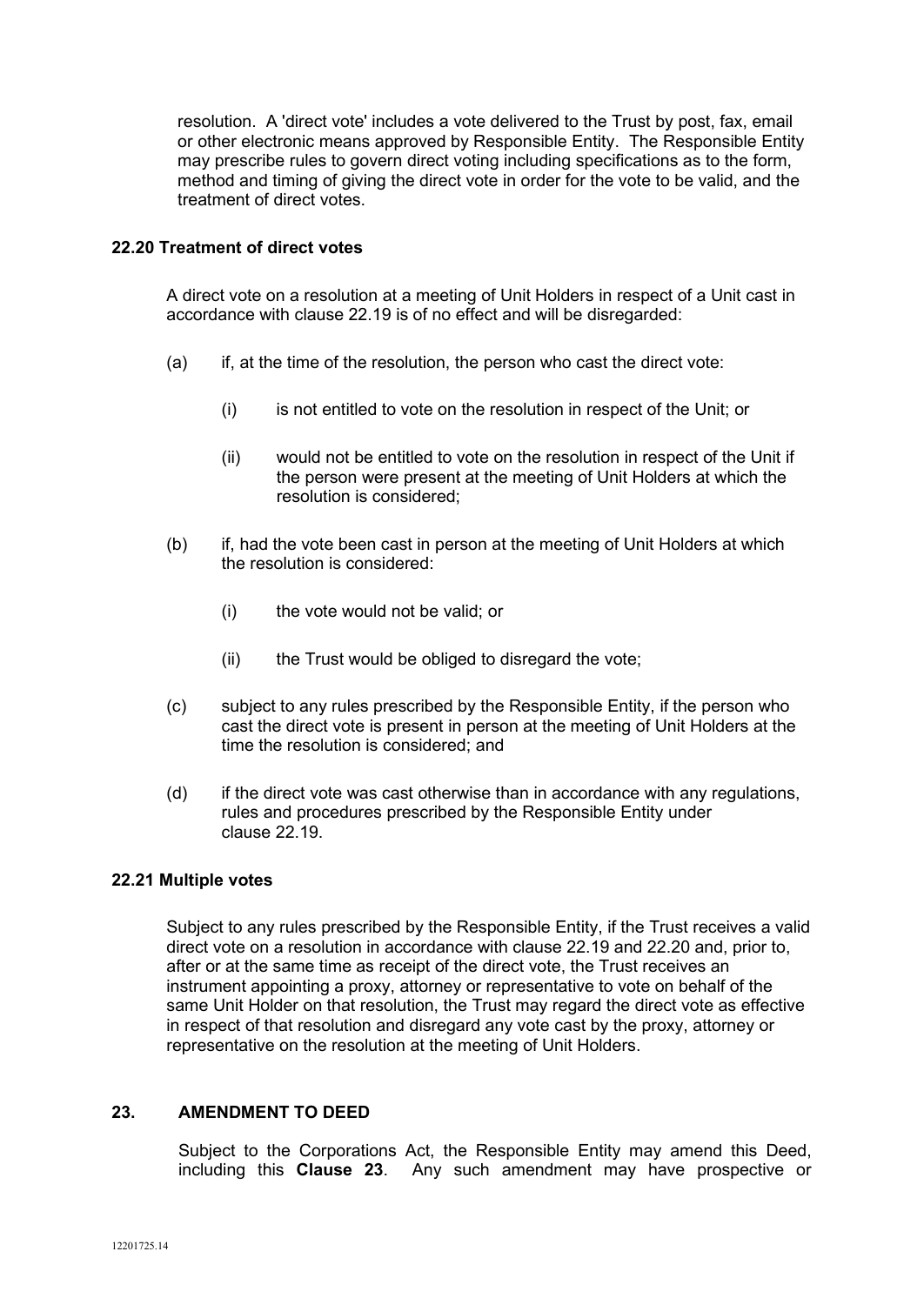resolution. A 'direct vote' includes a vote delivered to the Trust by post, fax, email or other electronic means approved by Responsible Entity. The Responsible Entity may prescribe rules to govern direct voting including specifications as to the form, method and timing of giving the direct vote in order for the vote to be valid, and the treatment of direct votes.

### 22.20 Treatment of direct votes

A direct vote on a resolution at a meeting of Unit Holders in respect of a Unit cast in accordance with clause 22.19 is of no effect and will be disregarded:

(a) if, at the time of the resolution, the person who cast the direct vote:

(i) is not entitled to vote on the resolution in respect of the Unit; or

(ii) would not be entitled to vote on the resolution in respect of the Unit if the person were present at the meeting of Unit Holders at which the resolution is considered;

(b) if, had the vote been cast in person at the meeting of Unit Holders at which the resolution is considered:

(i) the vote would not be valid; or

(ii) the Trust would be obliged to disregard the vote;

(c) subject to any rules prescribed by the Responsible Entity, if the person who cast the direct vote is present in person at the meeting of Unit Holders at the time the resolution is considered; and

(d) if the direct vote was cast otherwise than in accordance with any regulations, rules and procedures prescribed by the Responsible Entity under clause 22.19.

### 22.21 Multiple votes

Subject to any rules prescribed by the Responsible Entity, if the Trust receives a valid direct vote on a resolution in accordance with clause 22.19 and 22.20 and, prior to, after or at the same time as receipt of the direct vote, the Trust receives an instrument appointing a proxy, attorney or representative to vote on behalf of the same Unit Holder on that resolution, the Trust may regard the direct vote as effective in respect of that resolution and disregard any vote cast by the proxy, attorney or representative on the resolution at the meeting of Unit Holders.

## 23. AMENDMENT TO DEED

Subject to the Corporations Act, the Responsible Entity may amend this Deed, including this **Clause 23**. Any such amendment may have prospective or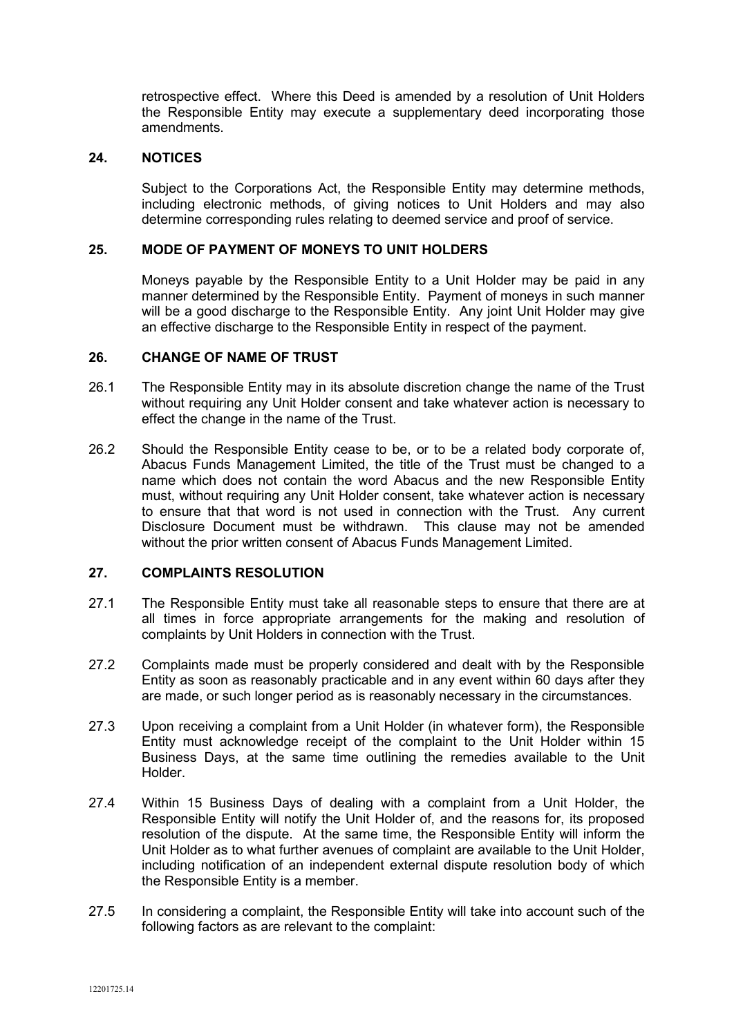retrospective effect. Where this Deed is amended by a resolution of Unit Holders the Responsible Entity may execute a supplementary deed incorporating those amendments.

## 24. NOTICES

Subject to the Corporations Act, the Responsible Entity may determine methods, including electronic methods, of giving notices to Unit Holders and may also determine corresponding rules relating to deemed service and proof of service.

## 25. MODE OF PAYMENT OF MONEYS TO UNIT HOLDERS

Moneys payable by the Responsible Entity to a Unit Holder may be paid in any manner determined by the Responsible Entity. Payment of moneys in such manner will be a good discharge to the Responsible Entity. Any joint Unit Holder may give an effective discharge to the Responsible Entity in respect of the payment.

## 26. CHANGE OF NAME OF TRUST

26.1 The Responsible Entity may in its absolute discretion change the name of the Trust without requiring any Unit Holder consent and take whatever action is necessary to effect the change in the name of the Trust.

26.2 Should the Responsible Entity cease to be, or to be a related body corporate of, Abacus Funds Management Limited, the title of the Trust must be changed to a name which does not contain the word Abacus and the new Responsible Entity must, without requiring any Unit Holder consent, take whatever action is necessary to ensure that that word is not used in connection with the Trust. Any current Disclosure Document must be withdrawn. This clause may not be amended without the prior written consent of Abacus Funds Management Limited.

## 27. COMPLAINTS RESOLUTION

27.1 The Responsible Entity must take all reasonable steps to ensure that there are at all times in force appropriate arrangements for the making and resolution of complaints by Unit Holders in connection with the Trust.

27.2 Complaints made must be properly considered and dealt with by the Responsible Entity as soon as reasonably practicable and in any event within 60 days after they are made, or such longer period as is reasonably necessary in the circumstances.

27.3 Upon receiving a complaint from a Unit Holder (in whatever form), the Responsible Entity must acknowledge receipt of the complaint to the Unit Holder within 15 Business Days, at the same time outlining the remedies available to the Unit Holder.

27.4 Within 15 Business Days of dealing with a complaint from a Unit Holder, the Responsible Entity will notify the Unit Holder of, and the reasons for, its proposed resolution of the dispute. At the same time, the Responsible Entity will inform the Unit Holder as to what further avenues of complaint are available to the Unit Holder, including notification of an independent external dispute resolution body of which the Responsible Entity is a member.

27.5 In considering a complaint, the Responsible Entity will take into account such of the following factors as are relevant to the complaint: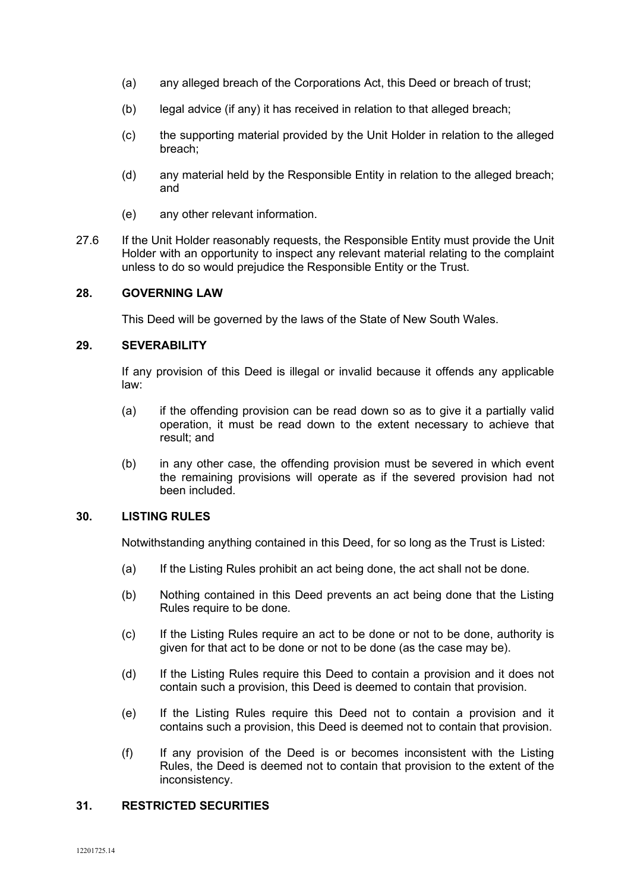(a) any alleged breach of the Corporations Act, this Deed or breach of trust;

(b) legal advice (if any) it has received in relation to that alleged breach;

(c) the supporting material provided by the Unit Holder in relation to the alleged breach;

(d) any material held by the Responsible Entity in relation to the alleged breach; and

(e) any other relevant information.

27.6 If the Unit Holder reasonably requests, the Responsible Entity must provide the Unit Holder with an opportunity to inspect any relevant material relating to the complaint unless to do so would prejudice the Responsible Entity or the Trust.

## 28. GOVERNING LAW

This Deed will be governed by the laws of the State of New South Wales.

## 29. SEVERABILITY

If any provision of this Deed is illegal or invalid because it offends any applicable law:

(a) if the offending provision can be read down so as to give it a partially valid operation, it must be read down to the extent necessary to achieve that result; and

(b) in any other case, the offending provision must be severed in which event the remaining provisions will operate as if the severed provision had not been included.

## 30. LISTING RULES

Notwithstanding anything contained in this Deed, for so long as the Trust is Listed:

(a) If the Listing Rules prohibit an act being done, the act shall not be done.

(b) Nothing contained in this Deed prevents an act being done that the Listing Rules require to be done.

(c) If the Listing Rules require an act to be done or not to be done, authority is given for that act to be done or not to be done (as the case may be).

(d) If the Listing Rules require this Deed to contain a provision and it does not contain such a provision, this Deed is deemed to contain that provision.

(e) If the Listing Rules require this Deed not to contain a provision and it contains such a provision, this Deed is deemed not to contain that provision.

(f) If any provision of the Deed is or becomes inconsistent with the Listing Rules, the Deed is deemed not to contain that provision to the extent of the inconsistency.

## 31. RESTRICTED SECURITIES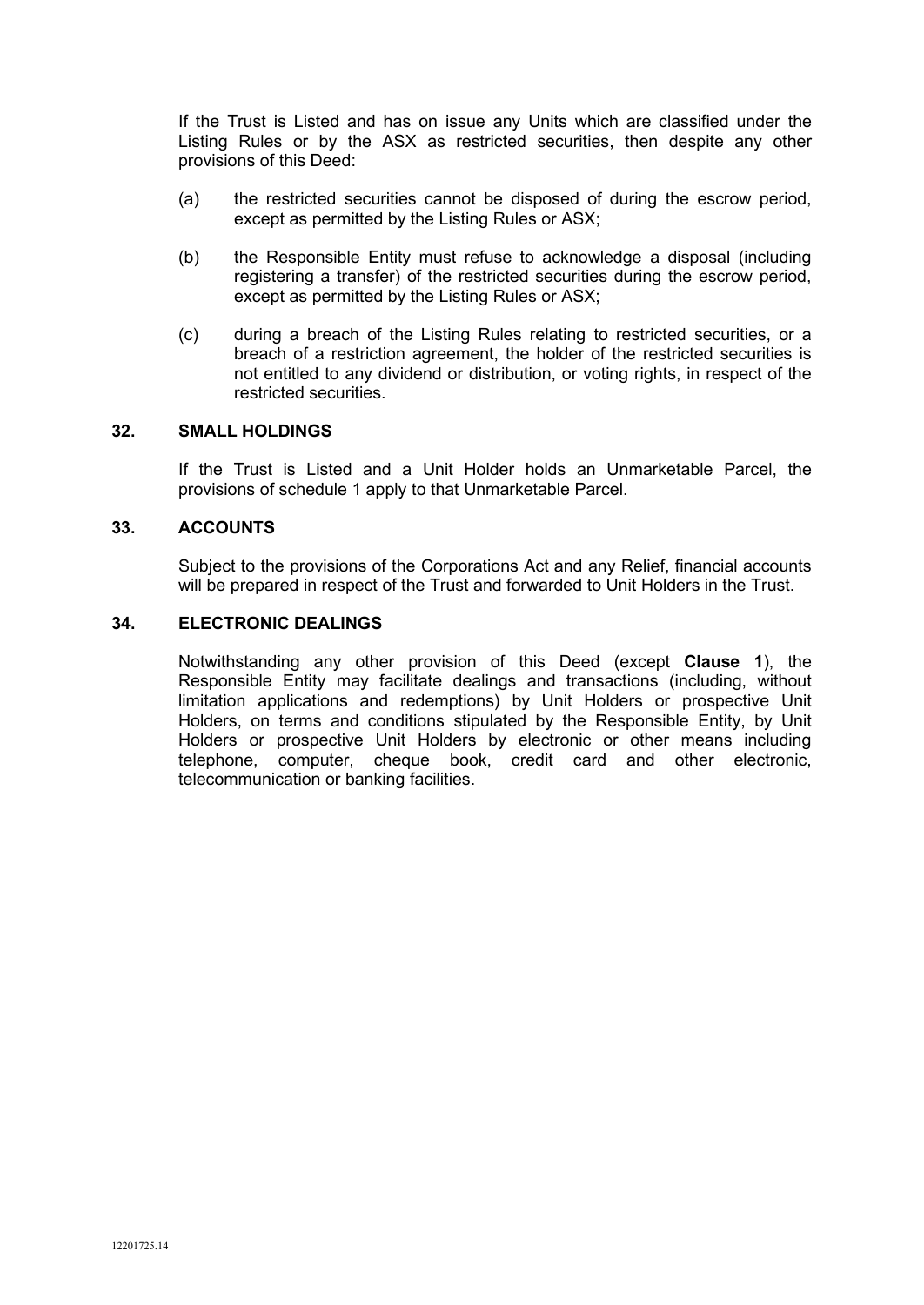If the Trust is Listed and has on issue any Units which are classified under the Listing Rules or by the ASX as restricted securities, then despite any other provisions of this Deed:

(a) the restricted securities cannot be disposed of during the escrow period, except as permitted by the Listing Rules or ASX;

(b) the Responsible Entity must refuse to acknowledge a disposal (including registering a transfer) of the restricted securities during the escrow period, except as permitted by the Listing Rules or ASX;

(c) during a breach of the Listing Rules relating to restricted securities, or a breach of a restriction agreement, the holder of the restricted securities is not entitled to any dividend or distribution, or voting rights, in respect of the restricted securities.

## 32. SMALL HOLDINGS

If the Trust is Listed and a Unit Holder holds an Unmarketable Parcel, the provisions of schedule 1 apply to that Unmarketable Parcel.

## 33. ACCOUNTS

Subject to the provisions of the Corporations Act and any Relief, financial accounts will be prepared in respect of the Trust and forwarded to Unit Holders in the Trust.

## 34. ELECTRONIC DEALINGS

Notwithstanding any other provision of this Deed (except **Clause 1**), the Responsible Entity may facilitate dealings and transactions (including, without limitation applications and redemptions) by Unit Holders or prospective Unit Holders, on terms and conditions stipulated by the Responsible Entity, by Unit Holders or prospective Unit Holders by electronic or other means including telephone, computer, cheque book, credit card and other electronic, telecommunication or banking facilities.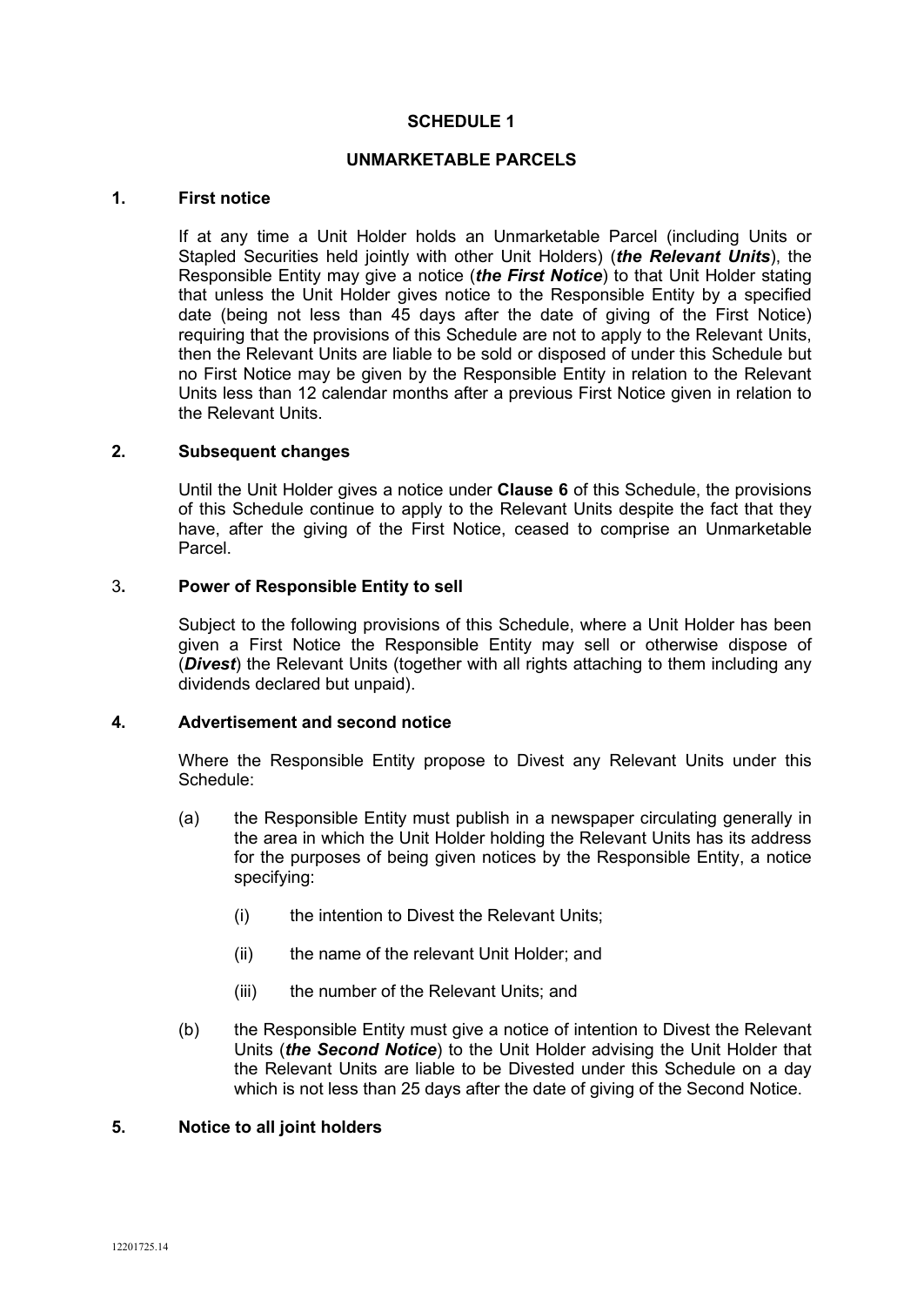# SCHEDULE 1

## UNMARKETABLE PARCELS

### 1. First notice

If at any time a Unit Holder holds an Unmarketable Parcel (including Units or Stapled Securities held jointly with other Unit Holders) (***the Relevant Units***), the Responsible Entity may give a notice (***the First Notice***) to that Unit Holder stating that unless the Unit Holder gives notice to the Responsible Entity by a specified date (being not less than 45 days after the date of giving of the First Notice) requiring that the provisions of this Schedule are not to apply to the Relevant Units, then the Relevant Units are liable to be sold or disposed of under this Schedule but no First Notice may be given by the Responsible Entity in relation to the Relevant Units less than 12 calendar months after a previous First Notice given in relation to the Relevant Units.

### 2. Subsequent changes

Until the Unit Holder gives a notice under **Clause 6** of this Schedule, the provisions of this Schedule continue to apply to the Relevant Units despite the fact that they have, after the giving of the First Notice, ceased to comprise an Unmarketable Parcel.

### 3. Power of Responsible Entity to sell

Subject to the following provisions of this Schedule, where a Unit Holder has been given a First Notice the Responsible Entity may sell or otherwise dispose of (***Divest***) the Relevant Units (together with all rights attaching to them including any dividends declared but unpaid).

### 4. Advertisement and second notice

Where the Responsible Entity propose to Divest any Relevant Units under this Schedule:

(a) the Responsible Entity must publish in a newspaper circulating generally in the area in which the Unit Holder holding the Relevant Units has its address for the purposes of being given notices by the Responsible Entity, a notice specifying:

  (i) the intention to Divest the Relevant Units;

  (ii) the name of the relevant Unit Holder; and

  (iii) the number of the Relevant Units; and

(b) the Responsible Entity must give a notice of intention to Divest the Relevant Units (***the Second Notice***) to the Unit Holder advising the Unit Holder that the Relevant Units are liable to be Divested under this Schedule on a day which is not less than 25 days after the date of giving of the Second Notice.

### 5. Notice to all joint holders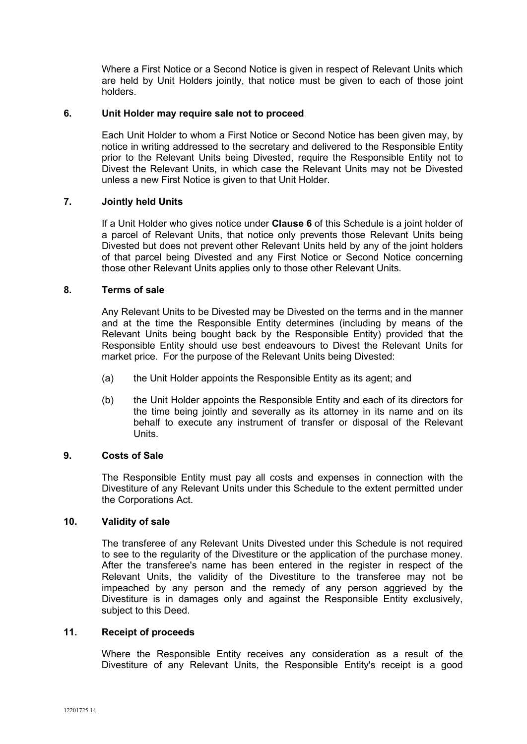Where a First Notice or a Second Notice is given in respect of Relevant Units which are held by Unit Holders jointly, that notice must be given to each of those joint holders.

## 6. Unit Holder may require sale not to proceed

Each Unit Holder to whom a First Notice or Second Notice has been given may, by notice in writing addressed to the secretary and delivered to the Responsible Entity prior to the Relevant Units being Divested, require the Responsible Entity not to Divest the Relevant Units, in which case the Relevant Units may not be Divested unless a new First Notice is given to that Unit Holder.

## 7. Jointly held Units

If a Unit Holder who gives notice under **Clause 6** of this Schedule is a joint holder of a parcel of Relevant Units, that notice only prevents those Relevant Units being Divested but does not prevent other Relevant Units held by any of the joint holders of that parcel being Divested and any First Notice or Second Notice concerning those other Relevant Units applies only to those other Relevant Units.

## 8. Terms of sale

Any Relevant Units to be Divested may be Divested on the terms and in the manner and at the time the Responsible Entity determines (including by means of the Relevant Units being bought back by the Responsible Entity) provided that the Responsible Entity should use best endeavours to Divest the Relevant Units for market price. For the purpose of the Relevant Units being Divested:

(a) the Unit Holder appoints the Responsible Entity as its agent; and

(b) the Unit Holder appoints the Responsible Entity and each of its directors for the time being jointly and severally as its attorney in its name and on its behalf to execute any instrument of transfer or disposal of the Relevant Units.

## 9. Costs of Sale

The Responsible Entity must pay all costs and expenses in connection with the Divestiture of any Relevant Units under this Schedule to the extent permitted under the Corporations Act.

## 10. Validity of sale

The transferee of any Relevant Units Divested under this Schedule is not required to see to the regularity of the Divestiture or the application of the purchase money. After the transferee's name has been entered in the register in respect of the Relevant Units, the validity of the Divestiture to the transferee may not be impeached by any person and the remedy of any person aggrieved by the Divestiture is in damages only and against the Responsible Entity exclusively, subject to this Deed.

## 11. Receipt of proceeds

Where the Responsible Entity receives any consideration as a result of the Divestiture of any Relevant Units, the Responsible Entity's receipt is a good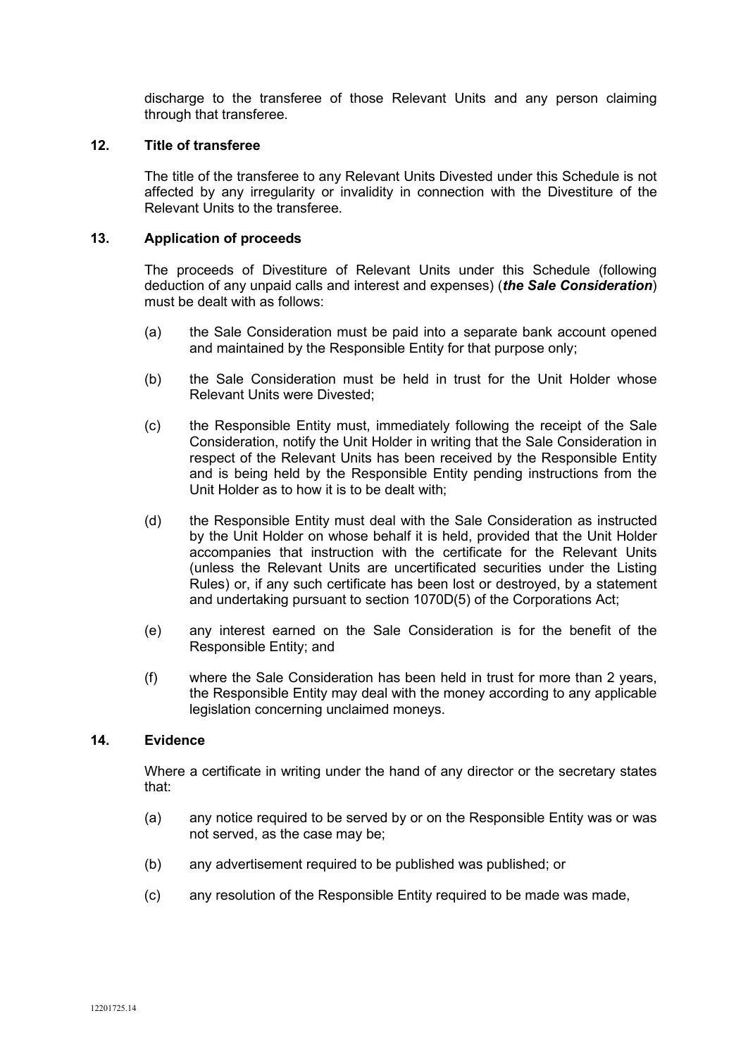discharge to the transferee of those Relevant Units and any person claiming through that transferee.

## 12. Title of transferee

The title of the transferee to any Relevant Units Divested under this Schedule is not affected by any irregularity or invalidity in connection with the Divestiture of the Relevant Units to the transferee.

## 13. Application of proceeds

The proceeds of Divestiture of Relevant Units under this Schedule (following deduction of any unpaid calls and interest and expenses) (***the Sale Consideration***) must be dealt with as follows:

(a) the Sale Consideration must be paid into a separate bank account opened and maintained by the Responsible Entity for that purpose only;

(b) the Sale Consideration must be held in trust for the Unit Holder whose Relevant Units were Divested;

(c) the Responsible Entity must, immediately following the receipt of the Sale Consideration, notify the Unit Holder in writing that the Sale Consideration in respect of the Relevant Units has been received by the Responsible Entity and is being held by the Responsible Entity pending instructions from the Unit Holder as to how it is to be dealt with;

(d) the Responsible Entity must deal with the Sale Consideration as instructed by the Unit Holder on whose behalf it is held, provided that the Unit Holder accompanies that instruction with the certificate for the Relevant Units (unless the Relevant Units are uncertificated securities under the Listing Rules) or, if any such certificate has been lost or destroyed, by a statement and undertaking pursuant to section 1070D(5) of the Corporations Act;

(e) any interest earned on the Sale Consideration is for the benefit of the Responsible Entity; and

(f) where the Sale Consideration has been held in trust for more than 2 years, the Responsible Entity may deal with the money according to any applicable legislation concerning unclaimed moneys.

## 14. Evidence

Where a certificate in writing under the hand of any director or the secretary states that:

(a) any notice required to be served by or on the Responsible Entity was or was not served, as the case may be;

(b) any advertisement required to be published was published; or

(c) any resolution of the Responsible Entity required to be made was made,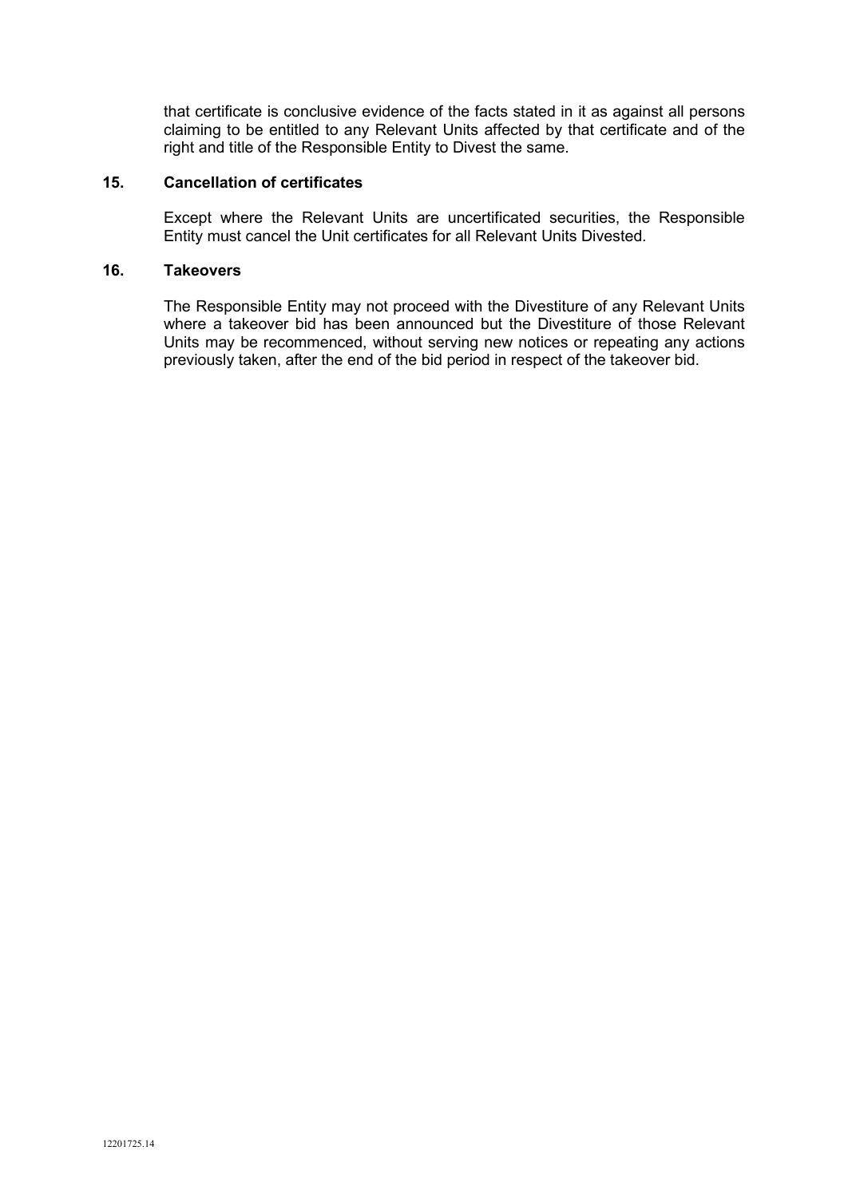that certificate is conclusive evidence of the facts stated in it as against all persons claiming to be entitled to any Relevant Units affected by that certificate and of the right and title of the Responsible Entity to Divest the same.

## 15. Cancellation of certificates

Except where the Relevant Units are uncertificated securities, the Responsible Entity must cancel the Unit certificates for all Relevant Units Divested.

## 16. Takeovers

The Responsible Entity may not proceed with the Divestiture of any Relevant Units where a takeover bid has been announced but the Divestiture of those Relevant Units may be recommenced, without serving new notices or repeating any actions previously taken, after the end of the bid period in respect of the takeover bid.